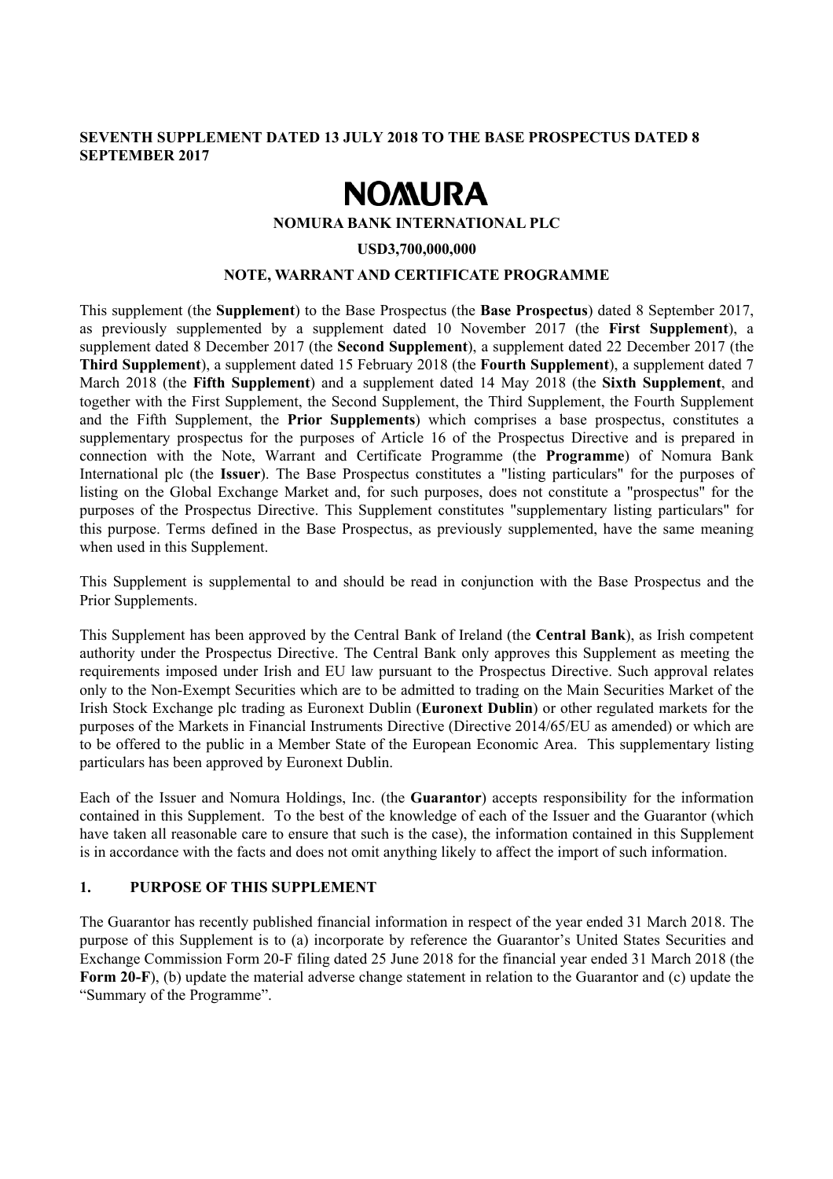**SEVENTH SUPPLEMENT DATED 13 JULY 2018 TO THE BASE PROSPECTUS DATED 8 SEPTEMBER 2017**

# NOMURA

**NOMURA BANK INTERNATIONAL PLC**

**USD3,700,000,000**

**NOTE, WARRANT AND CERTIFICATE PROGRAMME**

This supplement (the **Supplement**) to the Base Prospectus (the **Base Prospectus**) dated 8 September 2017, as previously supplemented by a supplement dated 10 November 2017 (the **First Supplement**), a supplement dated 8 December 2017 (the **Second Supplement**), a supplement dated 22 December 2017 (the **Third Supplement**), a supplement dated 15 February 2018 (the **Fourth Supplement**), a supplement dated 7 March 2018 (the **Fifth Supplement**) and a supplement dated 14 May 2018 (the **Sixth Supplement**, and together with the First Supplement, the Second Supplement, the Third Supplement, the Fourth Supplement and the Fifth Supplement, the **Prior Supplements**) which comprises a base prospectus, constitutes a supplementary prospectus for the purposes of Article 16 of the Prospectus Directive and is prepared in connection with the Note, Warrant and Certificate Programme (the **Programme**) of Nomura Bank International plc (the **Issuer**). The Base Prospectus constitutes a "listing particulars" for the purposes of listing on the Global Exchange Market and, for such purposes, does not constitute a "prospectus" for the purposes of the Prospectus Directive. This Supplement constitutes "supplementary listing particulars" for this purpose. Terms defined in the Base Prospectus, as previously supplemented, have the same meaning when used in this Supplement.

This Supplement is supplemental to and should be read in conjunction with the Base Prospectus and the Prior Supplements.

This Supplement has been approved by the Central Bank of Ireland (the **Central Bank**), as Irish competent authority under the Prospectus Directive. The Central Bank only approves this Supplement as meeting the requirements imposed under Irish and EU law pursuant to the Prospectus Directive. Such approval relates only to the Non-Exempt Securities which are to be admitted to trading on the Main Securities Market of the Irish Stock Exchange plc trading as Euronext Dublin (**Euronext Dublin**) or other regulated markets for the purposes of the Markets in Financial Instruments Directive (Directive 2014/65/EU as amended) or which are to be offered to the public in a Member State of the European Economic Area. This supplementary listing particulars has been approved by Euronext Dublin.

Each of the Issuer and Nomura Holdings, Inc. (the **Guarantor**) accepts responsibility for the information contained in this Supplement. To the best of the knowledge of each of the Issuer and the Guarantor (which have taken all reasonable care to ensure that such is the case), the information contained in this Supplement is in accordance with the facts and does not omit anything likely to affect the import of such information.

## 1. PURPOSE OF THIS SUPPLEMENT

The Guarantor has recently published financial information in respect of the year ended 31 March 2018. The purpose of this Supplement is to (a) incorporate by reference the Guarantor's United States Securities and Exchange Commission Form 20-F filing dated 25 June 2018 for the financial year ended 31 March 2018 (the **Form 20-F**), (b) update the material adverse change statement in relation to the Guarantor and (c) update the "Summary of the Programme".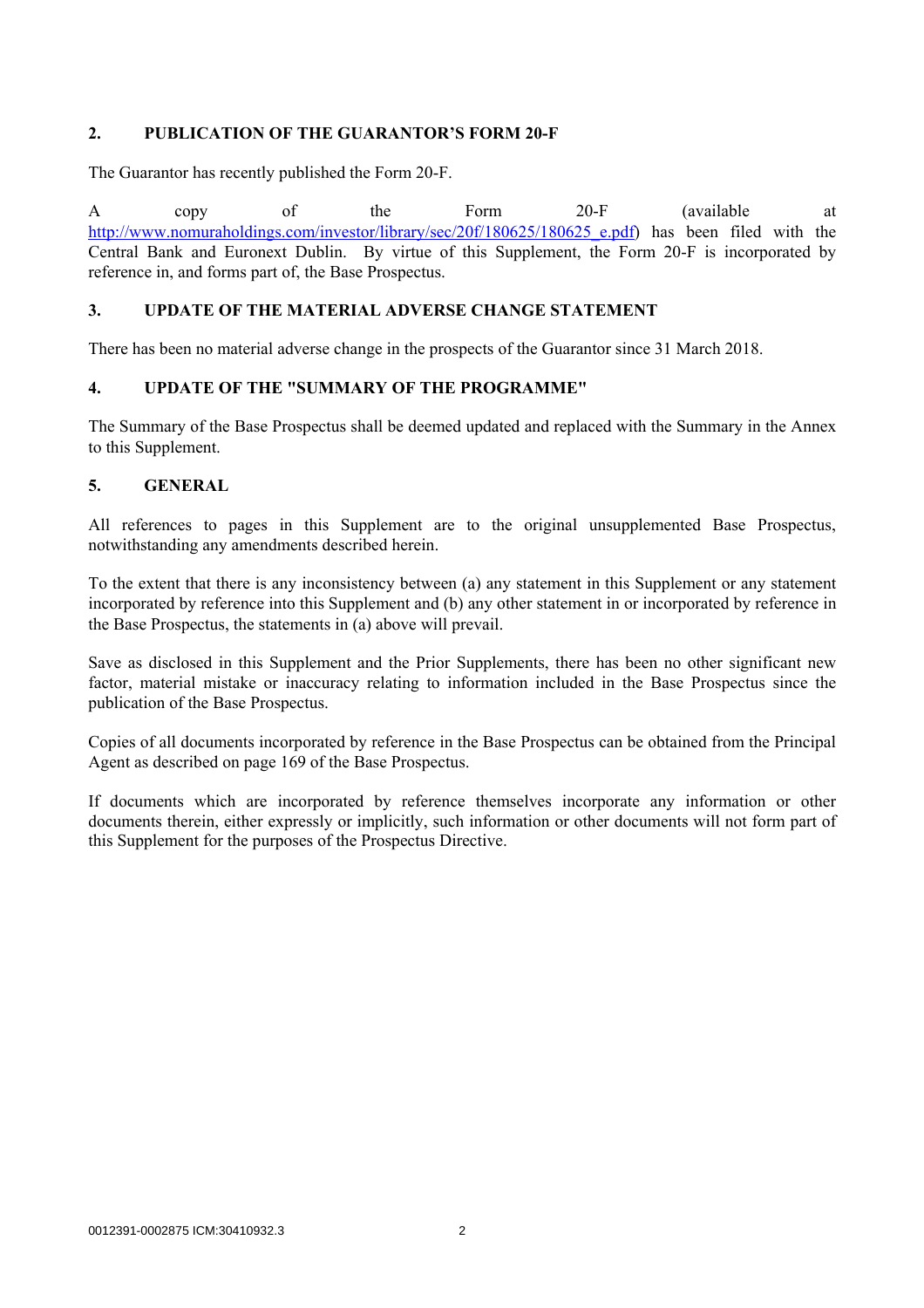## 2. PUBLICATION OF THE GUARANTOR'S FORM 20-F

The Guarantor has recently published the Form 20-F.

A copy of the Form 20-F (available at http://www.nomuraholdings.com/investor/library/sec/20f/180625/180625_e.pdf) has been filed with the Central Bank and Euronext Dublin. By virtue of this Supplement, the Form 20-F is incorporated by reference in, and forms part of, the Base Prospectus.

## 3. UPDATE OF THE MATERIAL ADVERSE CHANGE STATEMENT

There has been no material adverse change in the prospects of the Guarantor since 31 March 2018.

## 4. UPDATE OF THE "SUMMARY OF THE PROGRAMME"

The Summary of the Base Prospectus shall be deemed updated and replaced with the Summary in the Annex to this Supplement.

## 5. GENERAL

All references to pages in this Supplement are to the original unsupplemented Base Prospectus, notwithstanding any amendments described herein.

To the extent that there is any inconsistency between (a) any statement in this Supplement or any statement incorporated by reference into this Supplement and (b) any other statement in or incorporated by reference in the Base Prospectus, the statements in (a) above will prevail.

Save as disclosed in this Supplement and the Prior Supplements, there has been no other significant new factor, material mistake or inaccuracy relating to information included in the Base Prospectus since the publication of the Base Prospectus.

Copies of all documents incorporated by reference in the Base Prospectus can be obtained from the Principal Agent as described on page 169 of the Base Prospectus.

If documents which are incorporated by reference themselves incorporate any information or other documents therein, either expressly or implicitly, such information or other documents will not form part of this Supplement for the purposes of the Prospectus Directive.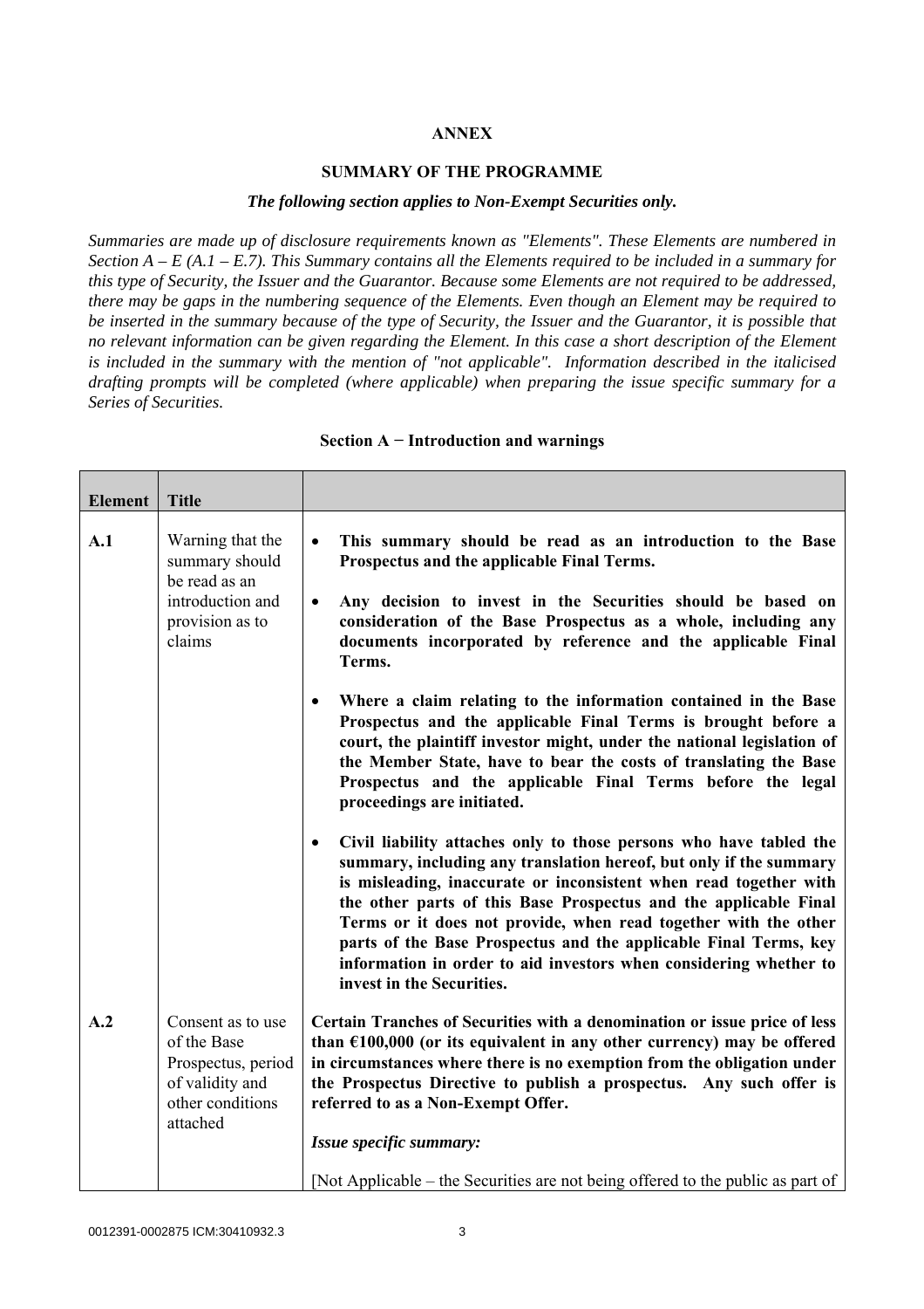# ANNEX

## SUMMARY OF THE PROGRAMME

***The following section applies to Non-Exempt Securities only.***

*Summaries are made up of disclosure requirements known as "Elements". These Elements are numbered in Section A – E (A.1 – E.7). This Summary contains all the Elements required to be included in a summary for this type of Security, the Issuer and the Guarantor. Because some Elements are not required to be addressed, there may be gaps in the numbering sequence of the Elements. Even though an Element may be required to be inserted in the summary because of the type of Security, the Issuer and the Guarantor, it is possible that no relevant information can be given regarding the Element. In this case a short description of the Element is included in the summary with the mention of "not applicable". Information described in the italicised drafting prompts will be completed (where applicable) when preparing the issue specific summary for a Series of Securities.*

### Section A − Introduction and warnings

| Element | Title | |
|---|---|---|
| A.1 | Warning that the summary should be read as an introduction and provision as to claims | • **This summary should be read as an introduction to the Base Prospectus and the applicable Final Terms.**<br><br>• **Any decision to invest in the Securities should be based on consideration of the Base Prospectus as a whole, including any documents incorporated by reference and the applicable Final Terms.**<br><br>• **Where a claim relating to the information contained in the Base Prospectus and the applicable Final Terms is brought before a court, the plaintiff investor might, under the national legislation of the Member State, have to bear the costs of translating the Base Prospectus and the applicable Final Terms before the legal proceedings are initiated.**<br><br>• **Civil liability attaches only to those persons who have tabled the summary, including any translation hereof, but only if the summary is misleading, inaccurate or inconsistent when read together with the other parts of this Base Prospectus and the applicable Final Terms or it does not provide, when read together with the other parts of the Base Prospectus and the applicable Final Terms, key information in order to aid investors when considering whether to invest in the Securities.** |
| A.2 | Consent as to use of the Base Prospectus, period of validity and other conditions attached | **Certain Tranches of Securities with a denomination or issue price of less than €100,000 (or its equivalent in any other currency) may be offered in circumstances where there is no exemption from the obligation under the Prospectus Directive to publish a prospectus. Any such offer is referred to as a Non-Exempt Offer.**<br><br>***Issue specific summary:***<br><br>[Not Applicable – the Securities are not being offered to the public as part of |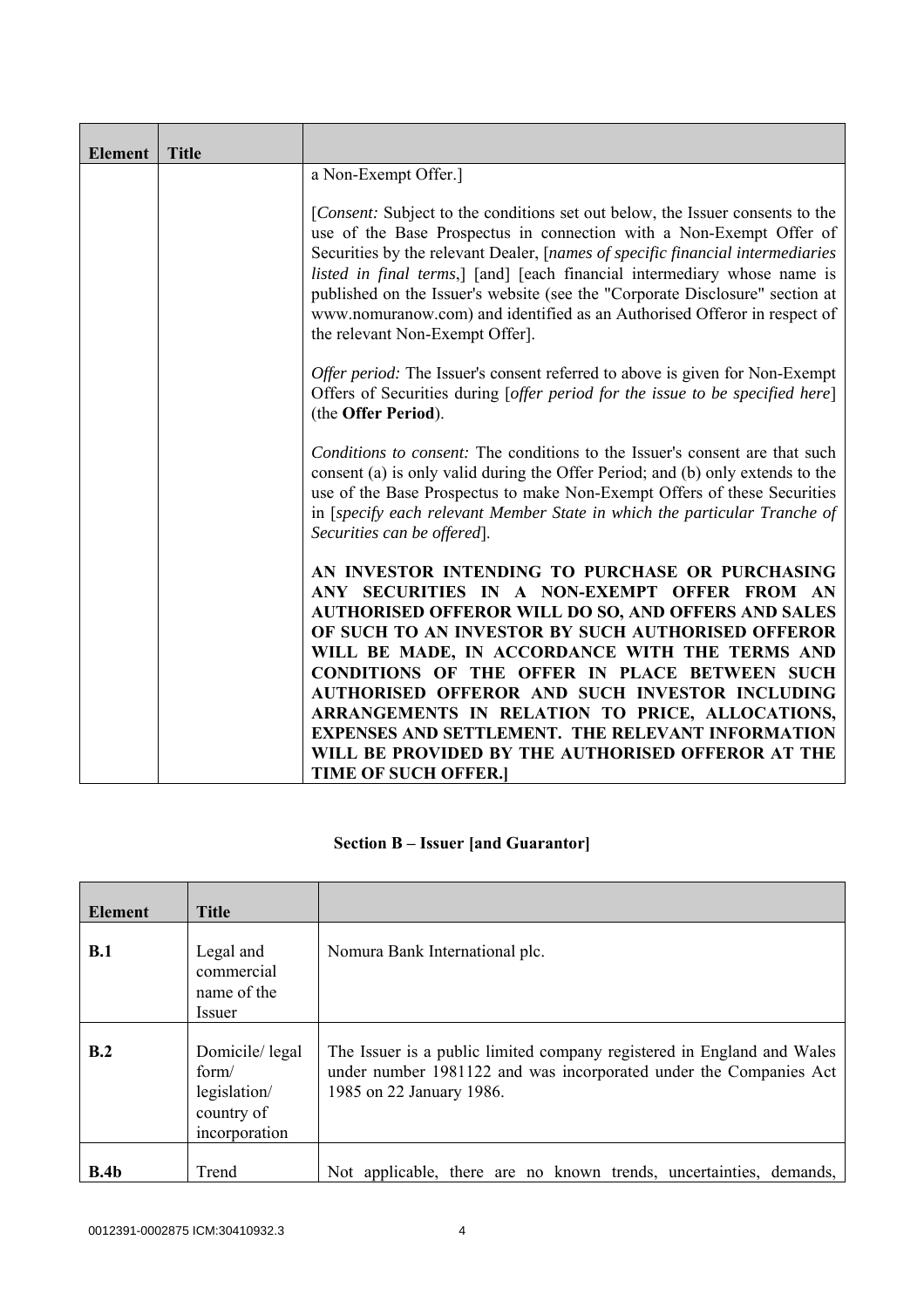| Element | Title | |
|---|---|---|
| | | a Non-Exempt Offer.]<br><br>[*Consent:* Subject to the conditions set out below, the Issuer consents to the use of the Base Prospectus in connection with a Non-Exempt Offer of Securities by the relevant Dealer, [*names of specific financial intermediaries listed in final terms*,] [and] [each financial intermediary whose name is published on the Issuer's website (see the "Corporate Disclosure" section at www.nomuranow.com) and identified as an Authorised Offeror in respect of the relevant Non-Exempt Offer].<br><br>*Offer period:* The Issuer's consent referred to above is given for Non-Exempt Offers of Securities during [*offer period for the issue to be specified here*] (the **Offer Period**).<br><br>*Conditions to consent:* The conditions to the Issuer's consent are that such consent (a) is only valid during the Offer Period; and (b) only extends to the use of the Base Prospectus to make Non-Exempt Offers of these Securities in [*specify each relevant Member State in which the particular Tranche of Securities can be offered*].<br><br>**AN INVESTOR INTENDING TO PURCHASE OR PURCHASING ANY SECURITIES IN A NON-EXEMPT OFFER FROM AN AUTHORISED OFFEROR WILL DO SO, AND OFFERS AND SALES OF SUCH TO AN INVESTOR BY SUCH AUTHORISED OFFEROR WILL BE MADE, IN ACCORDANCE WITH THE TERMS AND CONDITIONS OF THE OFFER IN PLACE BETWEEN SUCH AUTHORISED OFFEROR AND SUCH INVESTOR INCLUDING ARRANGEMENTS IN RELATION TO PRICE, ALLOCATIONS, EXPENSES AND SETTLEMENT. THE RELEVANT INFORMATION WILL BE PROVIDED BY THE AUTHORISED OFFEROR AT THE TIME OF SUCH OFFER.]** |

## Section B – Issuer [and Guarantor]

| Element | Title | |
|---|---|---|
| **B.1** | Legal and commercial name of the Issuer | Nomura Bank International plc. |
| **B.2** | Domicile/ legal form/ legislation/ country of incorporation | The Issuer is a public limited company registered in England and Wales under number 1981122 and was incorporated under the Companies Act 1985 on 22 January 1986. |
| **B.4b** | Trend | Not applicable, there are no known trends, uncertainties, demands, |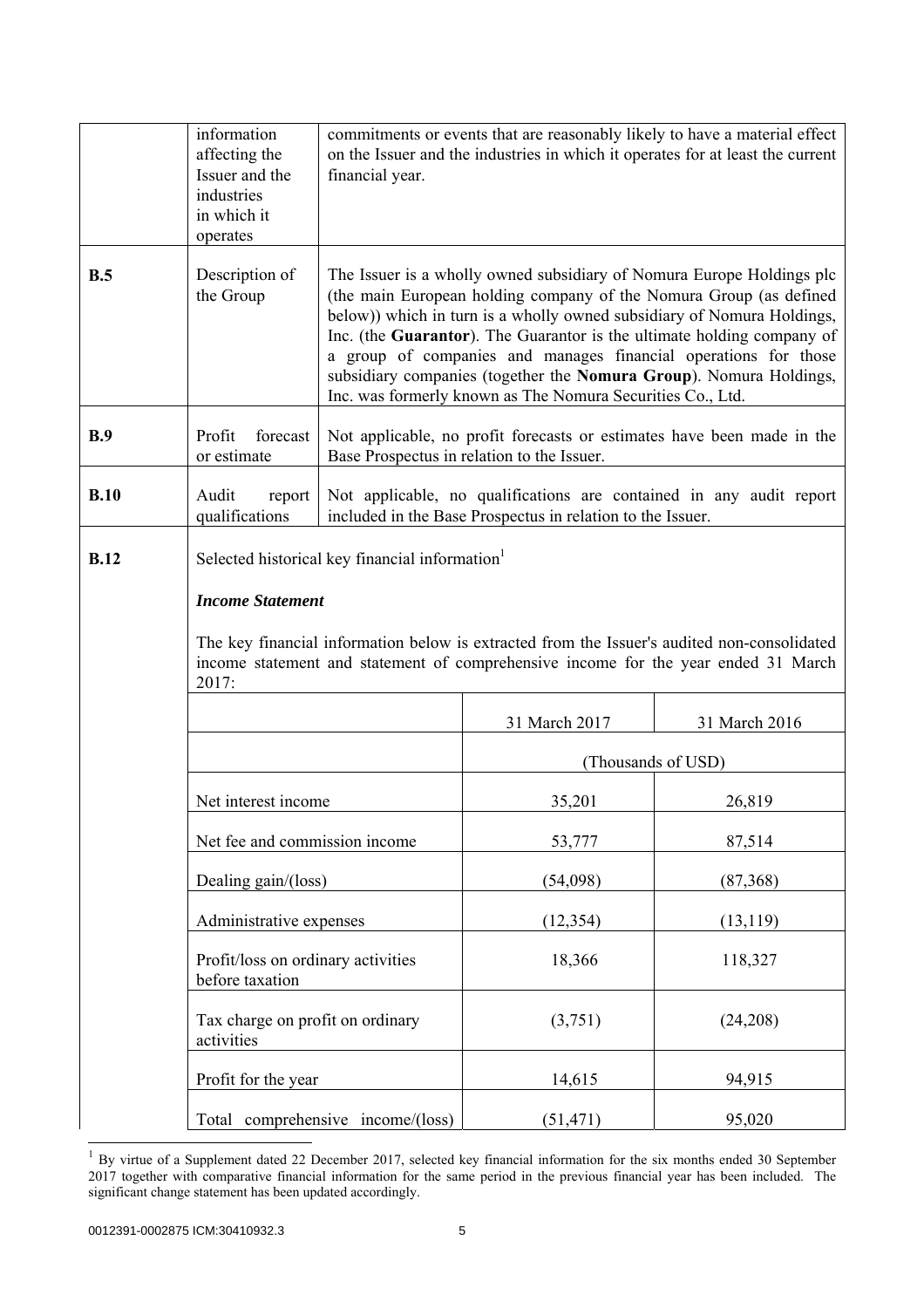| | | |
|---|---|---|
| | information affecting the Issuer and the industries in which it operates | commitments or events that are reasonably likely to have a material effect on the Issuer and the industries in which it operates for at least the current financial year. |
| **B.5** | Description of the Group | The Issuer is a wholly owned subsidiary of Nomura Europe Holdings plc (the main European holding company of the Nomura Group (as defined below)) which in turn is a wholly owned subsidiary of Nomura Holdings, Inc. (the **Guarantor**). The Guarantor is the ultimate holding company of a group of companies and manages financial operations for those subsidiary companies (together the **Nomura Group**). Nomura Holdings, Inc. was formerly known as The Nomura Securities Co., Ltd. |
| **B.9** | Profit forecast or estimate | Not applicable, no profit forecasts or estimates have been made in the Base Prospectus in relation to the Issuer. |
| **B.10** | Audit report qualifications | Not applicable, no qualifications are contained in any audit report included in the Base Prospectus in relation to the Issuer. |
| **B.12** | Selected historical key financial information[1] | |

***Income Statement***

The key financial information below is extracted from the Issuer's audited non-consolidated income statement and statement of comprehensive income for the year ended 31 March 2017:

| | 31 March 2017 | 31 March 2016 |
|---|---|---|
| | (Thousands of USD) | |
| Net interest income | 35,201 | 26,819 |
| Net fee and commission income | 53,777 | 87,514 |
| Dealing gain/(loss) | (54,098) | (87,368) |
| Administrative expenses | (12,354) | (13,119) |
| Profit/loss on ordinary activities before taxation | 18,366 | 118,327 |
| Tax charge on profit on ordinary activities | (3,751) | (24,208) |
| Profit for the year | 14,615 | 94,915 |
| Total comprehensive income/(loss) | (51,471) | 95,020 |

[1] By virtue of a Supplement dated 22 December 2017, selected key financial information for the six months ended 30 September 2017 together with comparative financial information for the same period in the previous financial year has been included. The significant change statement has been updated accordingly.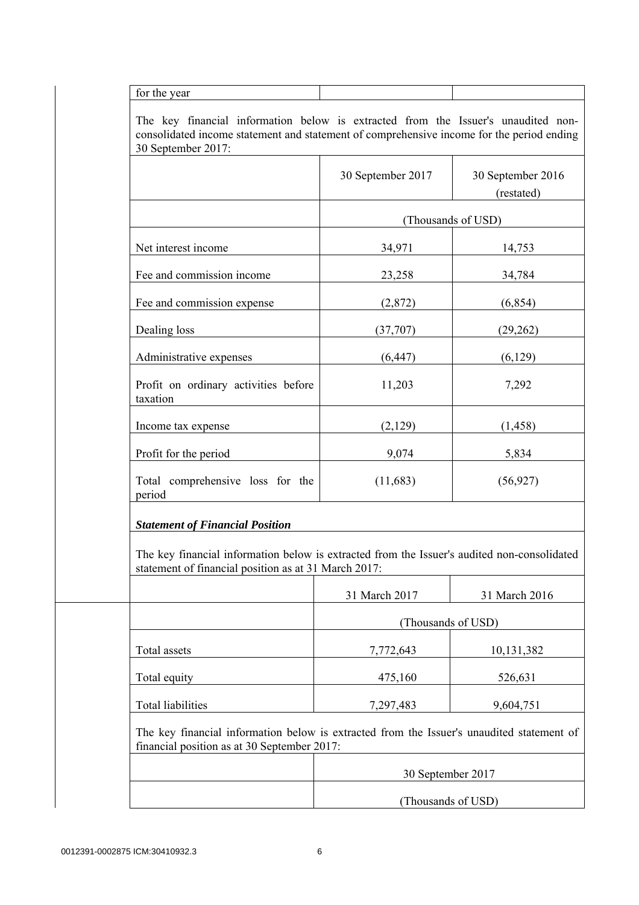| for the year | | |
|---|---|---|

The key financial information below is extracted from the Issuer's unaudited non-consolidated income statement and statement of comprehensive income for the period ending 30 September 2017:

| | 30 September 2017 | 30 September 2016 (restated) |
|---|---|---|
| | (Thousands of USD) | |
| Net interest income | 34,971 | 14,753 |
| Fee and commission income | 23,258 | 34,784 |
| Fee and commission expense | (2,872) | (6,854) |
| Dealing loss | (37,707) | (29,262) |
| Administrative expenses | (6,447) | (6,129) |
| Profit on ordinary activities before taxation | 11,203 | 7,292 |
| Income tax expense | (2,129) | (1,458) |
| Profit for the period | 9,074 | 5,834 |
| Total comprehensive loss for the period | (11,683) | (56,927) |

***Statement of Financial Position***

The key financial information below is extracted from the Issuer's audited non-consolidated statement of financial position as at 31 March 2017:

| | 31 March 2017 | 31 March 2016 |
|---|---|---|
| | (Thousands of USD) | |
| Total assets | 7,772,643 | 10,131,382 |
| Total equity | 475,160 | 526,631 |
| Total liabilities | 7,297,483 | 9,604,751 |

The key financial information below is extracted from the Issuer's unaudited statement of financial position as at 30 September 2017:

| | 30 September 2017 |
|---|---|
| | (Thousands of USD) |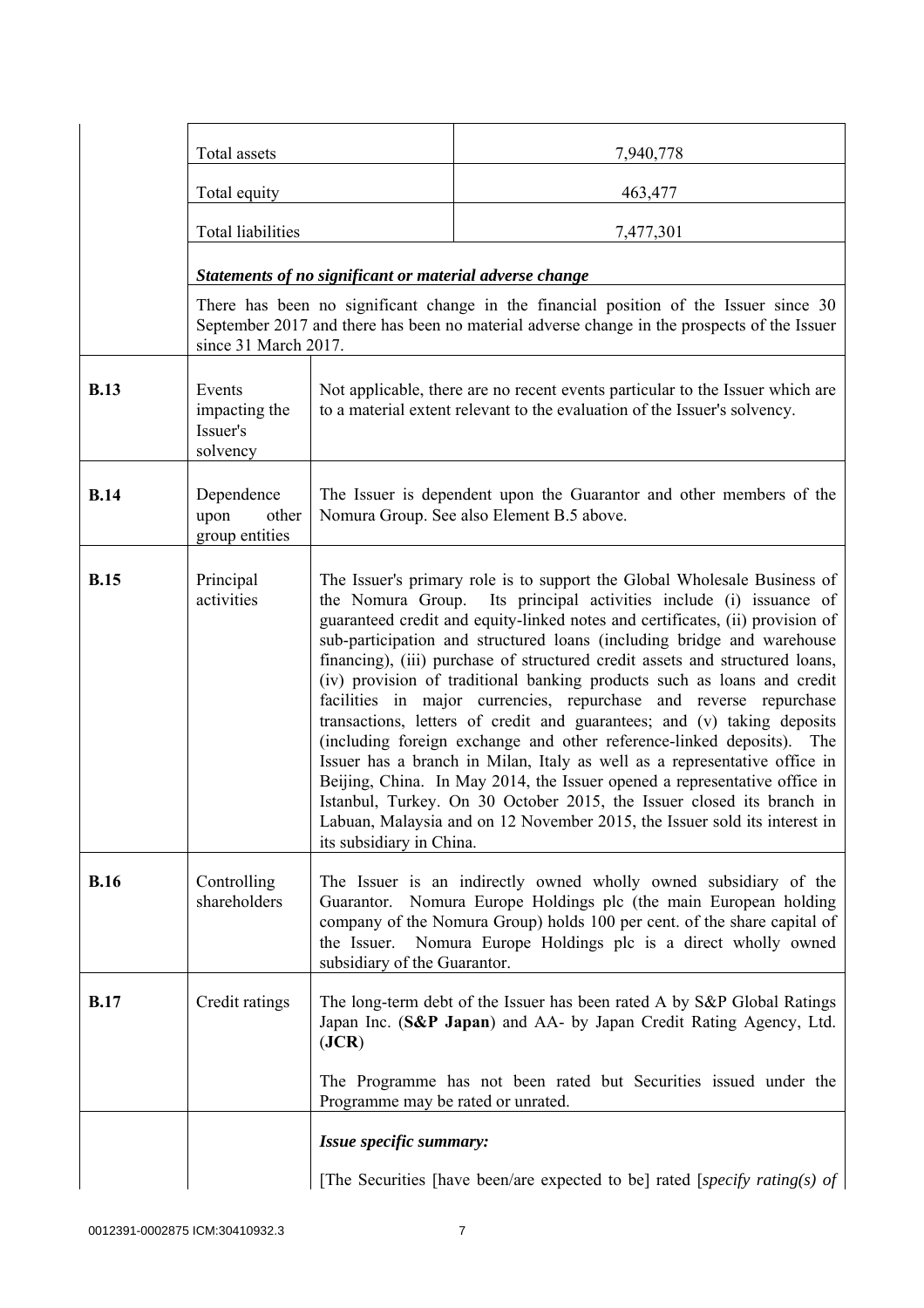| | | |
|---|---|---|
| | Total assets | 7,940,778 |
| | Total equity | 463,477 |
| | Total liabilities | 7,477,301 |
| | ***Statements of no significant or material adverse change*** | |
| | There has been no significant change in the financial position of the Issuer since 30 September 2017 and there has been no material adverse change in the prospects of the Issuer since 31 March 2017. | |
| **B.13** | Events impacting the Issuer's solvency | Not applicable, there are no recent events particular to the Issuer which are to a material extent relevant to the evaluation of the Issuer's solvency. |
| **B.14** | Dependence upon other group entities | The Issuer is dependent upon the Guarantor and other members of the Nomura Group. See also Element B.5 above. |
| **B.15** | Principal activities | The Issuer's primary role is to support the Global Wholesale Business of the Nomura Group. Its principal activities include (i) issuance of guaranteed credit and equity-linked notes and certificates, (ii) provision of sub-participation and structured loans (including bridge and warehouse financing), (iii) purchase of structured credit assets and structured loans, (iv) provision of traditional banking products such as loans and credit facilities in major currencies, repurchase and reverse repurchase transactions, letters of credit and guarantees; and (v) taking deposits (including foreign exchange and other reference-linked deposits). The Issuer has a branch in Milan, Italy as well as a representative office in Beijing, China. In May 2014, the Issuer opened a representative office in Istanbul, Turkey. On 30 October 2015, the Issuer closed its branch in Labuan, Malaysia and on 12 November 2015, the Issuer sold its interest in its subsidiary in China. |
| **B.16** | Controlling shareholders | The Issuer is an indirectly owned wholly owned subsidiary of the Guarantor. Nomura Europe Holdings plc (the main European holding company of the Nomura Group) holds 100 per cent. of the share capital of the Issuer. Nomura Europe Holdings plc is a direct wholly owned subsidiary of the Guarantor. |
| **B.17** | Credit ratings | The long-term debt of the Issuer has been rated A by S&P Global Ratings Japan Inc. (**S&P Japan**) and AA- by Japan Credit Rating Agency, Ltd. (**JCR**)<br><br>The Programme has not been rated but Securities issued under the Programme may be rated or unrated. |
| | | ***Issue specific summary:***<br><br>[The Securities [have been/are expected to be] rated [*specify rating(s) of* |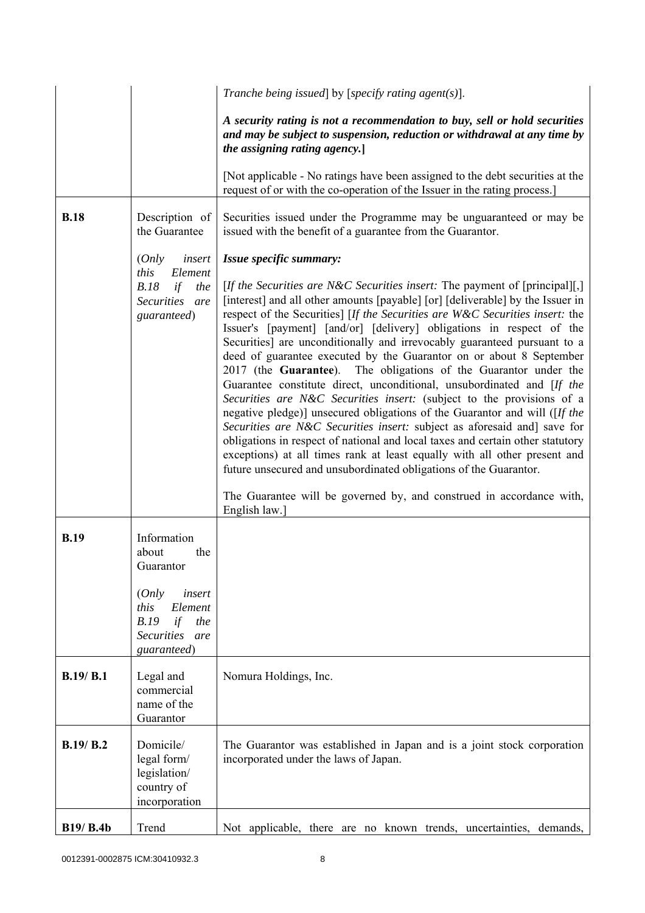| | | |
|---|---|---|
| | | *Tranche being issued*] by [*specify rating agent(s)*].<br><br>***A security rating is not a recommendation to buy, sell or hold securities and may be subject to suspension, reduction or withdrawal at any time by the assigning rating agency.*]**<br><br>[Not applicable - No ratings have been assigned to the debt securities at the request of or with the co-operation of the Issuer in the rating process.] |
| **B.18** | Description of the Guarantee<br><br>(*Only insert this Element B.18 if the Securities are guaranteed*) | Securities issued under the Programme may be unguaranteed or may be issued with the benefit of a guarantee from the Guarantor.<br><br>***Issue specific summary:***<br><br>[*If the Securities are N&C Securities insert:* The payment of [principal][,] [interest] and all other amounts [payable] [or] [deliverable] by the Issuer in respect of the Securities] [*If the Securities are W&C Securities insert:* the Issuer's [payment] [and/or] [delivery] obligations in respect of the Securities] are unconditionally and irrevocably guaranteed pursuant to a deed of guarantee executed by the Guarantor on or about 8 September 2017 (the **Guarantee**). The obligations of the Guarantor under the Guarantee constitute direct, unconditional, unsubordinated and [*If the Securities are N&C Securities insert:* (subject to the provisions of a negative pledge)] unsecured obligations of the Guarantor and will ([*If the Securities are N&C Securities insert:* subject as aforesaid and] save for obligations in respect of national and local taxes and certain other statutory exceptions) at all times rank at least equally with all other present and future unsecured and unsubordinated obligations of the Guarantor.<br><br>The Guarantee will be governed by, and construed in accordance with, English law.] |
| **B.19** | Information about the Guarantor<br><br>(*Only insert this Element B.19 if the Securities are guaranteed*) | |
| **B.19/ B.1** | Legal and commercial name of the Guarantor | Nomura Holdings, Inc. |
| **B.19/ B.2** | Domicile/ legal form/ legislation/ country of incorporation | The Guarantor was established in Japan and is a joint stock corporation incorporated under the laws of Japan. |
| **B19/ B.4b** | Trend | Not applicable, there are no known trends, uncertainties, demands, |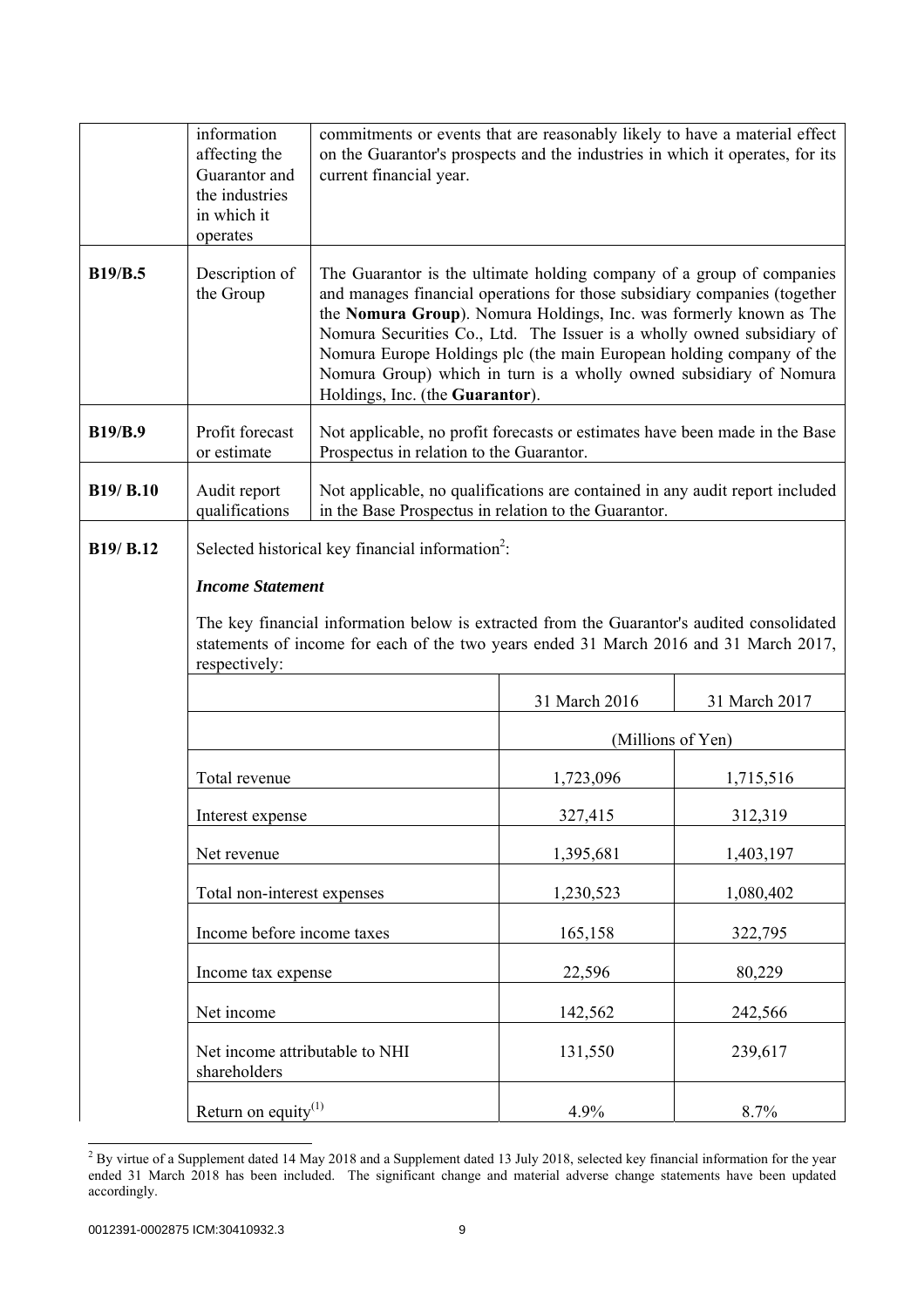| | | |
|---|---|---|
| | information affecting the Guarantor and the industries in which it operates | commitments or events that are reasonably likely to have a material effect on the Guarantor's prospects and the industries in which it operates, for its current financial year. |
| **B19/B.5** | Description of the Group | The Guarantor is the ultimate holding company of a group of companies and manages financial operations for those subsidiary companies (together the **Nomura Group**). Nomura Holdings, Inc. was formerly known as The Nomura Securities Co., Ltd. The Issuer is a wholly owned subsidiary of Nomura Europe Holdings plc (the main European holding company of the Nomura Group) which in turn is a wholly owned subsidiary of Nomura Holdings, Inc. (the **Guarantor**). |
| **B19/B.9** | Profit forecast or estimate | Not applicable, no profit forecasts or estimates have been made in the Base Prospectus in relation to the Guarantor. |
| **B19/ B.10** | Audit report qualifications | Not applicable, no qualifications are contained in any audit report included in the Base Prospectus in relation to the Guarantor. |

**B19/ B.12**

Selected historical key financial information[2]:

***Income Statement***

The key financial information below is extracted from the Guarantor's audited consolidated statements of income for each of the two years ended 31 March 2016 and 31 March 2017, respectively:

| | 31 March 2016 | 31 March 2017 |
|---|---|---|
| | (Millions of Yen) | |
| Total revenue | 1,723,096 | 1,715,516 |
| Interest expense | 327,415 | 312,319 |
| Net revenue | 1,395,681 | 1,403,197 |
| Total non-interest expenses | 1,230,523 | 1,080,402 |
| Income before income taxes | 165,158 | 322,795 |
| Income tax expense | 22,596 | 80,229 |
| Net income | 142,562 | 242,566 |
| Net income attributable to NHI shareholders | 131,550 | 239,617 |
| Return on equity[(1)] | 4.9% | 8.7% |

[2] By virtue of a Supplement dated 14 May 2018 and a Supplement dated 13 July 2018, selected key financial information for the year ended 31 March 2018 has been included. The significant change and material adverse change statements have been updated accordingly.

0012391-0002875 ICM:30410932.3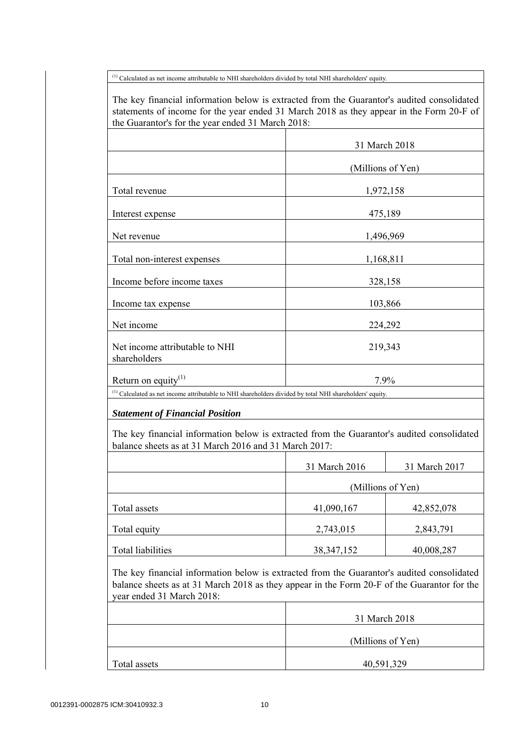(1) Calculated as net income attributable to NHI shareholders divided by total NHI shareholders' equity.

The key financial information below is extracted from the Guarantor's audited consolidated statements of income for the year ended 31 March 2018 as they appear in the Form 20-F of the Guarantor's for the year ended 31 March 2018:

| | 31 March 2018 |
|---|---|
| | (Millions of Yen) |
| Total revenue | 1,972,158 |
| Interest expense | 475,189 |
| Net revenue | 1,496,969 |
| Total non-interest expenses | 1,168,811 |
| Income before income taxes | 328,158 |
| Income tax expense | 103,866 |
| Net income | 224,292 |
| Net income attributable to NHI shareholders | 219,343 |
| Return on equity[(1)] | 7.9% |

(1) Calculated as net income attributable to NHI shareholders divided by total NHI shareholders' equity.

***Statement of Financial Position***

The key financial information below is extracted from the Guarantor's audited consolidated balance sheets as at 31 March 2016 and 31 March 2017:

| | 31 March 2016 | 31 March 2017 |
|---|---|---|
| | (Millions of Yen) | |
| Total assets | 41,090,167 | 42,852,078 |
| Total equity | 2,743,015 | 2,843,791 |
| Total liabilities | 38,347,152 | 40,008,287 |

The key financial information below is extracted from the Guarantor's audited consolidated balance sheets as at 31 March 2018 as they appear in the Form 20-F of the Guarantor for the year ended 31 March 2018:

| | 31 March 2018 |
|---|---|
| | (Millions of Yen) |
| Total assets | 40,591,329 |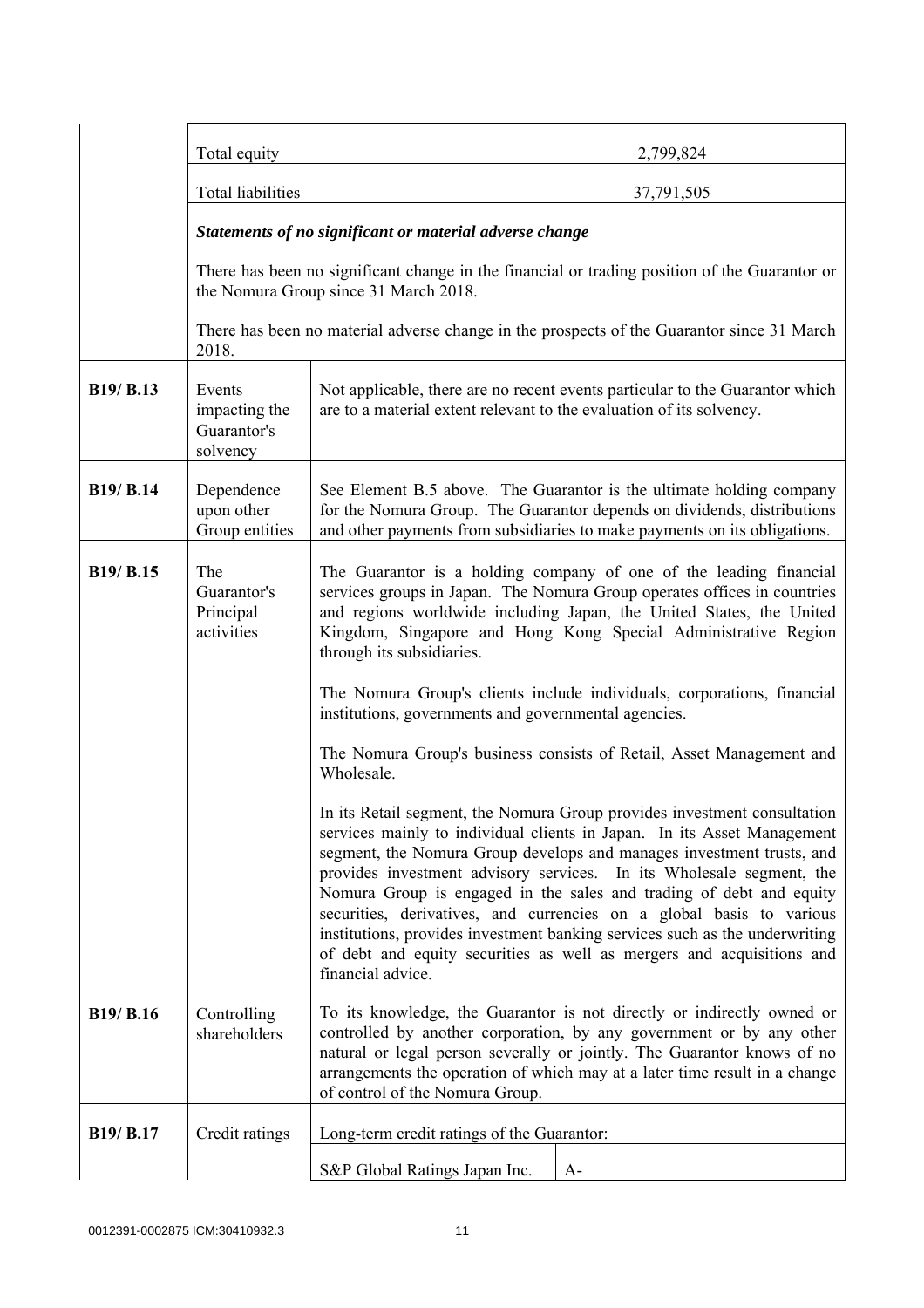| | | |
|---|---|---|
| | Total equity | 2,799,824 |
| | Total liabilities | 37,791,505 |

***Statements of no significant or material adverse change***

There has been no significant change in the financial or trading position of the Guarantor or the Nomura Group since 31 March 2018.

There has been no material adverse change in the prospects of the Guarantor since 31 March 2018.

| | | |
|---|---|---|
| **B19/ B.13** | Events impacting the Guarantor's solvency | Not applicable, there are no recent events particular to the Guarantor which are to a material extent relevant to the evaluation of its solvency. |
| **B19/ B.14** | Dependence upon other Group entities | See Element B.5 above. The Guarantor is the ultimate holding company for the Nomura Group. The Guarantor depends on dividends, distributions and other payments from subsidiaries to make payments on its obligations. |
| **B19/ B.15** | The Guarantor's Principal activities | The Guarantor is a holding company of one of the leading financial services groups in Japan. The Nomura Group operates offices in countries and regions worldwide including Japan, the United States, the United Kingdom, Singapore and Hong Kong Special Administrative Region through its subsidiaries.<br><br>The Nomura Group's clients include individuals, corporations, financial institutions, governments and governmental agencies.<br><br>The Nomura Group's business consists of Retail, Asset Management and Wholesale.<br><br>In its Retail segment, the Nomura Group provides investment consultation services mainly to individual clients in Japan. In its Asset Management segment, the Nomura Group develops and manages investment trusts, and provides investment advisory services. In its Wholesale segment, the Nomura Group is engaged in the sales and trading of debt and equity securities, derivatives, and currencies on a global basis to various institutions, provides investment banking services such as the underwriting of debt and equity securities as well as mergers and acquisitions and financial advice. |
| **B19/ B.16** | Controlling shareholders | To its knowledge, the Guarantor is not directly or indirectly owned or controlled by another corporation, by any government or by any other natural or legal person severally or jointly. The Guarantor knows of no arrangements the operation of which may at a later time result in a change of control of the Nomura Group. |
| **B19/ B.17** | Credit ratings | Long-term credit ratings of the Guarantor:<br><br>S&P Global Ratings Japan Inc. — A- |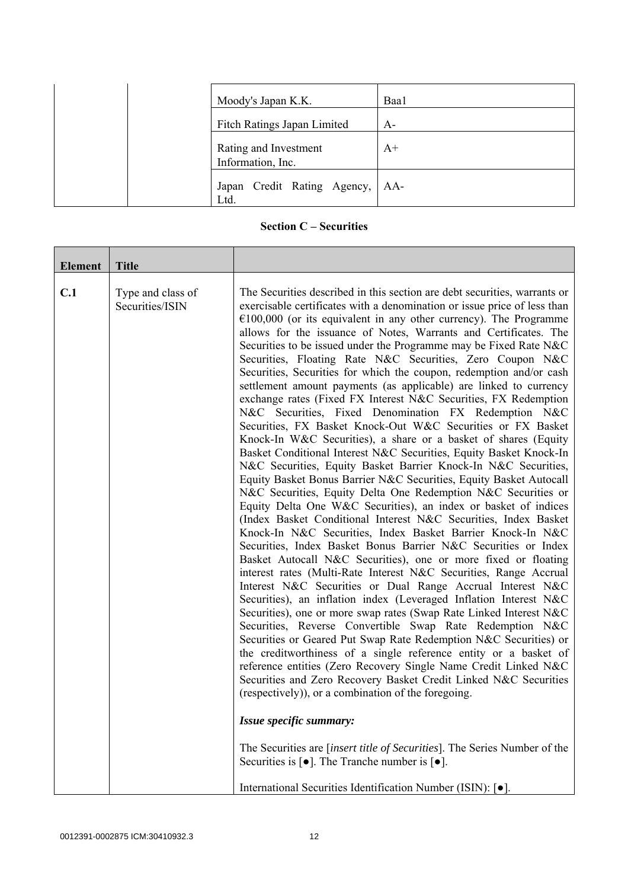| | | | |
|---|---|---|---|
| | | Moody's Japan K.K. | Baa1 |
| | | Fitch Ratings Japan Limited | A- |
| | | Rating and Investment Information, Inc. | A+ |
| | | Japan Credit Rating Agency, Ltd. | AA- |

## Section C – Securities

| Element | Title | |
|---|---|---|
| C.1 | Type and class of Securities/ISIN | The Securities described in this section are debt securities, warrants or exercisable certificates with a denomination or issue price of less than €100,000 (or its equivalent in any other currency). The Programme allows for the issuance of Notes, Warrants and Certificates. The Securities to be issued under the Programme may be Fixed Rate N&C Securities, Floating Rate N&C Securities, Zero Coupon N&C Securities, Securities for which the coupon, redemption and/or cash settlement amount payments (as applicable) are linked to currency exchange rates (Fixed FX Interest N&C Securities, FX Redemption N&C Securities, Fixed Denomination FX Redemption N&C Securities, FX Basket Knock-Out W&C Securities or FX Basket Knock-In W&C Securities), a share or a basket of shares (Equity Basket Conditional Interest N&C Securities, Equity Basket Knock-In N&C Securities, Equity Basket Barrier Knock-In N&C Securities, Equity Basket Bonus Barrier N&C Securities, Equity Basket Autocall N&C Securities, Equity Delta One Redemption N&C Securities or Equity Delta One W&C Securities), an index or basket of indices (Index Basket Conditional Interest N&C Securities, Index Basket Knock-In N&C Securities, Index Basket Barrier Knock-In N&C Securities, Index Basket Bonus Barrier N&C Securities or Index Basket Autocall N&C Securities), one or more fixed or floating interest rates (Multi-Rate Interest N&C Securities, Range Accrual Interest N&C Securities or Dual Range Accrual Interest N&C Securities), an inflation index (Leveraged Inflation Interest N&C Securities), one or more swap rates (Swap Rate Linked Interest N&C Securities, Reverse Convertible Swap Rate Redemption N&C Securities or Geared Put Swap Rate Redemption N&C Securities) or the creditworthiness of a single reference entity or a basket of reference entities (Zero Recovery Single Name Credit Linked N&C Securities and Zero Recovery Basket Credit Linked N&C Securities (respectively)), or a combination of the foregoing.<br><br>***Issue specific summary:***<br><br>The Securities are [*insert title of Securities*]. The Series Number of the Securities is [●]. The Tranche number is [●].<br><br>International Securities Identification Number (ISIN): [●]. |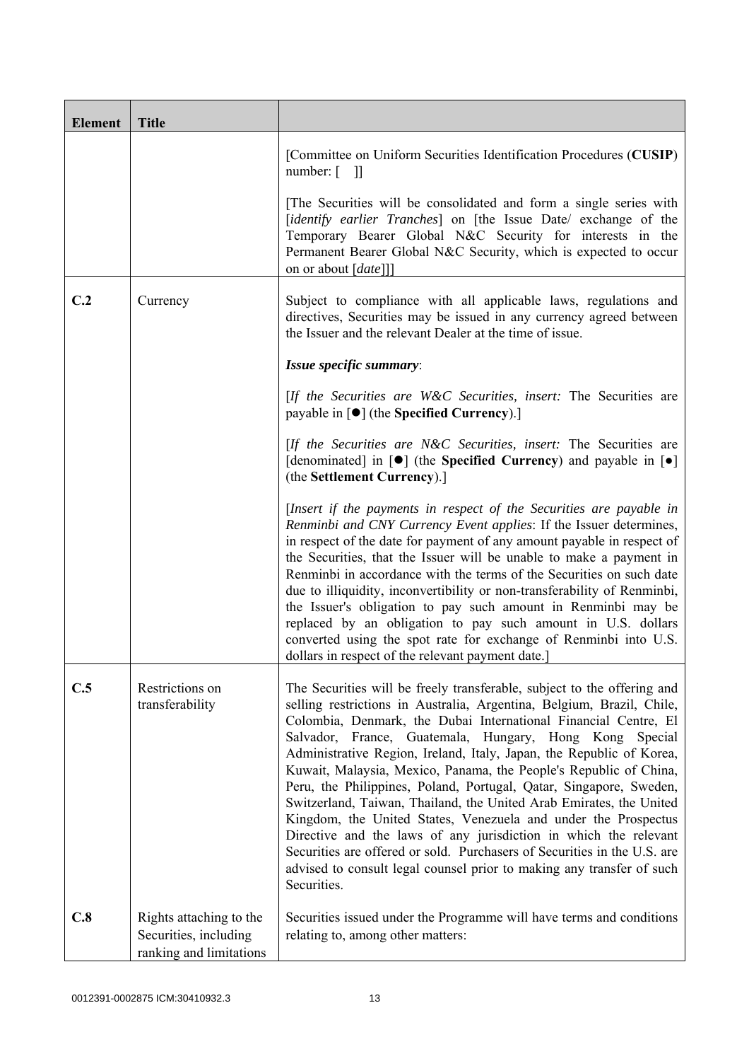| Element | Title | |
|---|---|---|
| | | [Committee on Uniform Securities Identification Procedures (**CUSIP**) number: [ ]]<br><br>[The Securities will be consolidated and form a single series with [*identify earlier Tranches*] on [the Issue Date/ exchange of the Temporary Bearer Global N&C Security for interests in the Permanent Bearer Global N&C Security, which is expected to occur on or about [*date*]]] |
| **C.2** | Currency | Subject to compliance with all applicable laws, regulations and directives, Securities may be issued in any currency agreed between the Issuer and the relevant Dealer at the time of issue.<br><br>***Issue specific summary***:<br><br>[*If the Securities are W&C Securities, insert:* The Securities are payable in [●] (the **Specified Currency**).]<br><br>[*If the Securities are N&C Securities, insert:* The Securities are [denominated] in [●] (the **Specified Currency**) and payable in [●] (the **Settlement Currency**).]<br><br>[*Insert if the payments in respect of the Securities are payable in Renminbi and CNY Currency Event applies*: If the Issuer determines, in respect of the date for payment of any amount payable in respect of the Securities, that the Issuer will be unable to make a payment in Renminbi in accordance with the terms of the Securities on such date due to illiquidity, inconvertibility or non-transferability of Renminbi, the Issuer's obligation to pay such amount in Renminbi may be replaced by an obligation to pay such amount in U.S. dollars converted using the spot rate for exchange of Renminbi into U.S. dollars in respect of the relevant payment date.] |
| **C.5** | Restrictions on transferability | The Securities will be freely transferable, subject to the offering and selling restrictions in Australia, Argentina, Belgium, Brazil, Chile, Colombia, Denmark, the Dubai International Financial Centre, El Salvador, France, Guatemala, Hungary, Hong Kong Special Administrative Region, Ireland, Italy, Japan, the Republic of Korea, Kuwait, Malaysia, Mexico, Panama, the People's Republic of China, Peru, the Philippines, Poland, Portugal, Qatar, Singapore, Sweden, Switzerland, Taiwan, Thailand, the United Arab Emirates, the United Kingdom, the United States, Venezuela and under the Prospectus Directive and the laws of any jurisdiction in which the relevant Securities are offered or sold. Purchasers of Securities in the U.S. are advised to consult legal counsel prior to making any transfer of such Securities. |
| **C.8** | Rights attaching to the Securities, including ranking and limitations | Securities issued under the Programme will have terms and conditions relating to, among other matters: |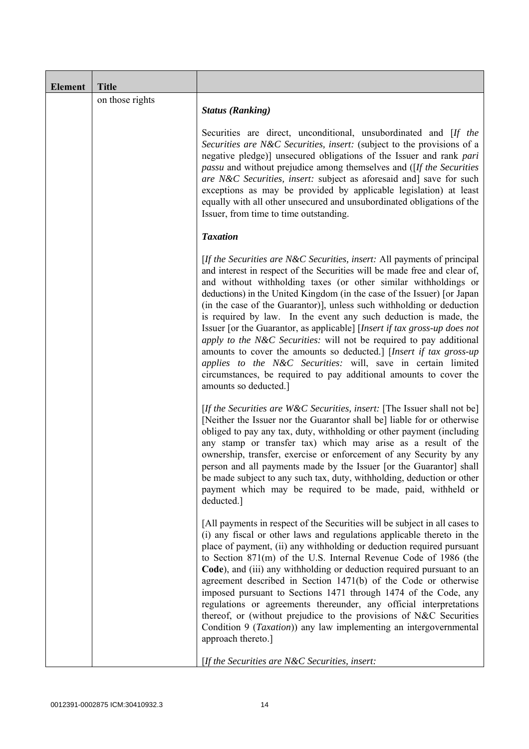| Element | Title | |
|---|---|---|
| | on those rights | ***Status (Ranking)***<br><br>Securities are direct, unconditional, unsubordinated and [*If the Securities are N&C Securities, insert:* (subject to the provisions of a negative pledge)] unsecured obligations of the Issuer and rank *pari passu* and without prejudice among themselves and ([*If the Securities are N&C Securities, insert:* subject as aforesaid and] save for such exceptions as may be provided by applicable legislation) at least equally with all other unsecured and unsubordinated obligations of the Issuer, from time to time outstanding.<br><br>***Taxation***<br><br>[*If the Securities are N&C Securities, insert:* All payments of principal and interest in respect of the Securities will be made free and clear of, and without withholding taxes (or other similar withholdings or deductions) in the United Kingdom (in the case of the Issuer) [or Japan (in the case of the Guarantor)], unless such withholding or deduction is required by law. In the event any such deduction is made, the Issuer [or the Guarantor, as applicable] [*Insert if tax gross-up does not apply to the N&C Securities:* will not be required to pay additional amounts to cover the amounts so deducted.] [*Insert if tax gross-up applies to the N&C Securities:* will, save in certain limited circumstances, be required to pay additional amounts to cover the amounts so deducted.]<br><br>[*If the Securities are W&C Securities, insert:* [The Issuer shall not be] [Neither the Issuer nor the Guarantor shall be] liable for or otherwise obliged to pay any tax, duty, withholding or other payment (including any stamp or transfer tax) which may arise as a result of the ownership, transfer, exercise or enforcement of any Security by any person and all payments made by the Issuer [or the Guarantor] shall be made subject to any such tax, duty, withholding, deduction or other payment which may be required to be made, paid, withheld or deducted.]<br><br>[All payments in respect of the Securities will be subject in all cases to (i) any fiscal or other laws and regulations applicable thereto in the place of payment, (ii) any withholding or deduction required pursuant to Section 871(m) of the U.S. Internal Revenue Code of 1986 (the **Code**), and (iii) any withholding or deduction required pursuant to an agreement described in Section 1471(b) of the Code or otherwise imposed pursuant to Sections 1471 through 1474 of the Code, any regulations or agreements thereunder, any official interpretations thereof, or (without prejudice to the provisions of N&C Securities Condition 9 (*Taxation*)) any law implementing an intergovernmental approach thereto.]<br><br>[*If the Securities are N&C Securities, insert:* |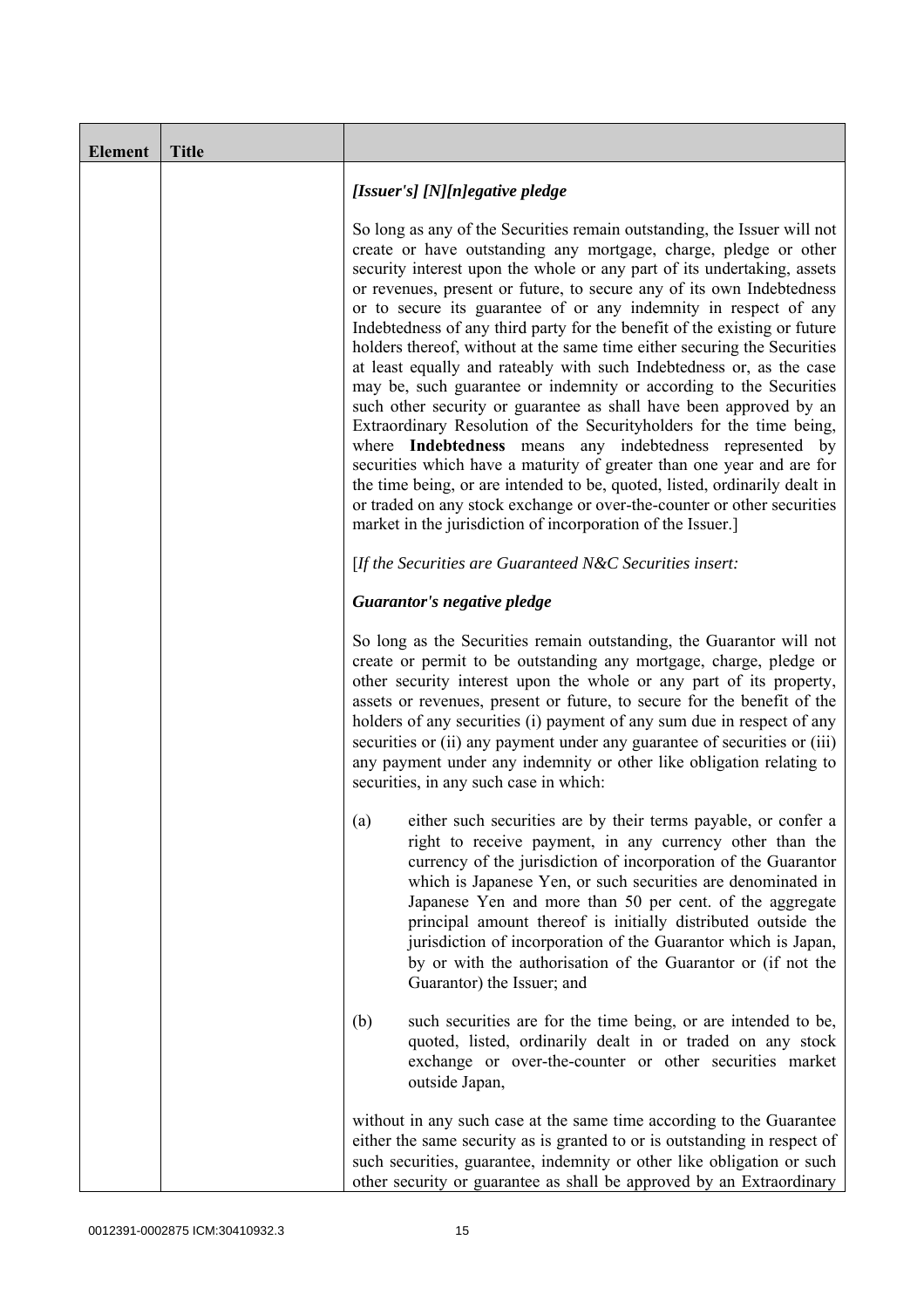| Element | Title | |
|---|---|---|
| | | *[Issuer's] [N][n]egative pledge*<br><br>So long as any of the Securities remain outstanding, the Issuer will not create or have outstanding any mortgage, charge, pledge or other security interest upon the whole or any part of its undertaking, assets or revenues, present or future, to secure any of its own Indebtedness or to secure its guarantee of or any indemnity in respect of any Indebtedness of any third party for the benefit of the existing or future holders thereof, without at the same time either securing the Securities at least equally and rateably with such Indebtedness or, as the case may be, such guarantee or indemnity or according to the Securities such other security or guarantee as shall have been approved by an Extraordinary Resolution of the Securityholders for the time being, where **Indebtedness** means any indebtedness represented by securities which have a maturity of greater than one year and are for the time being, or are intended to be, quoted, listed, ordinarily dealt in or traded on any stock exchange or over-the-counter or other securities market in the jurisdiction of incorporation of the Issuer.]<br><br>[*If the Securities are Guaranteed N&C Securities insert:*<br><br>***Guarantor's negative pledge***<br><br>So long as the Securities remain outstanding, the Guarantor will not create or permit to be outstanding any mortgage, charge, pledge or other security interest upon the whole or any part of its property, assets or revenues, present or future, to secure for the benefit of the holders of any securities (i) payment of any sum due in respect of any securities or (ii) any payment under any guarantee of securities or (iii) any payment under any indemnity or other like obligation relating to securities, in any such case in which:<br><br>(a) either such securities are by their terms payable, or confer a right to receive payment, in any currency other than the currency of the jurisdiction of incorporation of the Guarantor which is Japanese Yen, or such securities are denominated in Japanese Yen and more than 50 per cent. of the aggregate principal amount thereof is initially distributed outside the jurisdiction of incorporation of the Guarantor which is Japan, by or with the authorisation of the Guarantor or (if not the Guarantor) the Issuer; and<br><br>(b) such securities are for the time being, or are intended to be, quoted, listed, ordinarily dealt in or traded on any stock exchange or over-the-counter or other securities market outside Japan,<br><br>without in any such case at the same time according to the Guarantee either the same security as is granted to or is outstanding in respect of such securities, guarantee, indemnity or other like obligation or such other security or guarantee as shall be approved by an Extraordinary |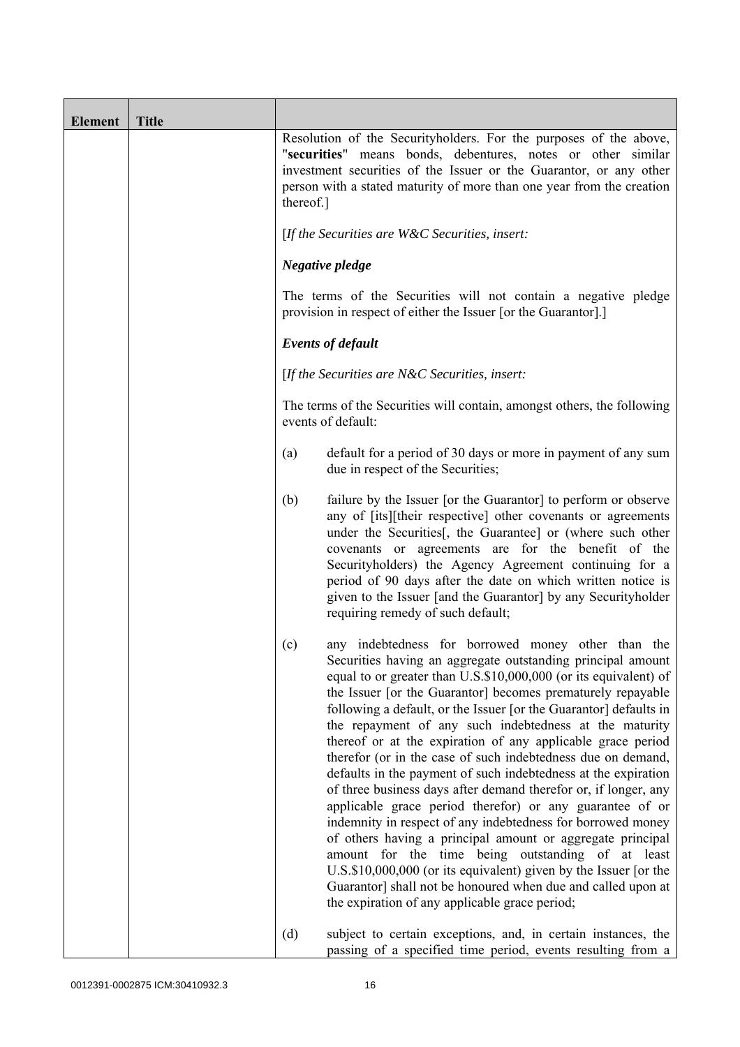| Element | Title | |
|---|---|---|
| | | Resolution of the Securityholders. For the purposes of the above, "**securities**" means bonds, debentures, notes or other similar investment securities of the Issuer or the Guarantor, or any other person with a stated maturity of more than one year from the creation thereof.]<br><br>[*If the Securities are W&C Securities, insert:*<br><br>***Negative pledge***<br><br>The terms of the Securities will not contain a negative pledge provision in respect of either the Issuer [or the Guarantor].]<br><br>***Events of default***<br><br>[*If the Securities are N&C Securities, insert:*<br><br>The terms of the Securities will contain, amongst others, the following events of default:<br><br>(a) default for a period of 30 days or more in payment of any sum due in respect of the Securities;<br><br>(b) failure by the Issuer [or the Guarantor] to perform or observe any of [its][their respective] other covenants or agreements under the Securities[, the Guarantee] or (where such other covenants or agreements are for the benefit of the Securityholders) the Agency Agreement continuing for a period of 90 days after the date on which written notice is given to the Issuer [and the Guarantor] by any Securityholder requiring remedy of such default;<br><br>(c) any indebtedness for borrowed money other than the Securities having an aggregate outstanding principal amount equal to or greater than U.S.$10,000,000 (or its equivalent) of the Issuer [or the Guarantor] becomes prematurely repayable following a default, or the Issuer [or the Guarantor] defaults in the repayment of any such indebtedness at the maturity thereof or at the expiration of any applicable grace period therefor (or in the case of such indebtedness due on demand, defaults in the payment of such indebtedness at the expiration of three business days after demand therefor or, if longer, any applicable grace period therefor) or any guarantee of or indemnity in respect of any indebtedness for borrowed money of others having a principal amount or aggregate principal amount for the time being outstanding of at least U.S.$10,000,000 (or its equivalent) given by the Issuer [or the Guarantor] shall not be honoured when due and called upon at the expiration of any applicable grace period;<br><br>(d) subject to certain exceptions, and, in certain instances, the passing of a specified time period, events resulting from a |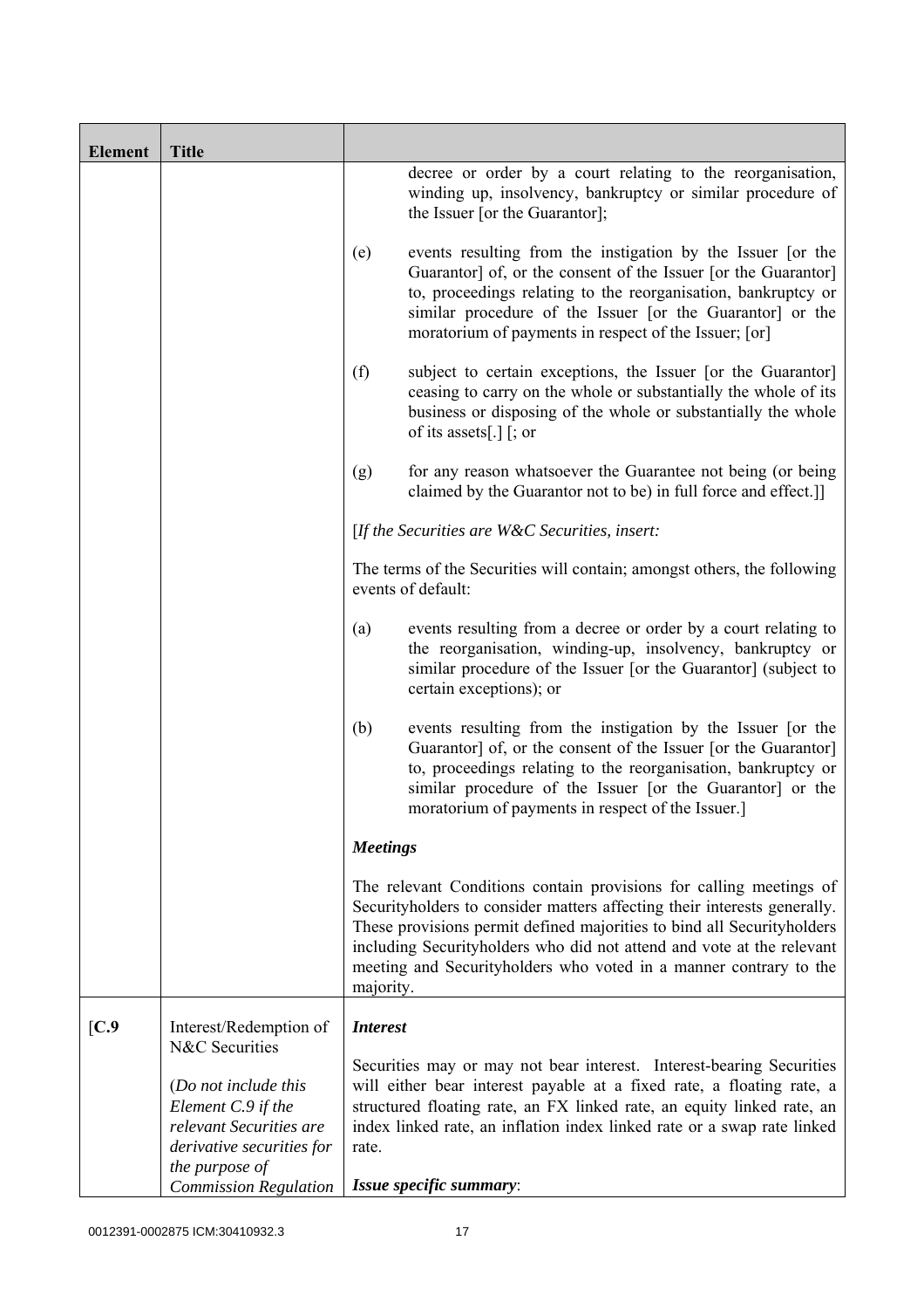| Element | Title | |
|---|---|---|
| | | decree or order by a court relating to the reorganisation, winding up, insolvency, bankruptcy or similar procedure of the Issuer [or the Guarantor];<br><br>(e) events resulting from the instigation by the Issuer [or the Guarantor] of, or the consent of the Issuer [or the Guarantor] to, proceedings relating to the reorganisation, bankruptcy or similar procedure of the Issuer [or the Guarantor] or the moratorium of payments in respect of the Issuer; [or]<br><br>(f) subject to certain exceptions, the Issuer [or the Guarantor] ceasing to carry on the whole or substantially the whole of its business or disposing of the whole or substantially the whole of its assets[.] [; or<br><br>(g) for any reason whatsoever the Guarantee not being (or being claimed by the Guarantor not to be) in full force and effect.]]<br><br>[*If the Securities are W&C Securities, insert:*<br><br>The terms of the Securities will contain; amongst others, the following events of default:<br><br>(a) events resulting from a decree or order by a court relating to the reorganisation, winding-up, insolvency, bankruptcy or similar procedure of the Issuer [or the Guarantor] (subject to certain exceptions); or<br><br>(b) events resulting from the instigation by the Issuer [or the Guarantor] of, or the consent of the Issuer [or the Guarantor] to, proceedings relating to the reorganisation, bankruptcy or similar procedure of the Issuer [or the Guarantor] or the moratorium of payments in respect of the Issuer.]<br><br>***Meetings***<br><br>The relevant Conditions contain provisions for calling meetings of Securityholders to consider matters affecting their interests generally. These provisions permit defined majorities to bind all Securityholders including Securityholders who did not attend and vote at the relevant meeting and Securityholders who voted in a manner contrary to the majority. |
| [C.9 | Interest/Redemption of N&C Securities<br><br>(*Do not include this Element C.9 if the relevant Securities are derivative securities for the purpose of Commission Regulation* | ***Interest***<br><br>Securities may or may not bear interest. Interest-bearing Securities will either bear interest payable at a fixed rate, a floating rate, a structured floating rate, an FX linked rate, an equity linked rate, an index linked rate, an inflation index linked rate or a swap rate linked rate.<br><br>***Issue specific summary***: |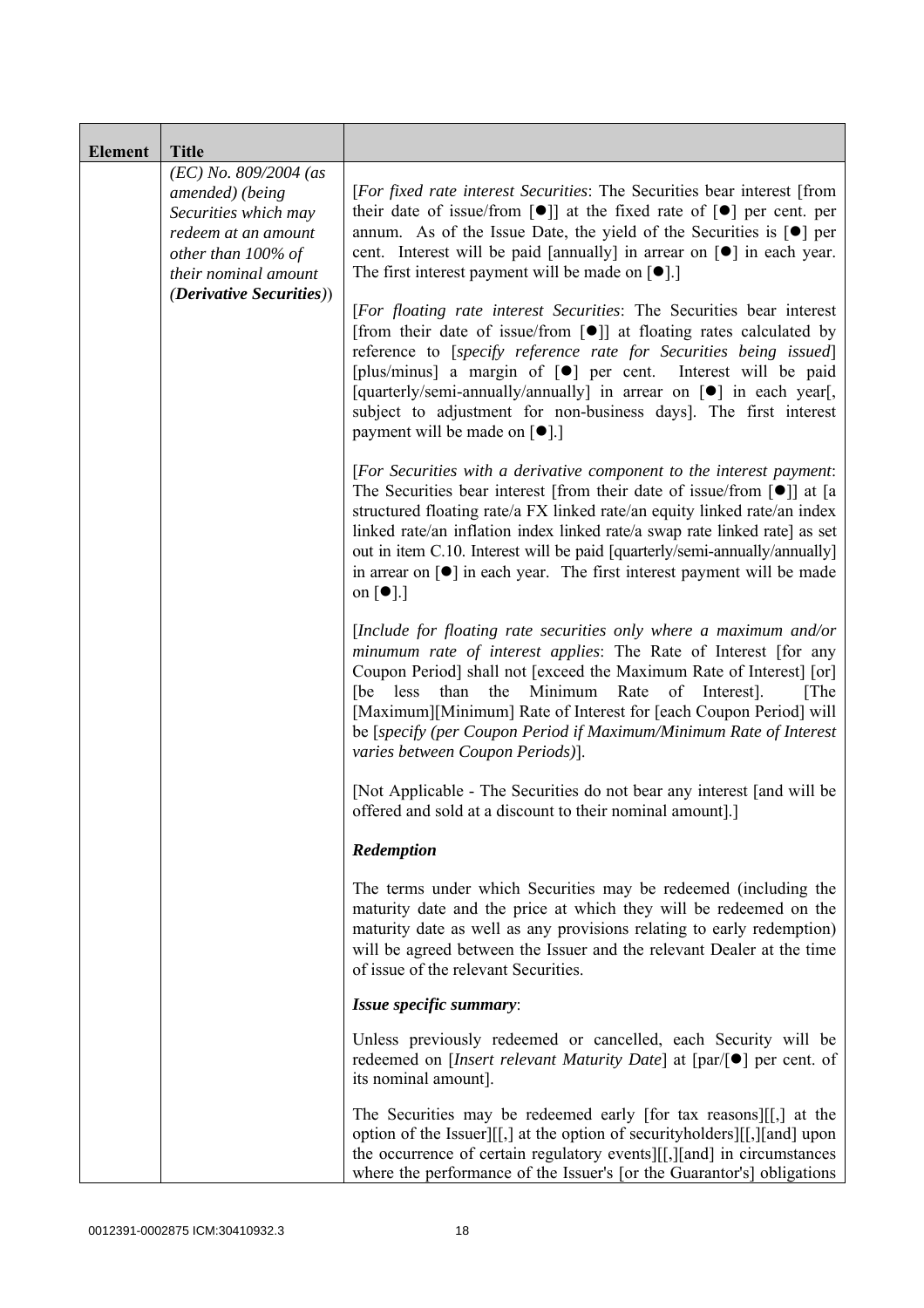| Element | Title | |
|---|---|---|
| | *(EC) No. 809/2004 (as amended) (being Securities which may redeem at an amount other than 100% of their nominal amount* (***Derivative Securities***)) | [*For fixed rate interest Securities*: The Securities bear interest [from their date of issue/from [●]] at the fixed rate of [●] per cent. per annum. As of the Issue Date, the yield of the Securities is [●] per cent. Interest will be paid [annually] in arrear on [●] in each year. The first interest payment will be made on [●].]<br><br>[*For floating rate interest Securities*: The Securities bear interest [from their date of issue/from [●]] at floating rates calculated by reference to [*specify reference rate for Securities being issued*] [plus/minus] a margin of [●] per cent. Interest will be paid [quarterly/semi-annually/annually] in arrear on [●] in each year[, subject to adjustment for non-business days]. The first interest payment will be made on [●].]<br><br>[*For Securities with a derivative component to the interest payment*: The Securities bear interest [from their date of issue/from [●]] at [a structured floating rate/a FX linked rate/an equity linked rate/an index linked rate/an inflation index linked rate/a swap rate linked rate] as set out in item C.10. Interest will be paid [quarterly/semi-annually/annually] in arrear on [●] in each year. The first interest payment will be made on [●].]<br><br>[*Include for floating rate securities only where a maximum and/or minumum rate of interest applies*: The Rate of Interest [for any Coupon Period] shall not [exceed the Maximum Rate of Interest] [or] [be less than the Minimum Rate of Interest]. [The [Maximum][Minimum] Rate of Interest for [each Coupon Period] will be [*specify (per Coupon Period if Maximum/Minimum Rate of Interest varies between Coupon Periods)*].<br><br>[Not Applicable - The Securities do not bear any interest [and will be offered and sold at a discount to their nominal amount].]<br><br>***Redemption***<br><br>The terms under which Securities may be redeemed (including the maturity date and the price at which they will be redeemed on the maturity date as well as any provisions relating to early redemption) will be agreed between the Issuer and the relevant Dealer at the time of issue of the relevant Securities.<br><br>***Issue specific summary***:<br><br>Unless previously redeemed or cancelled, each Security will be redeemed on [*Insert relevant Maturity Date*] at [par/[●] per cent. of its nominal amount].<br><br>The Securities may be redeemed early [for tax reasons][[,] at the option of the Issuer][[,] at the option of securityholders][[,][and] upon the occurrence of certain regulatory events][[,][and] in circumstances where the performance of the Issuer's [or the Guarantor's] obligations |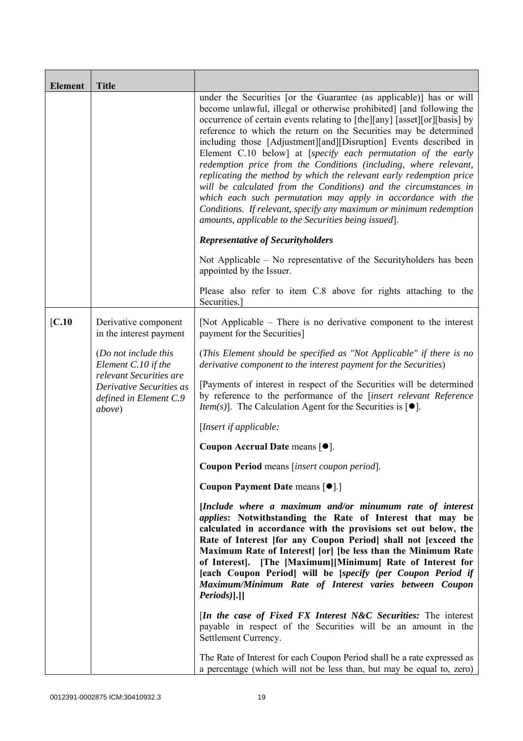| Element | Title | |
|---|---|---|
| | | under the Securities [or the Guarantee (as applicable)] has or will become unlawful, illegal or otherwise prohibited] [and following the occurrence of certain events relating to [the][any] [asset][or][basis] by reference to which the return on the Securities may be determined including those [Adjustment][and][Disruption] Events described in Element C.10 below] at [*specify each permutation of the early redemption price from the Conditions (including, where relevant, replicating the method by which the relevant early redemption price will be calculated from the Conditions) and the circumstances in which each such permutation may apply in accordance with the Conditions. If relevant, specify any maximum or minimum redemption amounts, applicable to the Securities being issued*].<br><br>***Representative of Securityholders***<br><br>Not Applicable – No representative of the Securityholders has been appointed by the Issuer.<br><br>Please also refer to item C.8 above for rights attaching to the Securities.] |
| [C.10 | Derivative component in the interest payment<br><br>(*Do not include this Element C.10 if the relevant Securities are Derivative Securities as defined in Element C.9 above*) | [Not Applicable – There is no derivative component to the interest payment for the Securities]<br><br>(*This Element should be specified as "Not Applicable" if there is no derivative component to the interest payment for the Securities*)<br><br>[Payments of interest in respect of the Securities will be determined by reference to the performance of the [*insert relevant Reference Item(s)*]. The Calculation Agent for the Securities is [●].<br><br>[*Insert if applicable:*<br><br>**Coupon Accrual Date** means [●].<br><br>**Coupon Period** means [*insert coupon period*].<br><br>**Coupon Payment Date** means [●].]<br><br>**[*Include where a maximum and/or minumum rate of interest applies*: Notwithstanding the Rate of Interest that may be calculated in accordance with the provisions set out below, the Rate of Interest [for any Coupon Period] shall not [exceed the Maximum Rate of Interest] [or] [be less than the Minimum Rate of Interest]. [The [Maximum][Minimum] Rate of Interest for [each Coupon Period] will be [*specify (per Coupon Period if Maximum/Minimum Rate of Interest varies between Coupon Periods)*].]]**<br><br>[***In the case of Fixed FX Interest N&C Securities:*** The interest payable in respect of the Securities will be an amount in the Settlement Currency.<br><br>The Rate of Interest for each Coupon Period shall be a rate expressed as a percentage (which will not be less than, but may be equal to, zero) |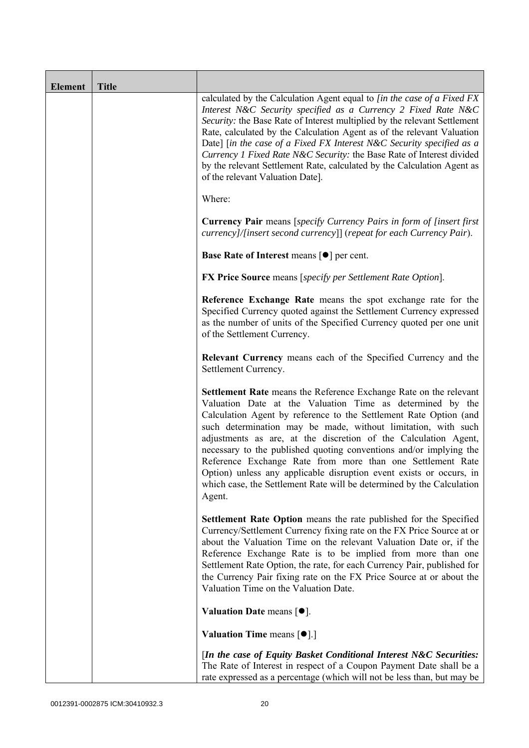| Element | Title | |
|---|---|---|
| | | calculated by the Calculation Agent equal to *[in the case of a Fixed FX Interest N&C Security specified as a Currency 2 Fixed Rate N&C Security:* the Base Rate of Interest multiplied by the relevant Settlement Rate, calculated by the Calculation Agent as of the relevant Valuation Date] [*in the case of a Fixed FX Interest N&C Security specified as a Currency 1 Fixed Rate N&C Security:* the Base Rate of Interest divided by the relevant Settlement Rate, calculated by the Calculation Agent as of the relevant Valuation Date].<br><br>Where:<br><br>**Currency Pair** means [*specify Currency Pairs in form of [insert first currency]/[insert second currency]*] (*repeat for each Currency Pair*).<br><br>**Base Rate of Interest** means [●] per cent.<br><br>**FX Price Source** means [*specify per Settlement Rate Option*].<br><br>**Reference Exchange Rate** means the spot exchange rate for the Specified Currency quoted against the Settlement Currency expressed as the number of units of the Specified Currency quoted per one unit of the Settlement Currency.<br><br>**Relevant Currency** means each of the Specified Currency and the Settlement Currency.<br><br>**Settlement Rate** means the Reference Exchange Rate on the relevant Valuation Date at the Valuation Time as determined by the Calculation Agent by reference to the Settlement Rate Option (and such determination may be made, without limitation, with such adjustments as are, at the discretion of the Calculation Agent, necessary to the published quoting conventions and/or implying the Reference Exchange Rate from more than one Settlement Rate Option) unless any applicable disruption event exists or occurs, in which case, the Settlement Rate will be determined by the Calculation Agent.<br><br>**Settlement Rate Option** means the rate published for the Specified Currency/Settlement Currency fixing rate on the FX Price Source at or about the Valuation Time on the relevant Valuation Date or, if the Reference Exchange Rate is to be implied from more than one Settlement Rate Option, the rate, for each Currency Pair, published for the Currency Pair fixing rate on the FX Price Source at or about the Valuation Time on the Valuation Date.<br><br>**Valuation Date** means [●].<br><br>**Valuation Time** means [●].]<br><br>[***In the case of Equity Basket Conditional Interest N&C Securities:*** The Rate of Interest in respect of a Coupon Payment Date shall be a rate expressed as a percentage (which will not be less than, but may be |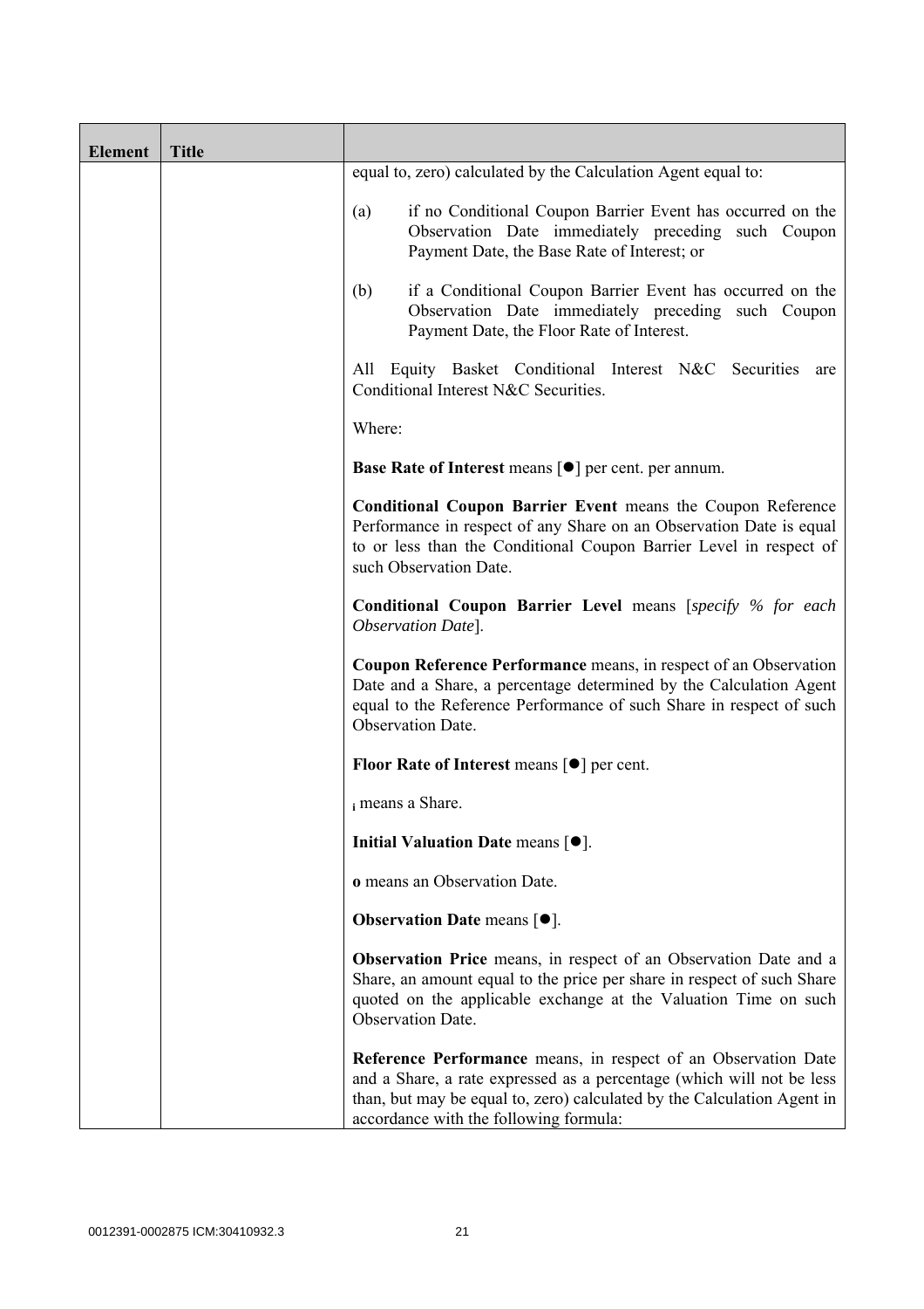| Element | Title | |
|---|---|---|
| | | equal to, zero) calculated by the Calculation Agent equal to:<br><br>(a) if no Conditional Coupon Barrier Event has occurred on the Observation Date immediately preceding such Coupon Payment Date, the Base Rate of Interest; or<br><br>(b) if a Conditional Coupon Barrier Event has occurred on the Observation Date immediately preceding such Coupon Payment Date, the Floor Rate of Interest.<br><br>All Equity Basket Conditional Interest N&C Securities are Conditional Interest N&C Securities.<br><br>Where:<br><br>**Base Rate of Interest** means [●] per cent. per annum.<br><br>**Conditional Coupon Barrier Event** means the Coupon Reference Performance in respect of any Share on an Observation Date is equal to or less than the Conditional Coupon Barrier Level in respect of such Observation Date.<br><br>**Conditional Coupon Barrier Level** means [*specify % for each Observation Date*].<br><br>**Coupon Reference Performance** means, in respect of an Observation Date and a Share, a percentage determined by the Calculation Agent equal to the Reference Performance of such Share in respect of such Observation Date.<br><br>**Floor Rate of Interest** means [●] per cent.<br><br>$_i$ means a Share.<br><br>**Initial Valuation Date** means [●].<br><br>**o** means an Observation Date.<br><br>**Observation Date** means [●].<br><br>**Observation Price** means, in respect of an Observation Date and a Share, an amount equal to the price per share in respect of such Share quoted on the applicable exchange at the Valuation Time on such Observation Date.<br><br>**Reference Performance** means, in respect of an Observation Date and a Share, a rate expressed as a percentage (which will not be less than, but may be equal to, zero) calculated by the Calculation Agent in accordance with the following formula: |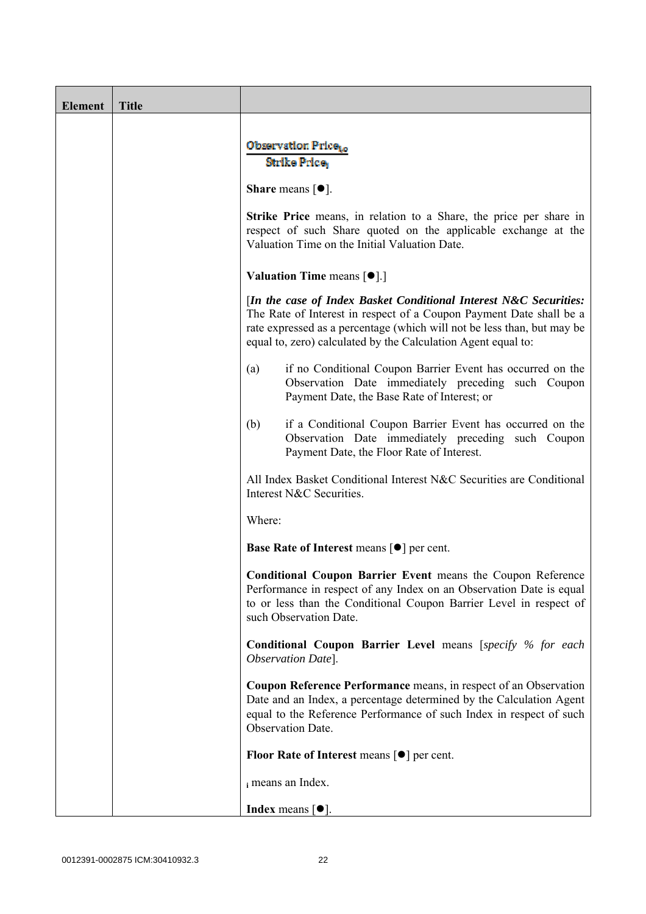| Element | Title | |
|---|---|---|
| | | $\frac{\text{Observation Price}_{i,o}}{\text{Strike Price}_i}$<br><br>**Share** means [●].<br><br>**Strike Price** means, in relation to a Share, the price per share in respect of such Share quoted on the applicable exchange at the Valuation Time on the Initial Valuation Date.<br><br>**Valuation Time** means [●].]<br><br>[***In the case of Index Basket Conditional Interest N&C Securities:*** The Rate of Interest in respect of a Coupon Payment Date shall be a rate expressed as a percentage (which will not be less than, but may be equal to, zero) calculated by the Calculation Agent equal to:<br><br>(a) if no Conditional Coupon Barrier Event has occurred on the Observation Date immediately preceding such Coupon Payment Date, the Base Rate of Interest; or<br><br>(b) if a Conditional Coupon Barrier Event has occurred on the Observation Date immediately preceding such Coupon Payment Date, the Floor Rate of Interest.<br><br>All Index Basket Conditional Interest N&C Securities are Conditional Interest N&C Securities.<br><br>Where:<br><br>**Base Rate of Interest** means [●] per cent.<br><br>**Conditional Coupon Barrier Event** means the Coupon Reference Performance in respect of any Index on an Observation Date is equal to or less than the Conditional Coupon Barrier Level in respect of such Observation Date.<br><br>**Conditional Coupon Barrier Level** means [*specify % for each Observation Date*].<br><br>**Coupon Reference Performance** means, in respect of an Observation Date and an Index, a percentage determined by the Calculation Agent equal to the Reference Performance of such Index in respect of such Observation Date.<br><br>**Floor Rate of Interest** means [●] per cent.<br><br>$_i$ means an Index.<br><br>**Index** means [●]. |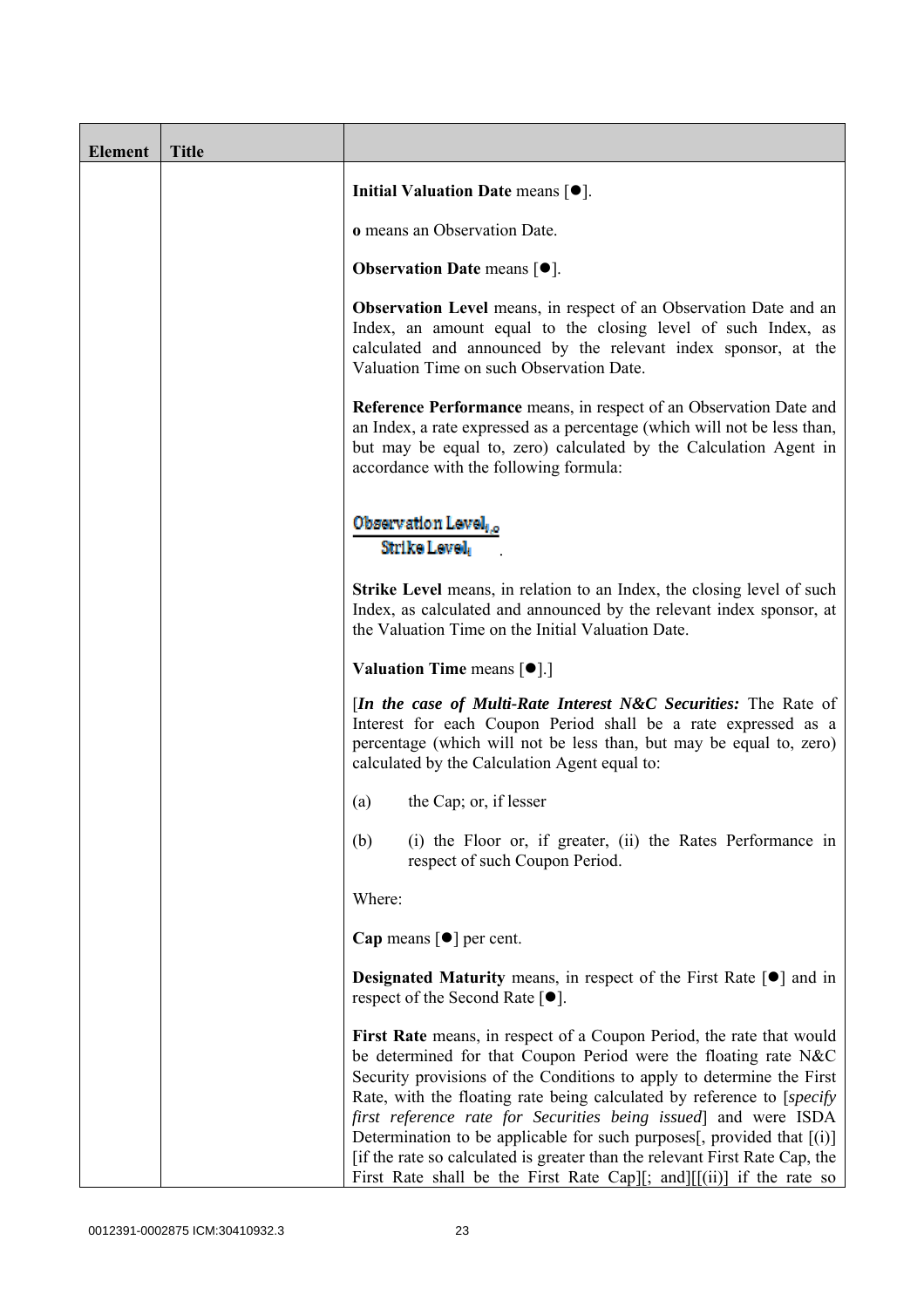| Element | Title |  |
|---|---|---|
| | | **Initial Valuation Date** means [●].<br><br>**o** means an Observation Date.<br><br>**Observation Date** means [●].<br><br>**Observation Level** means, in respect of an Observation Date and an Index, an amount equal to the closing level of such Index, as calculated and announced by the relevant index sponsor, at the Valuation Time on such Observation Date.<br><br>**Reference Performance** means, in respect of an Observation Date and an Index, a rate expressed as a percentage (which will not be less than, but may be equal to, zero) calculated by the Calculation Agent in accordance with the following formula:<br><br>$\frac{\text{Observation Level}_{i,o}}{\text{Strike Level}_i}$ .<br><br>**Strike Level** means, in relation to an Index, the closing level of such Index, as calculated and announced by the relevant index sponsor, at the Valuation Time on the Initial Valuation Date.<br><br>**Valuation Time** means [●].]<br><br>[***In the case of Multi-Rate Interest N&C Securities:*** The Rate of Interest for each Coupon Period shall be a rate expressed as a percentage (which will not be less than, but may be equal to, zero) calculated by the Calculation Agent equal to:<br><br>(a) the Cap; or, if lesser<br><br>(b) (i) the Floor or, if greater, (ii) the Rates Performance in respect of such Coupon Period.<br><br>Where:<br><br>**Cap** means [●] per cent.<br><br>**Designated Maturity** means, in respect of the First Rate [●] and in respect of the Second Rate [●].<br><br>**First Rate** means, in respect of a Coupon Period, the rate that would be determined for that Coupon Period were the floating rate N&C Security provisions of the Conditions to apply to determine the First Rate, with the floating rate being calculated by reference to [*specify first reference rate for Securities being issued*] and were ISDA Determination to be applicable for such purposes[, provided that [(i)] [if the rate so calculated is greater than the relevant First Rate Cap, the First Rate shall be the First Rate Cap][; and][[(ii)] if the rate so |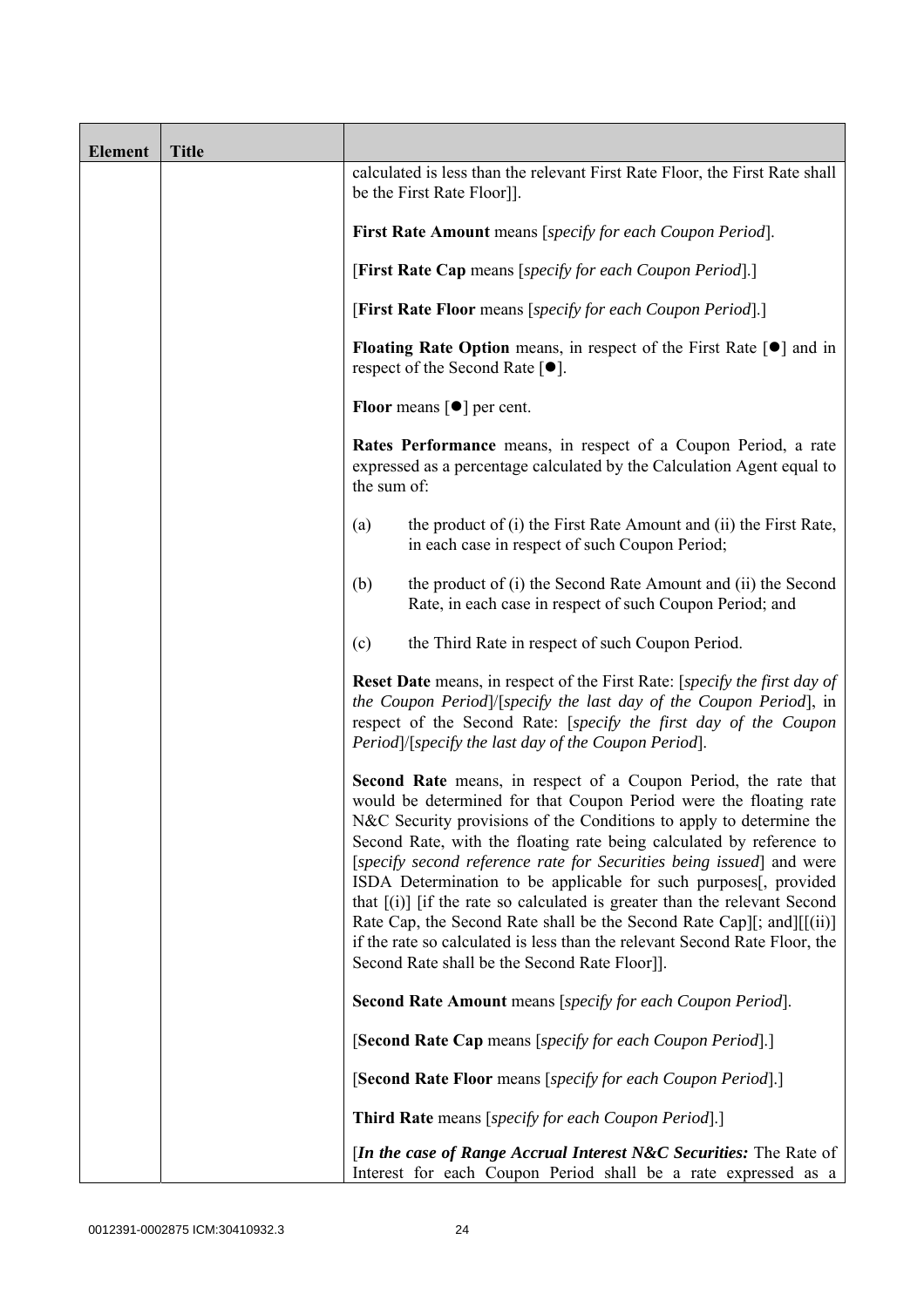| Element | Title | |
|---|---|---|
| | | calculated is less than the relevant First Rate Floor, the First Rate shall be the First Rate Floor]].<br><br>**First Rate Amount** means [*specify for each Coupon Period*].<br><br>[**First Rate Cap** means [*specify for each Coupon Period*].]<br><br>[**First Rate Floor** means [*specify for each Coupon Period*].]<br><br>**Floating Rate Option** means, in respect of the First Rate [●] and in respect of the Second Rate [●].<br><br>**Floor** means [●] per cent.<br><br>**Rates Performance** means, in respect of a Coupon Period, a rate expressed as a percentage calculated by the Calculation Agent equal to the sum of:<br><br>(a) the product of (i) the First Rate Amount and (ii) the First Rate, in each case in respect of such Coupon Period;<br><br>(b) the product of (i) the Second Rate Amount and (ii) the Second Rate, in each case in respect of such Coupon Period; and<br><br>(c) the Third Rate in respect of such Coupon Period.<br><br>**Reset Date** means, in respect of the First Rate: [*specify the first day of the Coupon Period*]/[*specify the last day of the Coupon Period*], in respect of the Second Rate: [*specify the first day of the Coupon Period*]/[*specify the last day of the Coupon Period*].<br><br>**Second Rate** means, in respect of a Coupon Period, the rate that would be determined for that Coupon Period were the floating rate N&C Security provisions of the Conditions to apply to determine the Second Rate, with the floating rate being calculated by reference to [*specify second reference rate for Securities being issued*] and were ISDA Determination to be applicable for such purposes[, provided that [(i)] [if the rate so calculated is greater than the relevant Second Rate Cap, the Second Rate shall be the Second Rate Cap][; and][[(ii)] if the rate so calculated is less than the relevant Second Rate Floor, the Second Rate shall be the Second Rate Floor]].<br><br>**Second Rate Amount** means [*specify for each Coupon Period*].<br><br>[**Second Rate Cap** means [*specify for each Coupon Period*].]<br><br>[**Second Rate Floor** means [*specify for each Coupon Period*].]<br><br>**Third Rate** means [*specify for each Coupon Period*].]<br><br>[***In the case of Range Accrual Interest N&C Securities:*** The Rate of Interest for each Coupon Period shall be a rate expressed as a |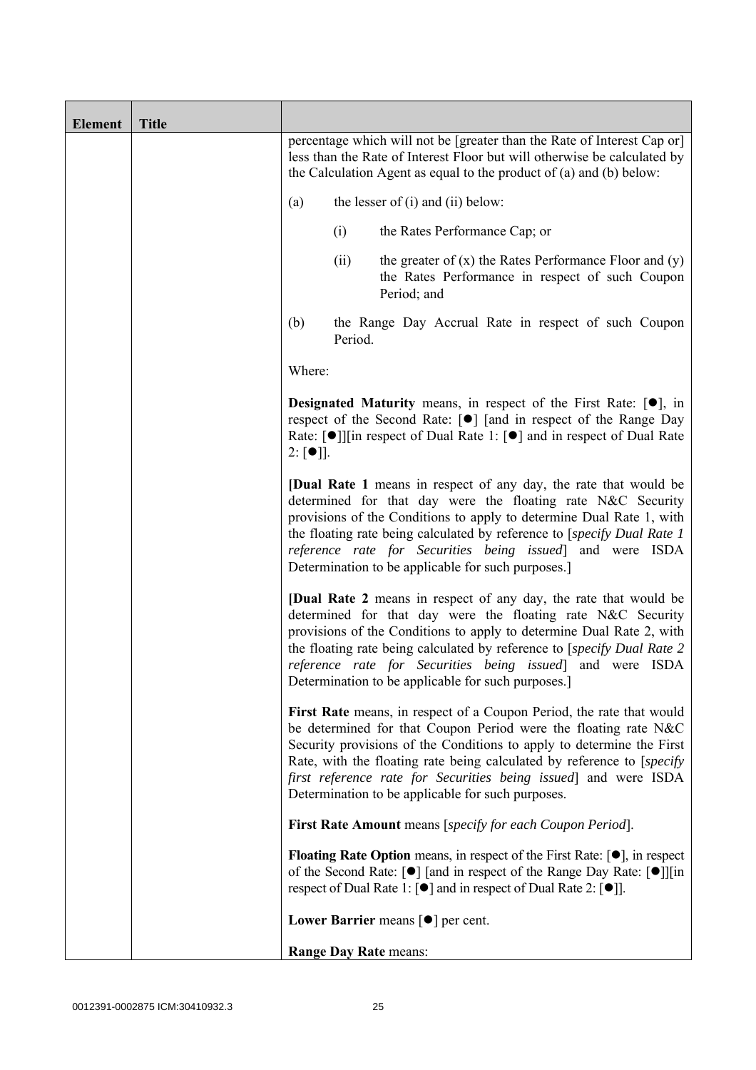| Element | Title | |
|---|---|---|
| | | percentage which will not be [greater than the Rate of Interest Cap or] less than the Rate of Interest Floor but will otherwise be calculated by the Calculation Agent as equal to the product of (a) and (b) below:<br><br>(a) the lesser of (i) and (ii) below:<br><br>(i) the Rates Performance Cap; or<br><br>(ii) the greater of (x) the Rates Performance Floor and (y) the Rates Performance in respect of such Coupon Period; and<br><br>(b) the Range Day Accrual Rate in respect of such Coupon Period.<br><br>Where:<br><br>**Designated Maturity** means, in respect of the First Rate: [●], in respect of the Second Rate: [●] [and in respect of the Range Day Rate: [●]][in respect of Dual Rate 1: [●] and in respect of Dual Rate 2: [●]].<br><br>[**Dual Rate 1** means in respect of any day, the rate that would be determined for that day were the floating rate N&C Security provisions of the Conditions to apply to determine Dual Rate 1, with the floating rate being calculated by reference to [*specify Dual Rate 1 reference rate for Securities being issued*] and were ISDA Determination to be applicable for such purposes.]<br><br>[**Dual Rate 2** means in respect of any day, the rate that would be determined for that day were the floating rate N&C Security provisions of the Conditions to apply to determine Dual Rate 2, with the floating rate being calculated by reference to [*specify Dual Rate 2 reference rate for Securities being issued*] and were ISDA Determination to be applicable for such purposes.]<br><br>**First Rate** means, in respect of a Coupon Period, the rate that would be determined for that Coupon Period were the floating rate N&C Security provisions of the Conditions to apply to determine the First Rate, with the floating rate being calculated by reference to [*specify first reference rate for Securities being issued*] and were ISDA Determination to be applicable for such purposes.<br><br>**First Rate Amount** means [*specify for each Coupon Period*].<br><br>**Floating Rate Option** means, in respect of the First Rate: [●], in respect of the Second Rate: [●] [and in respect of the Range Day Rate: [●]][in respect of Dual Rate 1: [●] and in respect of Dual Rate 2: [●]].<br><br>**Lower Barrier** means [●] per cent.<br><br>**Range Day Rate** means: |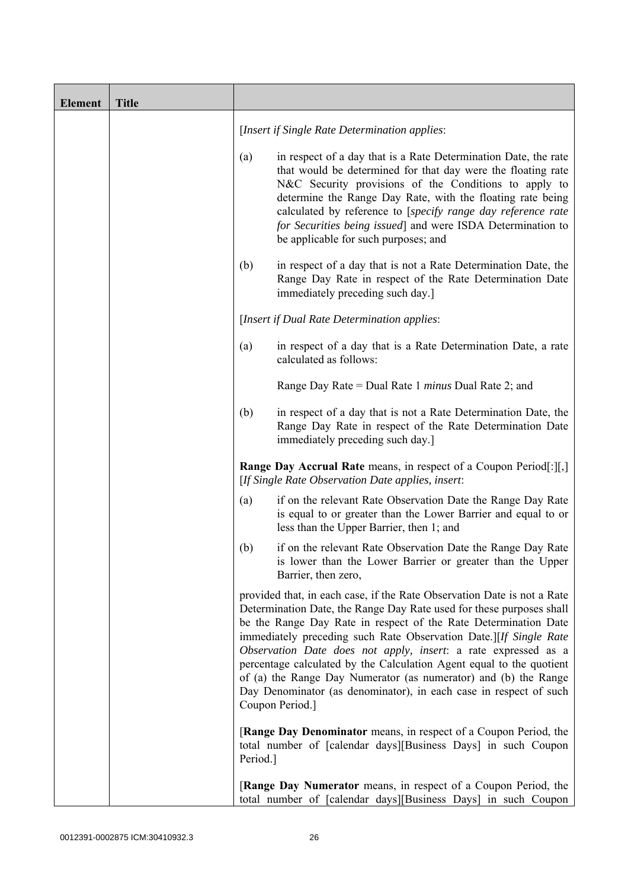| Element | Title | |
|---|---|---|
| | | [*Insert if Single Rate Determination applies*:<br><br>(a) in respect of a day that is a Rate Determination Date, the rate that would be determined for that day were the floating rate N&C Security provisions of the Conditions to apply to determine the Range Day Rate, with the floating rate being calculated by reference to [*specify range day reference rate for Securities being issued*] and were ISDA Determination to be applicable for such purposes; and<br><br>(b) in respect of a day that is not a Rate Determination Date, the Range Day Rate in respect of the Rate Determination Date immediately preceding such day.]<br><br>[*Insert if Dual Rate Determination applies*:<br><br>(a) in respect of a day that is a Rate Determination Date, a rate calculated as follows:<br><br>Range Day Rate = Dual Rate 1 *minus* Dual Rate 2; and<br><br>(b) in respect of a day that is not a Rate Determination Date, the Range Day Rate in respect of the Rate Determination Date immediately preceding such day.]<br><br>**Range Day Accrual Rate** means, in respect of a Coupon Period[:][,] [*If Single Rate Observation Date applies, insert*:<br><br>(a) if on the relevant Rate Observation Date the Range Day Rate is equal to or greater than the Lower Barrier and equal to or less than the Upper Barrier, then 1; and<br><br>(b) if on the relevant Rate Observation Date the Range Day Rate is lower than the Lower Barrier or greater than the Upper Barrier, then zero,<br><br>provided that, in each case, if the Rate Observation Date is not a Rate Determination Date, the Range Day Rate used for these purposes shall be the Range Day Rate in respect of the Rate Determination Date immediately preceding such Rate Observation Date.][*If Single Rate Observation Date does not apply, insert*: a rate expressed as a percentage calculated by the Calculation Agent equal to the quotient of (a) the Range Day Numerator (as numerator) and (b) the Range Day Denominator (as denominator), in each case in respect of such Coupon Period.]<br><br>[**Range Day Denominator** means, in respect of a Coupon Period, the total number of [calendar days][Business Days] in such Coupon Period.]<br><br>[**Range Day Numerator** means, in respect of a Coupon Period, the total number of [calendar days][Business Days] in such Coupon |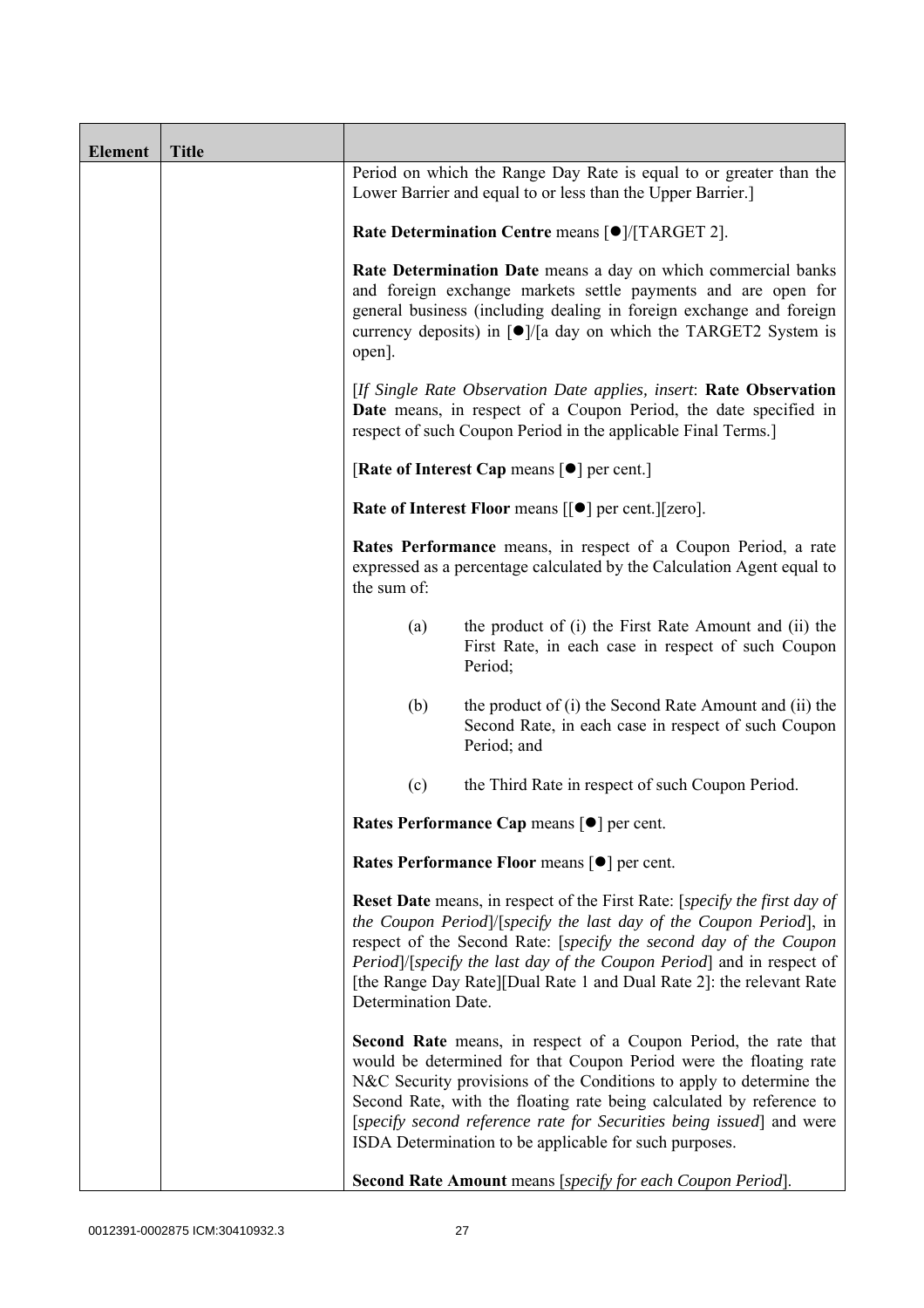| Element | Title |  |
|---|---|---|
| | | Period on which the Range Day Rate is equal to or greater than the Lower Barrier and equal to or less than the Upper Barrier.]<br><br>**Rate Determination Centre** means [●]/[TARGET 2].<br><br>**Rate Determination Date** means a day on which commercial banks and foreign exchange markets settle payments and are open for general business (including dealing in foreign exchange and foreign currency deposits) in [●]/[a day on which the TARGET2 System is open].<br><br>[*If Single Rate Observation Date applies, insert*: **Rate Observation Date** means, in respect of a Coupon Period, the date specified in respect of such Coupon Period in the applicable Final Terms.]<br><br>[**Rate of Interest Cap** means [●] per cent.]<br><br>**Rate of Interest Floor** means [[●] per cent.][zero].<br><br>**Rates Performance** means, in respect of a Coupon Period, a rate expressed as a percentage calculated by the Calculation Agent equal to the sum of:<br><br>(a) the product of (i) the First Rate Amount and (ii) the First Rate, in each case in respect of such Coupon Period;<br><br>(b) the product of (i) the Second Rate Amount and (ii) the Second Rate, in each case in respect of such Coupon Period; and<br><br>(c) the Third Rate in respect of such Coupon Period.<br><br>**Rates Performance Cap** means [●] per cent.<br><br>**Rates Performance Floor** means [●] per cent.<br><br>**Reset Date** means, in respect of the First Rate: [*specify the first day of the Coupon Period*]/[*specify the last day of the Coupon Period*], in respect of the Second Rate: [*specify the second day of the Coupon Period*]/[*specify the last day of the Coupon Period*] and in respect of [the Range Day Rate][Dual Rate 1 and Dual Rate 2]: the relevant Rate Determination Date.<br><br>**Second Rate** means, in respect of a Coupon Period, the rate that would be determined for that Coupon Period were the floating rate N&C Security provisions of the Conditions to apply to determine the Second Rate, with the floating rate being calculated by reference to [*specify second reference rate for Securities being issued*] and were ISDA Determination to be applicable for such purposes.<br><br>**Second Rate Amount** means [*specify for each Coupon Period*]. |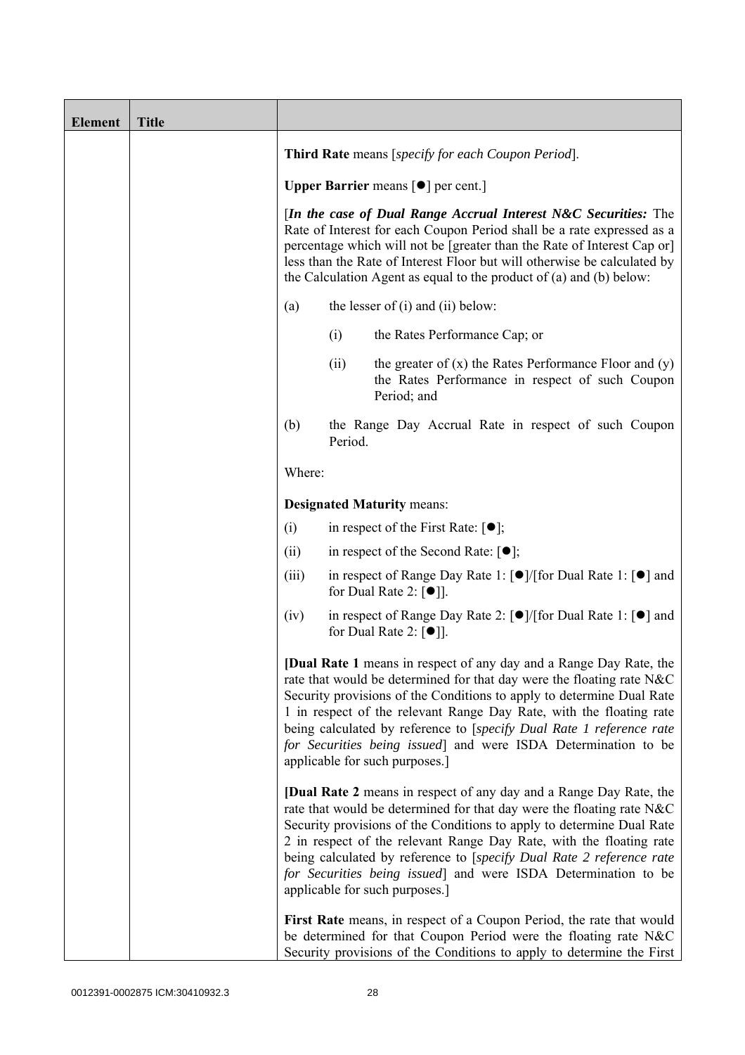| Element | Title | |
|---|---|---|
| | | **Third Rate** means [*specify for each Coupon Period*].<br><br>**Upper Barrier** means [●] per cent.]<br><br>[***In the case of Dual Range Accrual Interest N&C Securities:*** The Rate of Interest for each Coupon Period shall be a rate expressed as a percentage which will not be [greater than the Rate of Interest Cap or] less than the Rate of Interest Floor but will otherwise be calculated by the Calculation Agent as equal to the product of (a) and (b) below:<br><br>(a) the lesser of (i) and (ii) below:<br><br>(i) the Rates Performance Cap; or<br><br>(ii) the greater of (x) the Rates Performance Floor and (y) the Rates Performance in respect of such Coupon Period; and<br><br>(b) the Range Day Accrual Rate in respect of such Coupon Period.<br><br>Where:<br><br>**Designated Maturity** means:<br><br>(i) in respect of the First Rate: [●];<br><br>(ii) in respect of the Second Rate: [●];<br><br>(iii) in respect of Range Day Rate 1: [●]/[for Dual Rate 1: [●] and for Dual Rate 2: [●]].<br><br>(iv) in respect of Range Day Rate 2: [●]/[for Dual Rate 1: [●] and for Dual Rate 2: [●]].<br><br>[**Dual Rate 1** means in respect of any day and a Range Day Rate, the rate that would be determined for that day were the floating rate N&C Security provisions of the Conditions to apply to determine Dual Rate 1 in respect of the relevant Range Day Rate, with the floating rate being calculated by reference to [*specify Dual Rate 1 reference rate for Securities being issued*] and were ISDA Determination to be applicable for such purposes.]<br><br>[**Dual Rate 2** means in respect of any day and a Range Day Rate, the rate that would be determined for that day were the floating rate N&C Security provisions of the Conditions to apply to determine Dual Rate 2 in respect of the relevant Range Day Rate, with the floating rate being calculated by reference to [*specify Dual Rate 2 reference rate for Securities being issued*] and were ISDA Determination to be applicable for such purposes.]<br><br>**First Rate** means, in respect of a Coupon Period, the rate that would be determined for that Coupon Period were the floating rate N&C Security provisions of the Conditions to apply to determine the First |

0012391-0002875 ICM:30410932.3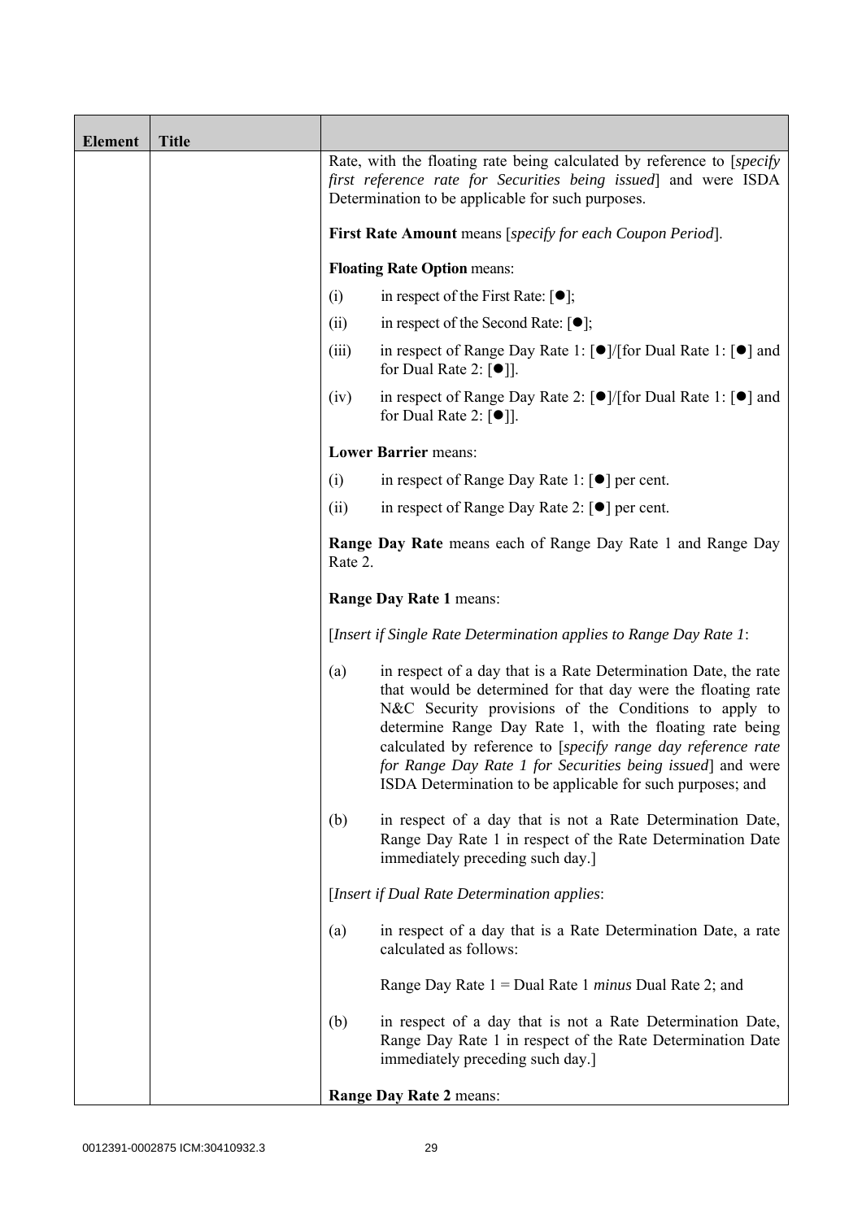| Element | Title | |
|---|---|---|
| | | Rate, with the floating rate being calculated by reference to [*specify first reference rate for Securities being issued*] and were ISDA Determination to be applicable for such purposes.<br><br>**First Rate Amount** means [*specify for each Coupon Period*].<br><br>**Floating Rate Option** means:<br><br>(i) in respect of the First Rate: [●];<br><br>(ii) in respect of the Second Rate: [●];<br><br>(iii) in respect of Range Day Rate 1: [●]/[for Dual Rate 1: [●] and for Dual Rate 2: [●]].<br><br>(iv) in respect of Range Day Rate 2: [●]/[for Dual Rate 1: [●] and for Dual Rate 2: [●]].<br><br>**Lower Barrier** means:<br><br>(i) in respect of Range Day Rate 1: [●] per cent.<br><br>(ii) in respect of Range Day Rate 2: [●] per cent.<br><br>**Range Day Rate** means each of Range Day Rate 1 and Range Day Rate 2.<br><br>**Range Day Rate 1** means:<br><br>[*Insert if Single Rate Determination applies to Range Day Rate 1*:<br><br>(a) in respect of a day that is a Rate Determination Date, the rate that would be determined for that day were the floating rate N&C Security provisions of the Conditions to apply to determine Range Day Rate 1, with the floating rate being calculated by reference to [*specify range day reference rate for Range Day Rate 1 for Securities being issued*] and were ISDA Determination to be applicable for such purposes; and<br><br>(b) in respect of a day that is not a Rate Determination Date, Range Day Rate 1 in respect of the Rate Determination Date immediately preceding such day.]<br><br>[*Insert if Dual Rate Determination applies*:<br><br>(a) in respect of a day that is a Rate Determination Date, a rate calculated as follows:<br><br>Range Day Rate 1 = Dual Rate 1 *minus* Dual Rate 2; and<br><br>(b) in respect of a day that is not a Rate Determination Date, Range Day Rate 1 in respect of the Rate Determination Date immediately preceding such day.]<br><br>**Range Day Rate 2** means: |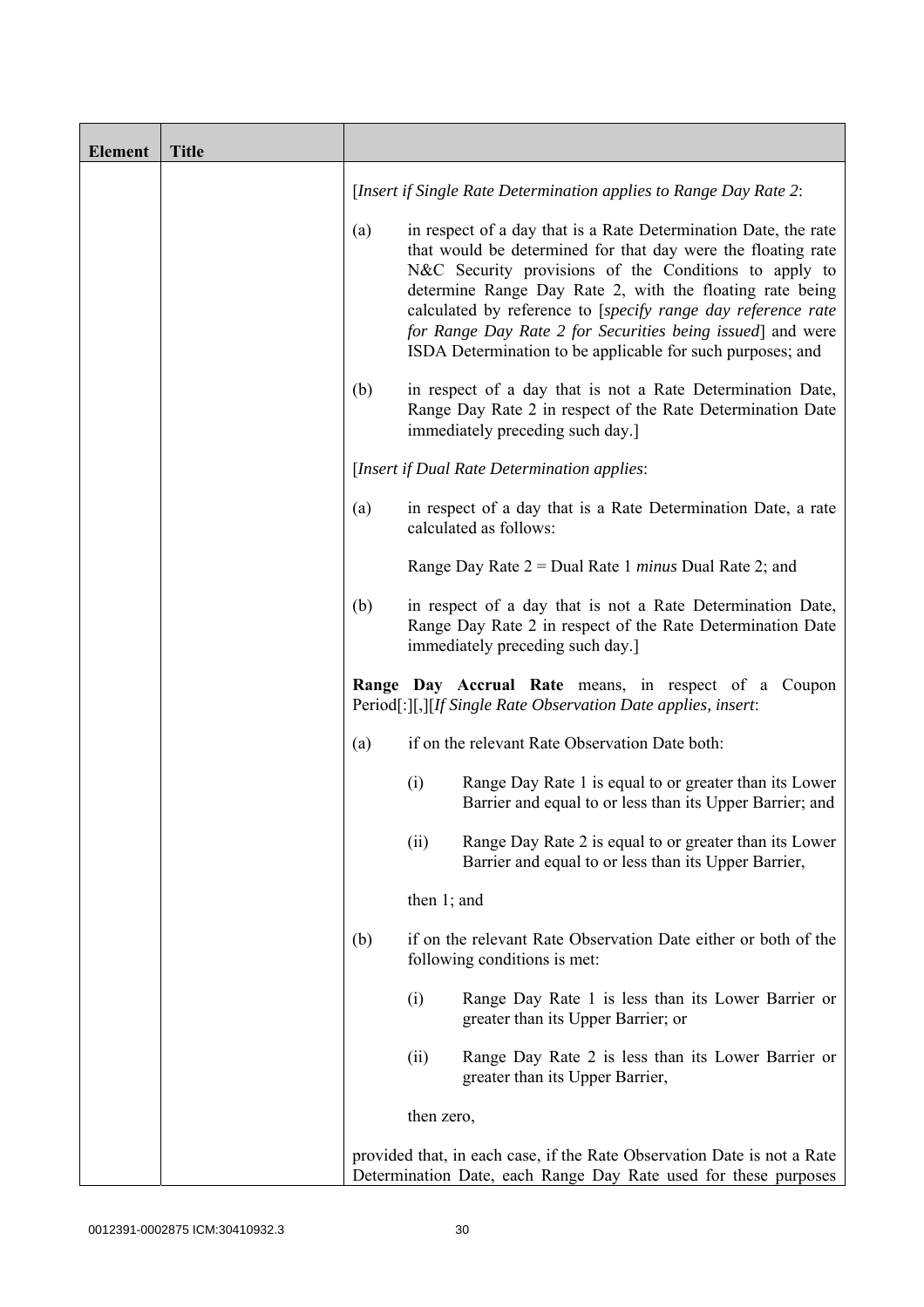| Element | Title | |
|---|---|---|
| | | [*Insert if Single Rate Determination applies to Range Day Rate 2*:<br><br>(a) in respect of a day that is a Rate Determination Date, the rate that would be determined for that day were the floating rate N&C Security provisions of the Conditions to apply to determine Range Day Rate 2, with the floating rate being calculated by reference to [*specify range day reference rate for Range Day Rate 2 for Securities being issued*] and were ISDA Determination to be applicable for such purposes; and<br><br>(b) in respect of a day that is not a Rate Determination Date, Range Day Rate 2 in respect of the Rate Determination Date immediately preceding such day.]<br><br>[*Insert if Dual Rate Determination applies*:<br><br>(a) in respect of a day that is a Rate Determination Date, a rate calculated as follows:<br><br>Range Day Rate 2 = Dual Rate 1 *minus* Dual Rate 2; and<br><br>(b) in respect of a day that is not a Rate Determination Date, Range Day Rate 2 in respect of the Rate Determination Date immediately preceding such day.]<br><br>**Range Day Accrual Rate** means, in respect of a Coupon Period[:][,][*If Single Rate Observation Date applies, insert*:<br><br>(a) if on the relevant Rate Observation Date both:<br><br>(i) Range Day Rate 1 is equal to or greater than its Lower Barrier and equal to or less than its Upper Barrier; and<br><br>(ii) Range Day Rate 2 is equal to or greater than its Lower Barrier and equal to or less than its Upper Barrier,<br><br>then 1; and<br><br>(b) if on the relevant Rate Observation Date either or both of the following conditions is met:<br><br>(i) Range Day Rate 1 is less than its Lower Barrier or greater than its Upper Barrier; or<br><br>(ii) Range Day Rate 2 is less than its Lower Barrier or greater than its Upper Barrier,<br><br>then zero,<br><br>provided that, in each case, if the Rate Observation Date is not a Rate Determination Date, each Range Day Rate used for these purposes |

0012391-0002875 ICM:30410932.3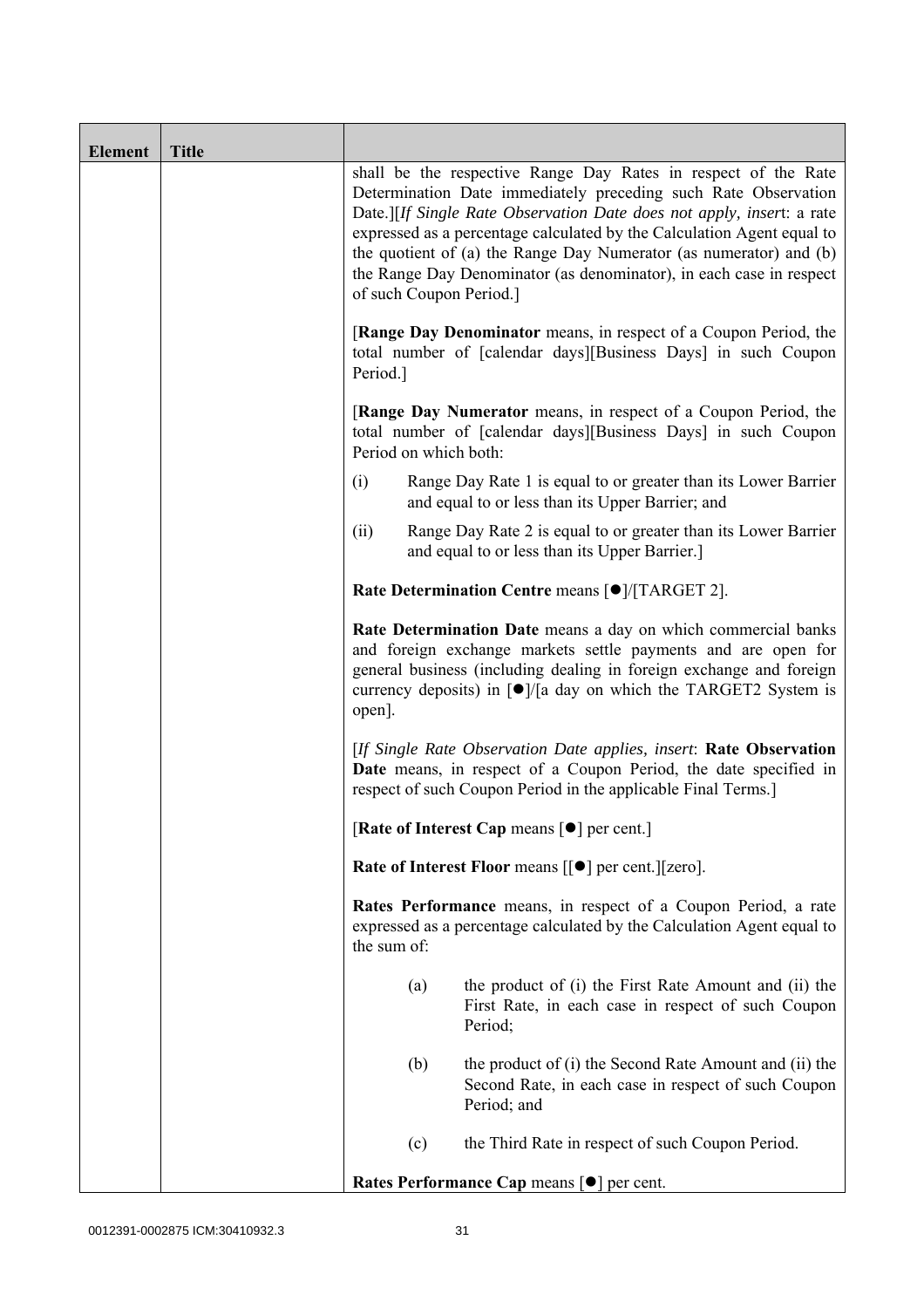| Element | Title | |
|---|---|---|
| | | shall be the respective Range Day Rates in respect of the Rate Determination Date immediately preceding such Rate Observation Date.][*If Single Rate Observation Date does not apply, insert*: a rate expressed as a percentage calculated by the Calculation Agent equal to the quotient of (a) the Range Day Numerator (as numerator) and (b) the Range Day Denominator (as denominator), in each case in respect of such Coupon Period.]<br><br>[**Range Day Denominator** means, in respect of a Coupon Period, the total number of [calendar days][Business Days] in such Coupon Period.]<br><br>[**Range Day Numerator** means, in respect of a Coupon Period, the total number of [calendar days][Business Days] in such Coupon Period on which both:<br><br>(i) Range Day Rate 1 is equal to or greater than its Lower Barrier and equal to or less than its Upper Barrier; and<br><br>(ii) Range Day Rate 2 is equal to or greater than its Lower Barrier and equal to or less than its Upper Barrier.]<br><br>**Rate Determination Centre** means [●]/[TARGET 2].<br><br>**Rate Determination Date** means a day on which commercial banks and foreign exchange markets settle payments and are open for general business (including dealing in foreign exchange and foreign currency deposits) in [●]/[a day on which the TARGET2 System is open].<br><br>[*If Single Rate Observation Date applies, insert*: **Rate Observation Date** means, in respect of a Coupon Period, the date specified in respect of such Coupon Period in the applicable Final Terms.]<br><br>[**Rate of Interest Cap** means [●] per cent.]<br><br>**Rate of Interest Floor** means [[●] per cent.][zero].<br><br>**Rates Performance** means, in respect of a Coupon Period, a rate expressed as a percentage calculated by the Calculation Agent equal to the sum of:<br><br>(a) the product of (i) the First Rate Amount and (ii) the First Rate, in each case in respect of such Coupon Period;<br><br>(b) the product of (i) the Second Rate Amount and (ii) the Second Rate, in each case in respect of such Coupon Period; and<br><br>(c) the Third Rate in respect of such Coupon Period.<br><br>**Rates Performance Cap** means [●] per cent. |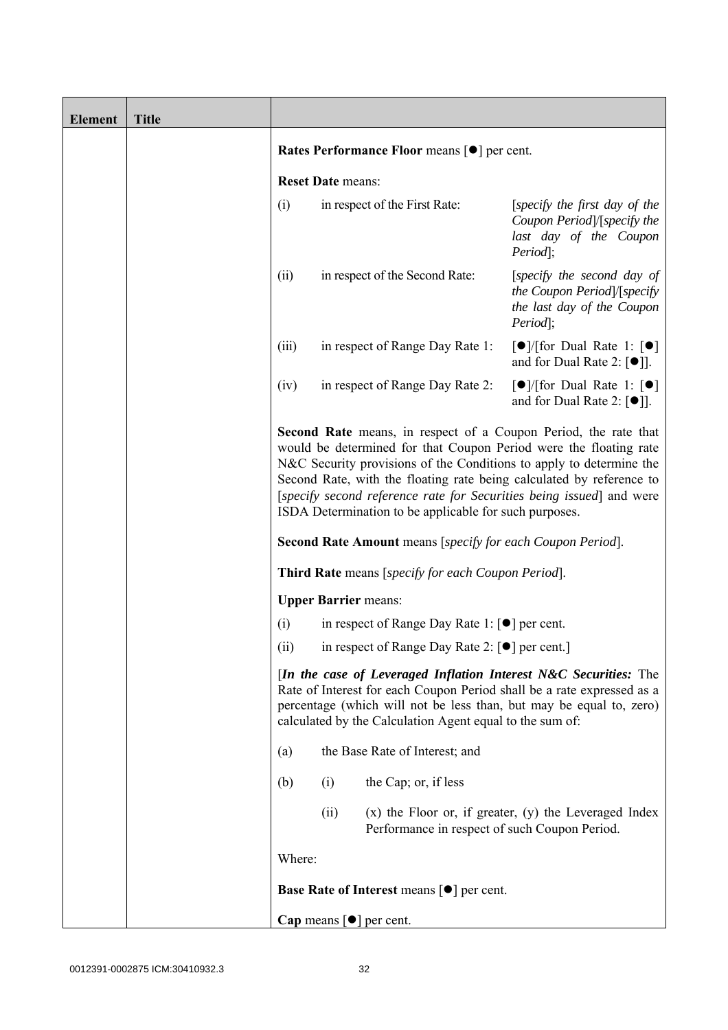| Element | Title | |
|---|---|---|
| | | **Rates Performance Floor** means [●] per cent.<br><br>**Reset Date** means:<br><br>(i) in respect of the First Rate: [*specify the first day of the Coupon Period*]/[*specify the last day of the Coupon Period*];<br><br>(ii) in respect of the Second Rate: [*specify the second day of the Coupon Period*]/[*specify the last day of the Coupon Period*];<br><br>(iii) in respect of Range Day Rate 1: [●]/[for Dual Rate 1: [●] and for Dual Rate 2: [●]].<br><br>(iv) in respect of Range Day Rate 2: [●]/[for Dual Rate 1: [●] and for Dual Rate 2: [●]].<br><br>**Second Rate** means, in respect of a Coupon Period, the rate that would be determined for that Coupon Period were the floating rate N&C Security provisions of the Conditions to apply to determine the Second Rate, with the floating rate being calculated by reference to [*specify second reference rate for Securities being issued*] and were ISDA Determination to be applicable for such purposes.<br><br>**Second Rate Amount** means [*specify for each Coupon Period*].<br><br>**Third Rate** means [*specify for each Coupon Period*].<br><br>**Upper Barrier** means:<br><br>(i) in respect of Range Day Rate 1: [●] per cent.<br><br>(ii) in respect of Range Day Rate 2: [●] per cent.]<br><br>[***In the case of Leveraged Inflation Interest N&C Securities:*** The Rate of Interest for each Coupon Period shall be a rate expressed as a percentage (which will not be less than, but may be equal to, zero) calculated by the Calculation Agent equal to the sum of:<br><br>(a) the Base Rate of Interest; and<br><br>(b) (i) the Cap; or, if less<br><br>(ii) (x) the Floor or, if greater, (y) the Leveraged Index Performance in respect of such Coupon Period.<br><br>Where:<br><br>**Base Rate of Interest** means [●] per cent.<br><br>**Cap** means [●] per cent. |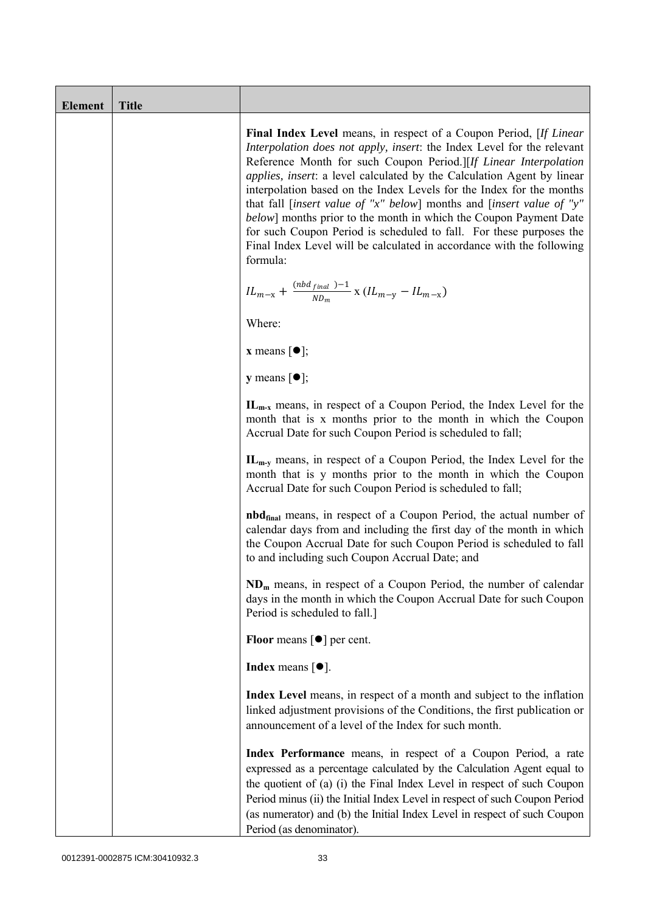| Element | Title | |
|---|---|---|
| | | **Final Index Level** means, in respect of a Coupon Period, [*If Linear Interpolation does not apply, insert*: the Index Level for the relevant Reference Month for such Coupon Period.][*If Linear Interpolation applies, insert*: a level calculated by the Calculation Agent by linear interpolation based on the Index Levels for the Index for the months that fall [*insert value of "x" below*] months and [*insert value of "y" below*] months prior to the month in which the Coupon Payment Date for such Coupon Period is scheduled to fall. For these purposes the Final Index Level will be calculated in accordance with the following formula:<br><br>$IL_{m-\mathrm{x}} + \frac{(nbd_{final})-1}{ND_m} \text{ x } (IL_{m-\mathrm{y}} - IL_{m-\mathrm{x}})$<br><br>Where:<br><br>**x** means [●];<br><br>**y** means [●];<br><br>$\mathbf{IL_{m-x}}$ means, in respect of a Coupon Period, the Index Level for the month that is x months prior to the month in which the Coupon Accrual Date for such Coupon Period is scheduled to fall;<br><br>$\mathbf{IL_{m-y}}$ means, in respect of a Coupon Period, the Index Level for the month that is y months prior to the month in which the Coupon Accrual Date for such Coupon Period is scheduled to fall;<br><br>$\mathbf{nbd_{final}}$ means, in respect of a Coupon Period, the actual number of calendar days from and including the first day of the month in which the Coupon Accrual Date for such Coupon Period is scheduled to fall to and including such Coupon Accrual Date; and<br><br>$\mathbf{ND_m}$ means, in respect of a Coupon Period, the number of calendar days in the month in which the Coupon Accrual Date for such Coupon Period is scheduled to fall.]<br><br>**Floor** means [●] per cent.<br><br>**Index** means [●].<br><br>**Index Level** means, in respect of a month and subject to the inflation linked adjustment provisions of the Conditions, the first publication or announcement of a level of the Index for such month.<br><br>**Index Performance** means, in respect of a Coupon Period, a rate expressed as a percentage calculated by the Calculation Agent equal to the quotient of (a) (i) the Final Index Level in respect of such Coupon Period minus (ii) the Initial Index Level in respect of such Coupon Period (as numerator) and (b) the Initial Index Level in respect of such Coupon Period (as denominator). |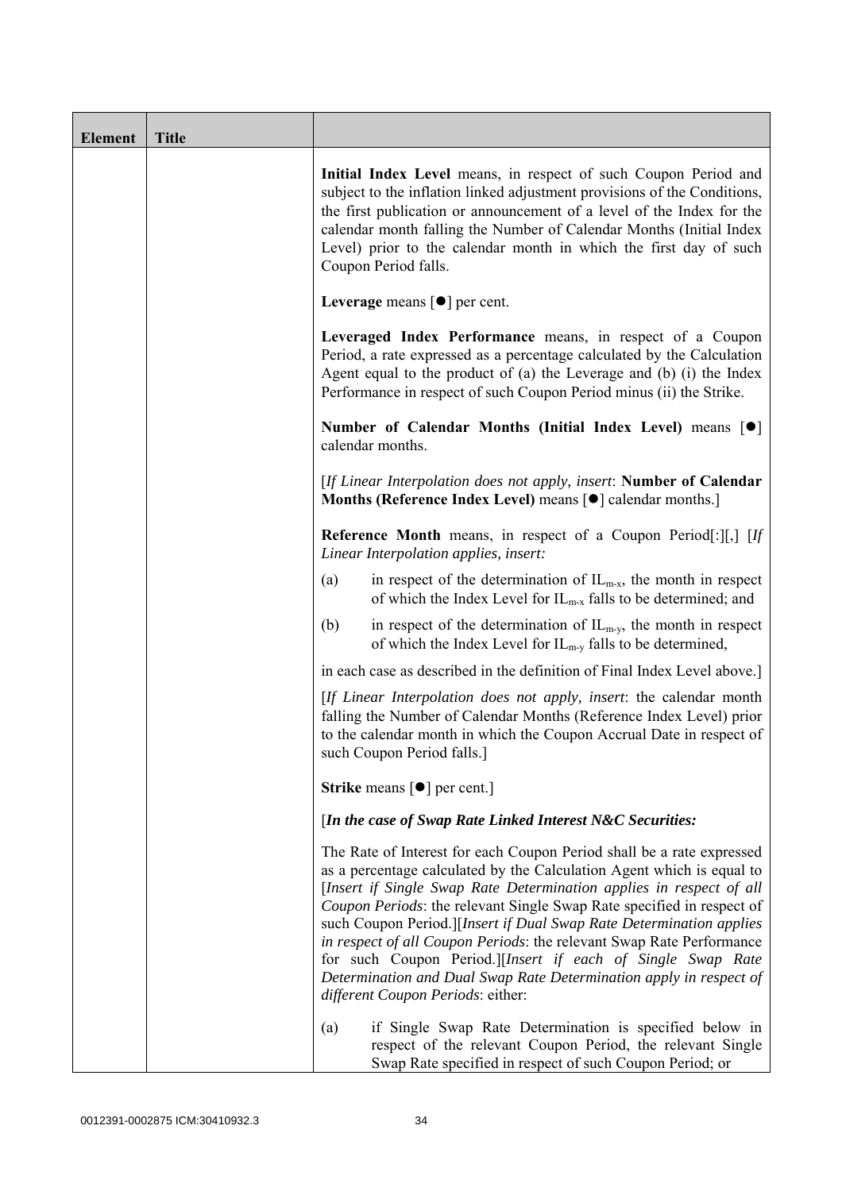| Element | Title | |
|---|---|---|
| | | **Initial Index Level** means, in respect of such Coupon Period and subject to the inflation linked adjustment provisions of the Conditions, the first publication or announcement of a level of the Index for the calendar month falling the Number of Calendar Months (Initial Index Level) prior to the calendar month in which the first day of such Coupon Period falls.<br><br>**Leverage** means [●] per cent.<br><br>**Leveraged Index Performance** means, in respect of a Coupon Period, a rate expressed as a percentage calculated by the Calculation Agent equal to the product of (a) the Leverage and (b) (i) the Index Performance in respect of such Coupon Period minus (ii) the Strike.<br><br>**Number of Calendar Months (Initial Index Level)** means [●] calendar months.<br><br>[*If Linear Interpolation does not apply, insert*: **Number of Calendar Months (Reference Index Level)** means [●] calendar months.]<br><br>**Reference Month** means, in respect of a Coupon Period[:][,] [*If Linear Interpolation applies, insert:*<br><br>(a) in respect of the determination of $IL_{m-x}$, the month in respect of which the Index Level for $IL_{m-x}$ falls to be determined; and<br><br>(b) in respect of the determination of $IL_{m-y}$, the month in respect of which the Index Level for $IL_{m-y}$ falls to be determined,<br><br>in each case as described in the definition of Final Index Level above.]<br><br>[*If Linear Interpolation does not apply, insert*: the calendar month falling the Number of Calendar Months (Reference Index Level) prior to the calendar month in which the Coupon Accrual Date in respect of such Coupon Period falls.]<br><br>**Strike** means [●] per cent.]<br><br>[***In the case of Swap Rate Linked Interest N&C Securities:***<br><br>The Rate of Interest for each Coupon Period shall be a rate expressed as a percentage calculated by the Calculation Agent which is equal to [*Insert if Single Swap Rate Determination applies in respect of all Coupon Periods*: the relevant Single Swap Rate specified in respect of such Coupon Period.][*Insert if Dual Swap Rate Determination applies in respect of all Coupon Periods*: the relevant Swap Rate Performance for such Coupon Period.][*Insert if each of Single Swap Rate Determination and Dual Swap Rate Determination apply in respect of different Coupon Periods*: either:<br><br>(a) if Single Swap Rate Determination is specified below in respect of the relevant Coupon Period, the relevant Single Swap Rate specified in respect of such Coupon Period; or |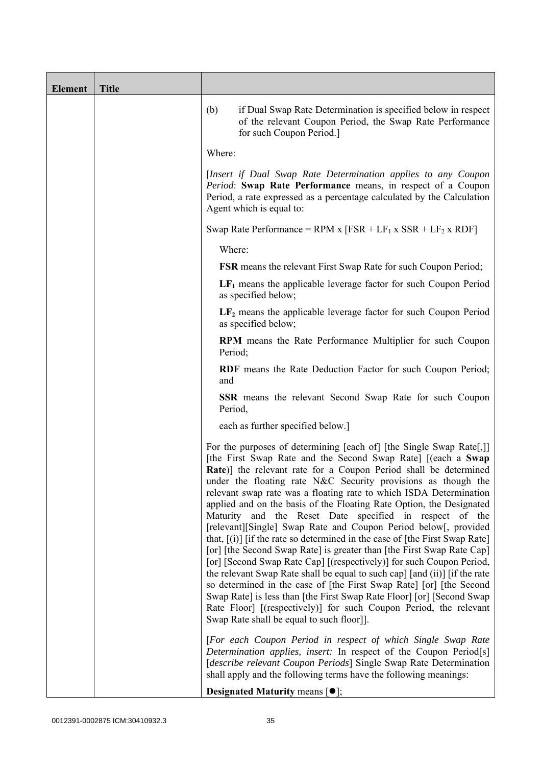| Element | Title | |
|---|---|---|
| | | (b) if Dual Swap Rate Determination is specified below in respect of the relevant Coupon Period, the Swap Rate Performance for such Coupon Period.]<br><br>Where:<br><br>[*Insert if Dual Swap Rate Determination applies to any Coupon Period*: **Swap Rate Performance** means, in respect of a Coupon Period, a rate expressed as a percentage calculated by the Calculation Agent which is equal to:<br><br>Swap Rate Performance = RPM x [FSR + $LF_1$ x SSR + $LF_2$ x RDF]<br><br>Where:<br><br>**FSR** means the relevant First Swap Rate for such Coupon Period;<br><br>**$LF_1$** means the applicable leverage factor for such Coupon Period as specified below;<br><br>**$LF_2$** means the applicable leverage factor for such Coupon Period as specified below;<br><br>**RPM** means the Rate Performance Multiplier for such Coupon Period;<br><br>**RDF** means the Rate Deduction Factor for such Coupon Period; and<br><br>**SSR** means the relevant Second Swap Rate for such Coupon Period,<br><br>each as further specified below.]<br><br>For the purposes of determining [each of] [the Single Swap Rate[,]] [the First Swap Rate and the Second Swap Rate] [(each a **Swap Rate**)] the relevant rate for a Coupon Period shall be determined under the floating rate N&C Security provisions as though the relevant swap rate was a floating rate to which ISDA Determination applied and on the basis of the Floating Rate Option, the Designated Maturity and the Reset Date specified in respect of the [relevant][Single] Swap Rate and Coupon Period below[, provided that, [(i)] [if the rate so determined in the case of [the First Swap Rate] [or] [the Second Swap Rate] is greater than [the First Swap Rate Cap] [or] [Second Swap Rate Cap] [(respectively)] for such Coupon Period, the relevant Swap Rate shall be equal to such cap] [and (ii)] [if the rate so determined in the case of [the First Swap Rate] [or] [the Second Swap Rate] is less than [the First Swap Rate Floor] [or] [Second Swap Rate Floor] [(respectively)] for such Coupon Period, the relevant Swap Rate shall be equal to such floor]].<br><br>[*For each Coupon Period in respect of which Single Swap Rate Determination applies, insert:* In respect of the Coupon Period[s] [*describe relevant Coupon Periods*] Single Swap Rate Determination shall apply and the following terms have the following meanings:<br><br>**Designated Maturity** means [●]; |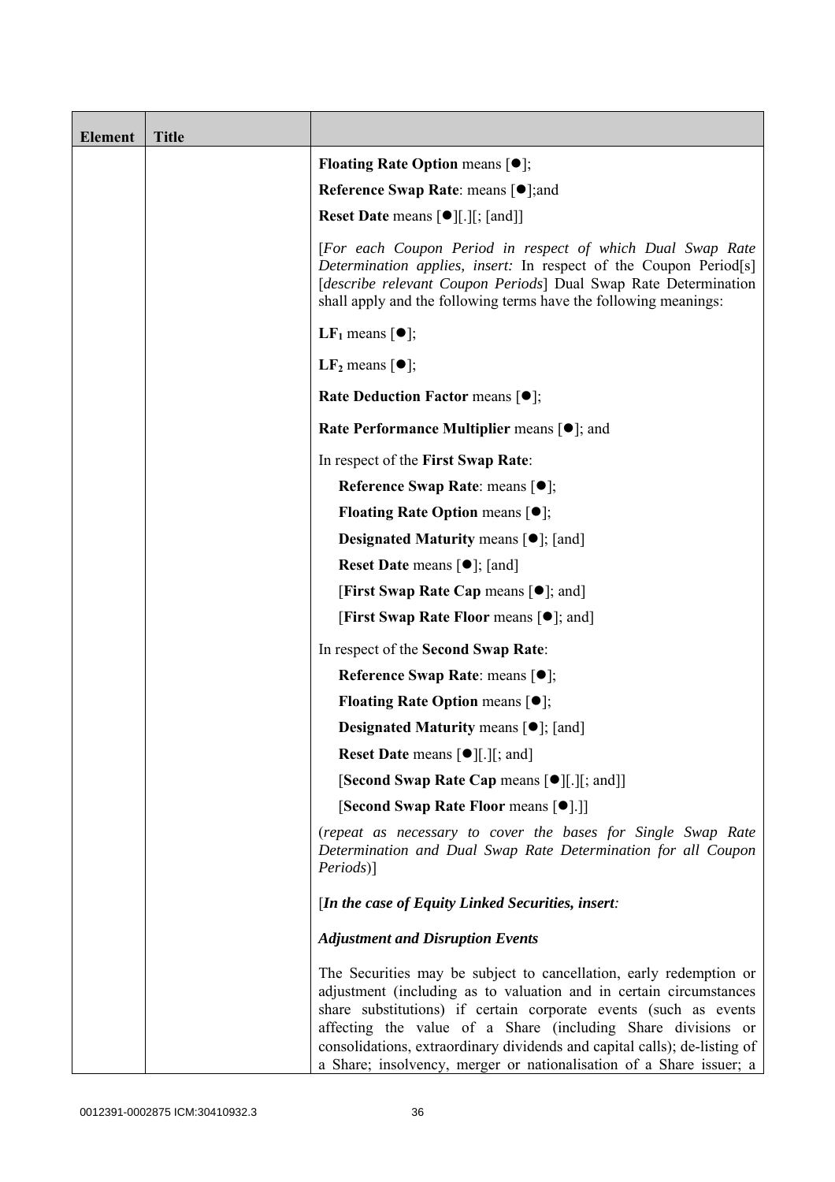| Element | Title | |
|---|---|---|
| | | **Floating Rate Option** means [●];<br><br>**Reference Swap Rate**: means [●];and<br><br>**Reset Date** means [●][.][; [and]]<br><br>[*For each Coupon Period in respect of which Dual Swap Rate Determination applies, insert:* In respect of the Coupon Period[s] [*describe relevant Coupon Periods*] Dual Swap Rate Determination shall apply and the following terms have the following meanings:<br><br>**$LF_1$** means [●];<br><br>**$LF_2$** means [●];<br><br>**Rate Deduction Factor** means [●];<br><br>**Rate Performance Multiplier** means [●]; and<br><br>In respect of the **First Swap Rate**:<br><br>**Reference Swap Rate**: means [●];<br><br>**Floating Rate Option** means [●];<br><br>**Designated Maturity** means [●]; [and]<br><br>**Reset Date** means [●]; [and]<br><br>[**First Swap Rate Cap** means [●]; and]<br><br>[**First Swap Rate Floor** means [●]; and]<br><br>In respect of the **Second Swap Rate**:<br><br>**Reference Swap Rate**: means [●];<br><br>**Floating Rate Option** means [●];<br><br>**Designated Maturity** means [●]; [and]<br><br>**Reset Date** means [●][.][; and]<br><br>[**Second Swap Rate Cap** means [●][.][; and]]<br><br>[**Second Swap Rate Floor** means [●].]]<br><br>(*repeat as necessary to cover the bases for Single Swap Rate Determination and Dual Swap Rate Determination for all Coupon Periods*)]<br><br>[***In the case of Equity Linked Securities, insert:***<br><br>***Adjustment and Disruption Events***<br><br>The Securities may be subject to cancellation, early redemption or adjustment (including as to valuation and in certain circumstances share substitutions) if certain corporate events (such as events affecting the value of a Share (including Share divisions or consolidations, extraordinary dividends and capital calls); de-listing of a Share; insolvency, merger or nationalisation of a Share issuer; a |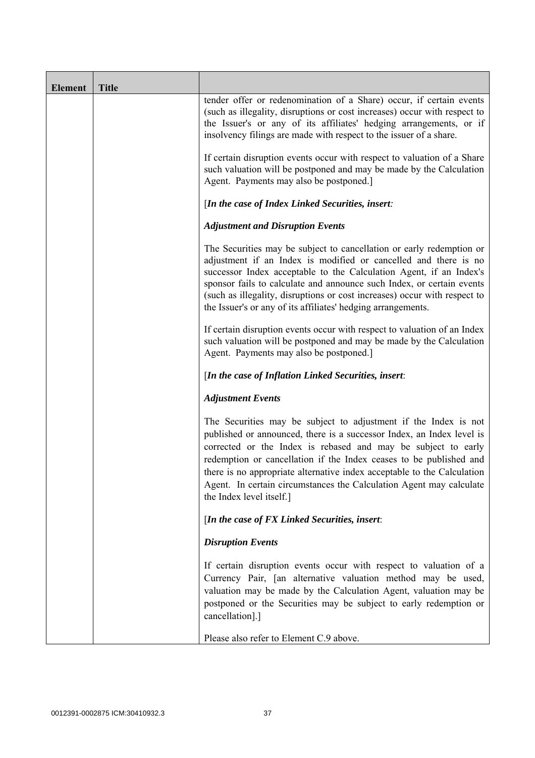| Element | Title | |
|---|---|---|
| | | tender offer or redenomination of a Share) occur, if certain events (such as illegality, disruptions or cost increases) occur with respect to the Issuer's or any of its affiliates' hedging arrangements, or if insolvency filings are made with respect to the issuer of a share.<br><br>If certain disruption events occur with respect to valuation of a Share such valuation will be postponed and may be made by the Calculation Agent. Payments may also be postponed.]<br><br>[***In the case of Index Linked Securities, insert:***<br><br>***Adjustment and Disruption Events***<br><br>The Securities may be subject to cancellation or early redemption or adjustment if an Index is modified or cancelled and there is no successor Index acceptable to the Calculation Agent, if an Index's sponsor fails to calculate and announce such Index, or certain events (such as illegality, disruptions or cost increases) occur with respect to the Issuer's or any of its affiliates' hedging arrangements.<br><br>If certain disruption events occur with respect to valuation of an Index such valuation will be postponed and may be made by the Calculation Agent. Payments may also be postponed.]<br><br>[***In the case of Inflation Linked Securities, insert***:<br><br>***Adjustment Events***<br><br>The Securities may be subject to adjustment if the Index is not published or announced, there is a successor Index, an Index level is corrected or the Index is rebased and may be subject to early redemption or cancellation if the Index ceases to be published and there is no appropriate alternative index acceptable to the Calculation Agent. In certain circumstances the Calculation Agent may calculate the Index level itself.]<br><br>[***In the case of FX Linked Securities, insert***:<br><br>***Disruption Events***<br><br>If certain disruption events occur with respect to valuation of a Currency Pair, [an alternative valuation method may be used, valuation may be made by the Calculation Agent, valuation may be postponed or the Securities may be subject to early redemption or cancellation].]<br><br>Please also refer to Element C.9 above. |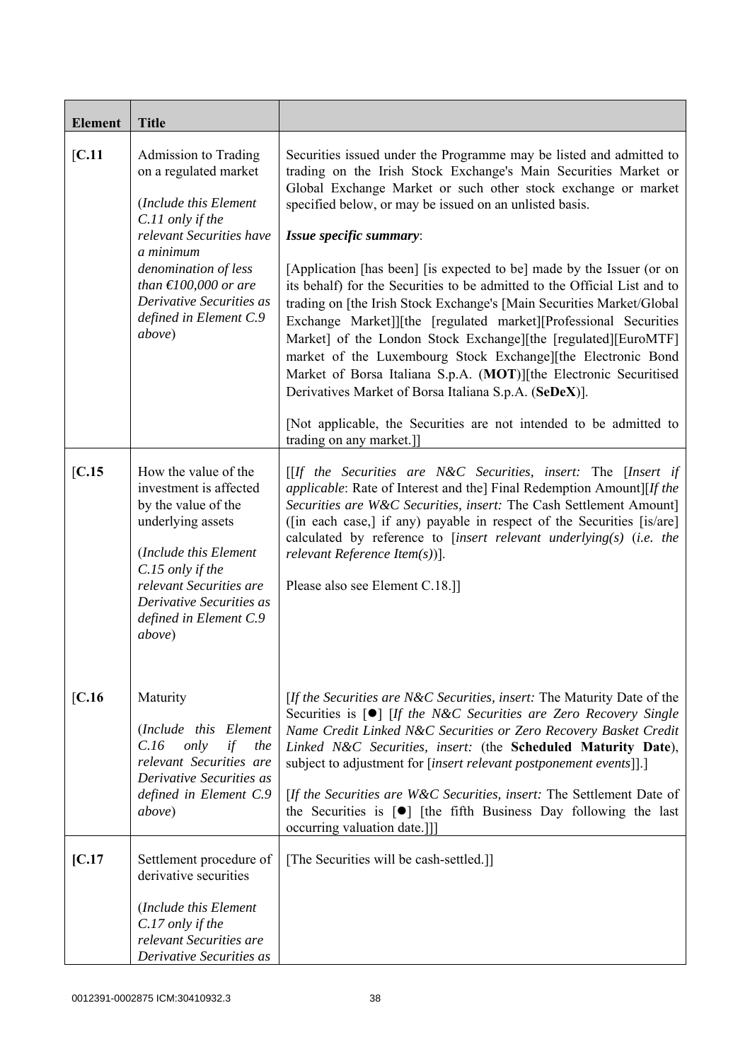| Element | Title | |
|---|---|---|
| [C.11 | Admission to Trading on a regulated market<br><br>(*Include this Element C.11 only if the relevant Securities have a minimum denomination of less than €100,000 or are Derivative Securities as defined in Element C.9 above*) | Securities issued under the Programme may be listed and admitted to trading on the Irish Stock Exchange's Main Securities Market or Global Exchange Market or such other stock exchange or market specified below, or may be issued on an unlisted basis.<br><br>***Issue specific summary***:<br><br>[Application [has been] [is expected to be] made by the Issuer (or on its behalf) for the Securities to be admitted to the Official List and to trading on [the Irish Stock Exchange's [Main Securities Market/Global Exchange Market]][the [regulated market][Professional Securities Market] of the London Stock Exchange][the [regulated][EuroMTF] market of the Luxembourg Stock Exchange][the Electronic Bond Market of Borsa Italiana S.p.A. (**MOT**)][the Electronic Securitised Derivatives Market of Borsa Italiana S.p.A. (**SeDeX**)].<br><br>[Not applicable, the Securities are not intended to be admitted to trading on any market.]] |
| [C.15 | How the value of the investment is affected by the value of the underlying assets<br><br>(*Include this Element C.15 only if the relevant Securities are Derivative Securities as defined in Element C.9 above*) | [[*If the Securities are N&C Securities, insert:* The [*Insert if applicable*: Rate of Interest and the] Final Redemption Amount][*If the Securities are W&C Securities, insert:* The Cash Settlement Amount] ([in each case,] if any) payable in respect of the Securities [is/are] calculated by reference to [*insert relevant underlying(s)* (*i.e. the relevant Reference Item(s)*)].<br><br>Please also see Element C.18.]] |
| [C.16 | Maturity<br><br>(*Include this Element C.16 only if the relevant Securities are Derivative Securities as defined in Element C.9 above*) | [*If the Securities are N&C Securities, insert:* The Maturity Date of the Securities is [●] [*If the N&C Securities are Zero Recovery Single Name Credit Linked N&C Securities or Zero Recovery Basket Credit Linked N&C Securities, insert:* (the **Scheduled Maturity Date**), subject to adjustment for [*insert relevant postponement events*]].]<br><br>[*If the Securities are W&C Securities, insert:* The Settlement Date of the Securities is [●] [the fifth Business Day following the last occurring valuation date.]]] |
| [C.17 | Settlement procedure of derivative securities<br><br>(*Include this Element C.17 only if the relevant Securities are Derivative Securities as* | [The Securities will be cash-settled.]] |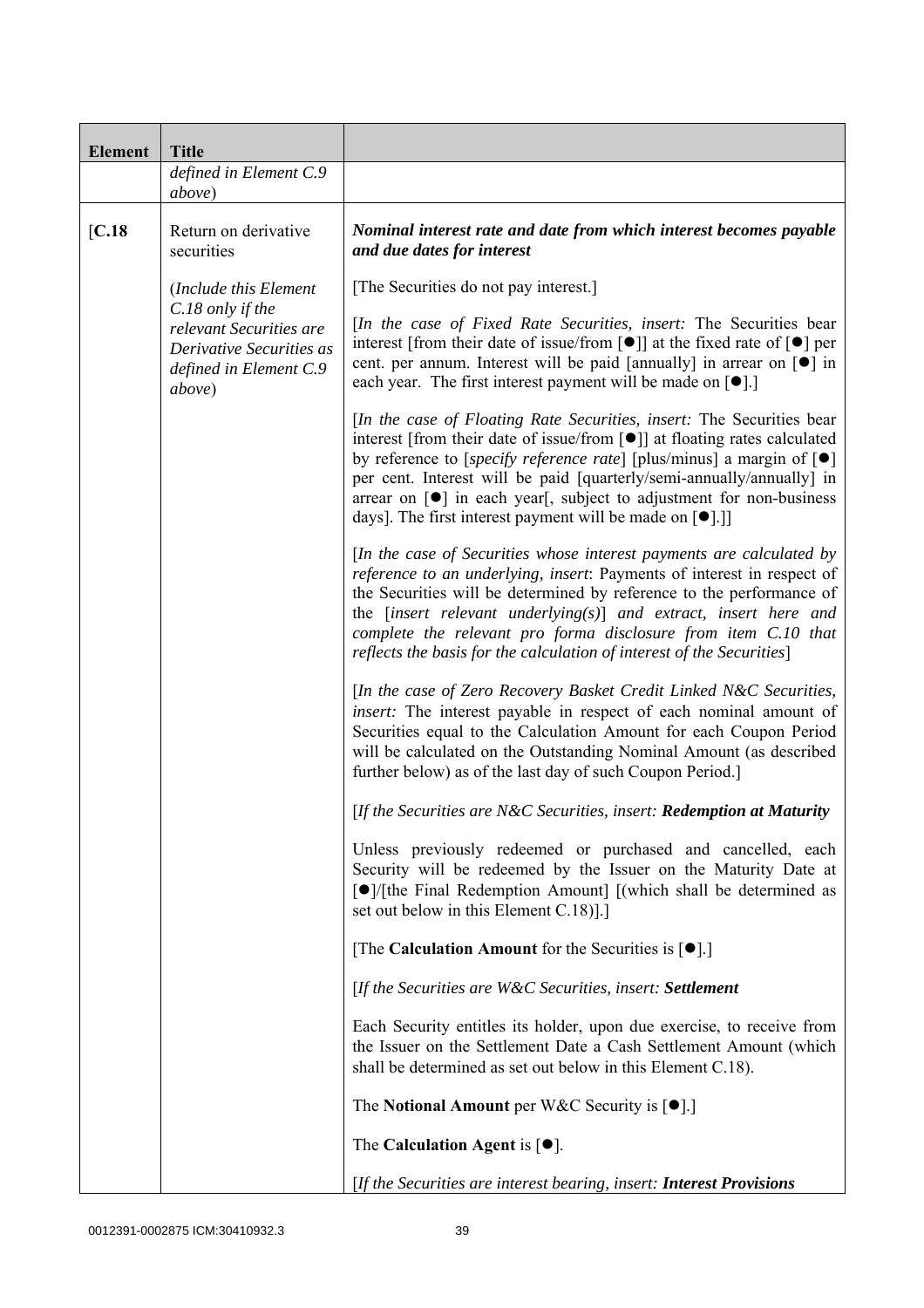| Element | Title | |
|---|---|---|
| | defined in Element C.9 *above*) | |
| [**C.18** | Return on derivative securities<br><br>(*Include this Element C.18 only if the relevant Securities are Derivative Securities as defined in Element C.9 above*) | ***Nominal interest rate and date from which interest becomes payable and due dates for interest***<br><br>[The Securities do not pay interest.]<br><br>[*In the case of Fixed Rate Securities, insert:* The Securities bear interest [from their date of issue/from [●]] at the fixed rate of [●] per cent. per annum. Interest will be paid [annually] in arrear on [●] in each year. The first interest payment will be made on [●].]<br><br>[*In the case of Floating Rate Securities, insert:* The Securities bear interest [from their date of issue/from [●]] at floating rates calculated by reference to [*specify reference rate*] [plus/minus] a margin of [●] per cent. Interest will be paid [quarterly/semi-annually/annually] in arrear on [●] in each year[, subject to adjustment for non-business days]. The first interest payment will be made on [●].]]<br><br>[*In the case of Securities whose interest payments are calculated by reference to an underlying, insert*: Payments of interest in respect of the Securities will be determined by reference to the performance of the [*insert relevant underlying(s)*] *and extract, insert here and complete the relevant pro forma disclosure from item C.10 that reflects the basis for the calculation of interest of the Securities*]<br><br>[*In the case of Zero Recovery Basket Credit Linked N&C Securities, insert:* The interest payable in respect of each nominal amount of Securities equal to the Calculation Amount for each Coupon Period will be calculated on the Outstanding Nominal Amount (as described further below) as of the last day of such Coupon Period.]<br><br>[*If the Securities are N&C Securities, insert:* ***Redemption at Maturity***<br><br>Unless previously redeemed or purchased and cancelled, each Security will be redeemed by the Issuer on the Maturity Date at [●]/[the Final Redemption Amount] [(which shall be determined as set out below in this Element C.18)].]<br><br>[The **Calculation Amount** for the Securities is [●].]<br><br>[*If the Securities are W&C Securities, insert:* ***Settlement***<br><br>Each Security entitles its holder, upon due exercise, to receive from the Issuer on the Settlement Date a Cash Settlement Amount (which shall be determined as set out below in this Element C.18).<br><br>The **Notional Amount** per W&C Security is [●].]<br><br>The **Calculation Agent** is [●].<br><br>[*If the Securities are interest bearing, insert:* ***Interest Provisions*** |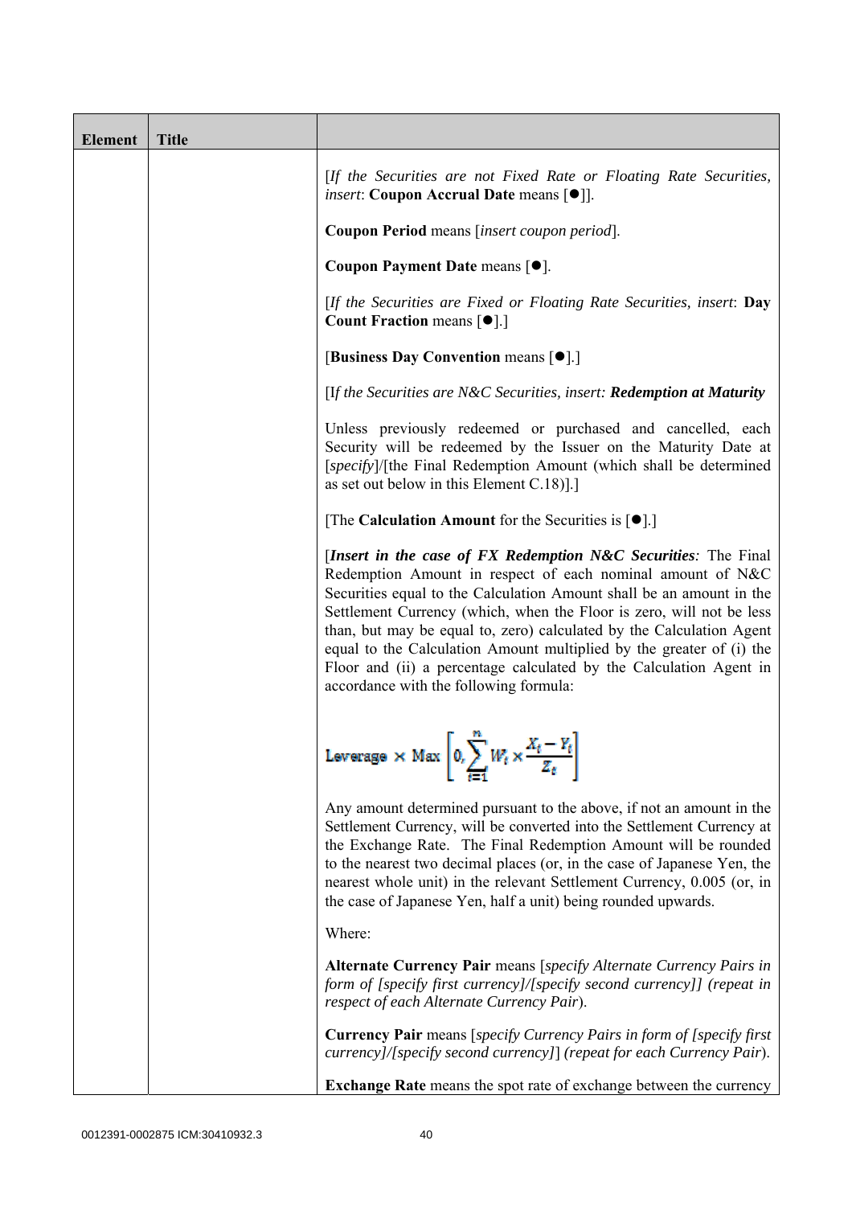| Element | Title | |
|---|---|---|
| | | [*If the Securities are not Fixed Rate or Floating Rate Securities, insert*: **Coupon Accrual Date** means [●]].<br><br>**Coupon Period** means [*insert coupon period*].<br><br>**Coupon Payment Date** means [●].<br><br>[*If the Securities are Fixed or Floating Rate Securities, insert*: **Day Count Fraction** means [●].]<br><br>[**Business Day Convention** means [●].]<br><br>[I*f the Securities are N&C Securities, insert:* ***Redemption at Maturity***<br><br>Unless previously redeemed or purchased and cancelled, each Security will be redeemed by the Issuer on the Maturity Date at [*specify*]/[the Final Redemption Amount (which shall be determined as set out below in this Element C.18)].]<br><br>[The **Calculation Amount** for the Securities is [●].]<br><br>[***Insert in the case of FX Redemption N&C Securities****:* The Final Redemption Amount in respect of each nominal amount of N&C Securities equal to the Calculation Amount shall be an amount in the Settlement Currency (which, when the Floor is zero, will not be less than, but may be equal to, zero) calculated by the Calculation Agent equal to the Calculation Amount multiplied by the greater of (i) the Floor and (ii) a percentage calculated by the Calculation Agent in accordance with the following formula:<br><br>$$\text{Leverage} \times \text{Max}\left[0, \sum_{t=1}^{n} W_t \times \frac{X_t - Y_t}{Z_t}\right]$$<br><br>Any amount determined pursuant to the above, if not an amount in the Settlement Currency, will be converted into the Settlement Currency at the Exchange Rate. The Final Redemption Amount will be rounded to the nearest two decimal places (or, in the case of Japanese Yen, the nearest whole unit) in the relevant Settlement Currency, 0.005 (or, in the case of Japanese Yen, half a unit) being rounded upwards.<br><br>Where:<br><br>**Alternate Currency Pair** means [*specify Alternate Currency Pairs in form of [specify first currency]/[specify second currency]] (repeat in respect of each Alternate Currency Pair*).<br><br>**Currency Pair** means [*specify Currency Pairs in form of [specify first currency]/[specify second currency]*] *(repeat for each Currency Pair*).<br><br>**Exchange Rate** means the spot rate of exchange between the currency |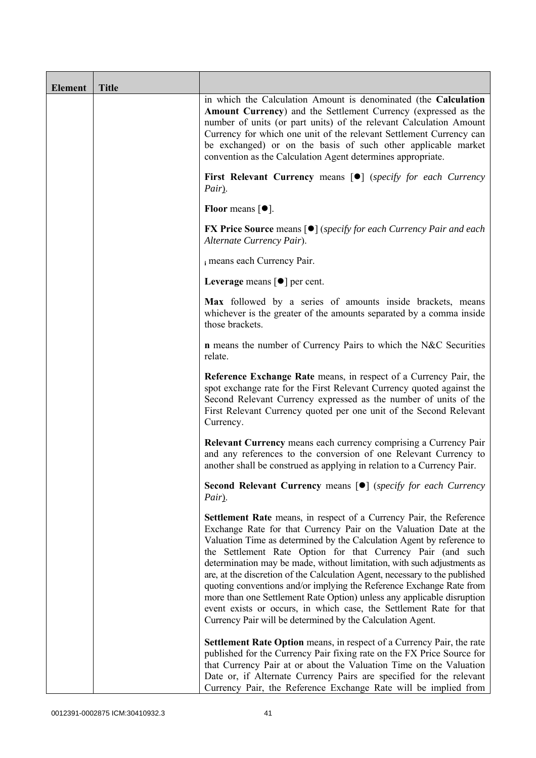| Element | Title | |
|---|---|---|
| | | in which the Calculation Amount is denominated (the **Calculation Amount Currency**) and the Settlement Currency (expressed as the number of units (or part units) of the relevant Calculation Amount Currency for which one unit of the relevant Settlement Currency can be exchanged) or on the basis of such other applicable market convention as the Calculation Agent determines appropriate.<br><br>**First Relevant Currency** means [●] (*specify for each Currency Pair*).<br><br>**Floor** means [●].<br><br>**FX Price Source** means [●] (*specify for each Currency Pair and each Alternate Currency Pair*).<br><br>$_{i}$ means each Currency Pair.<br><br>**Leverage** means [●] per cent.<br><br>**Max** followed by a series of amounts inside brackets, means whichever is the greater of the amounts separated by a comma inside those brackets.<br><br>**n** means the number of Currency Pairs to which the N&C Securities relate.<br><br>**Reference Exchange Rate** means, in respect of a Currency Pair, the spot exchange rate for the First Relevant Currency quoted against the Second Relevant Currency expressed as the number of units of the First Relevant Currency quoted per one unit of the Second Relevant Currency.<br><br>**Relevant Currency** means each currency comprising a Currency Pair and any references to the conversion of one Relevant Currency to another shall be construed as applying in relation to a Currency Pair.<br><br>**Second Relevant Currency** means [●] (*specify for each Currency Pair*).<br><br>**Settlement Rate** means, in respect of a Currency Pair, the Reference Exchange Rate for that Currency Pair on the Valuation Date at the Valuation Time as determined by the Calculation Agent by reference to the Settlement Rate Option for that Currency Pair (and such determination may be made, without limitation, with such adjustments as are, at the discretion of the Calculation Agent, necessary to the published quoting conventions and/or implying the Reference Exchange Rate from more than one Settlement Rate Option) unless any applicable disruption event exists or occurs, in which case, the Settlement Rate for that Currency Pair will be determined by the Calculation Agent.<br><br>**Settlement Rate Option** means, in respect of a Currency Pair, the rate published for the Currency Pair fixing rate on the FX Price Source for that Currency Pair at or about the Valuation Time on the Valuation Date or, if Alternate Currency Pairs are specified for the relevant Currency Pair, the Reference Exchange Rate will be implied from |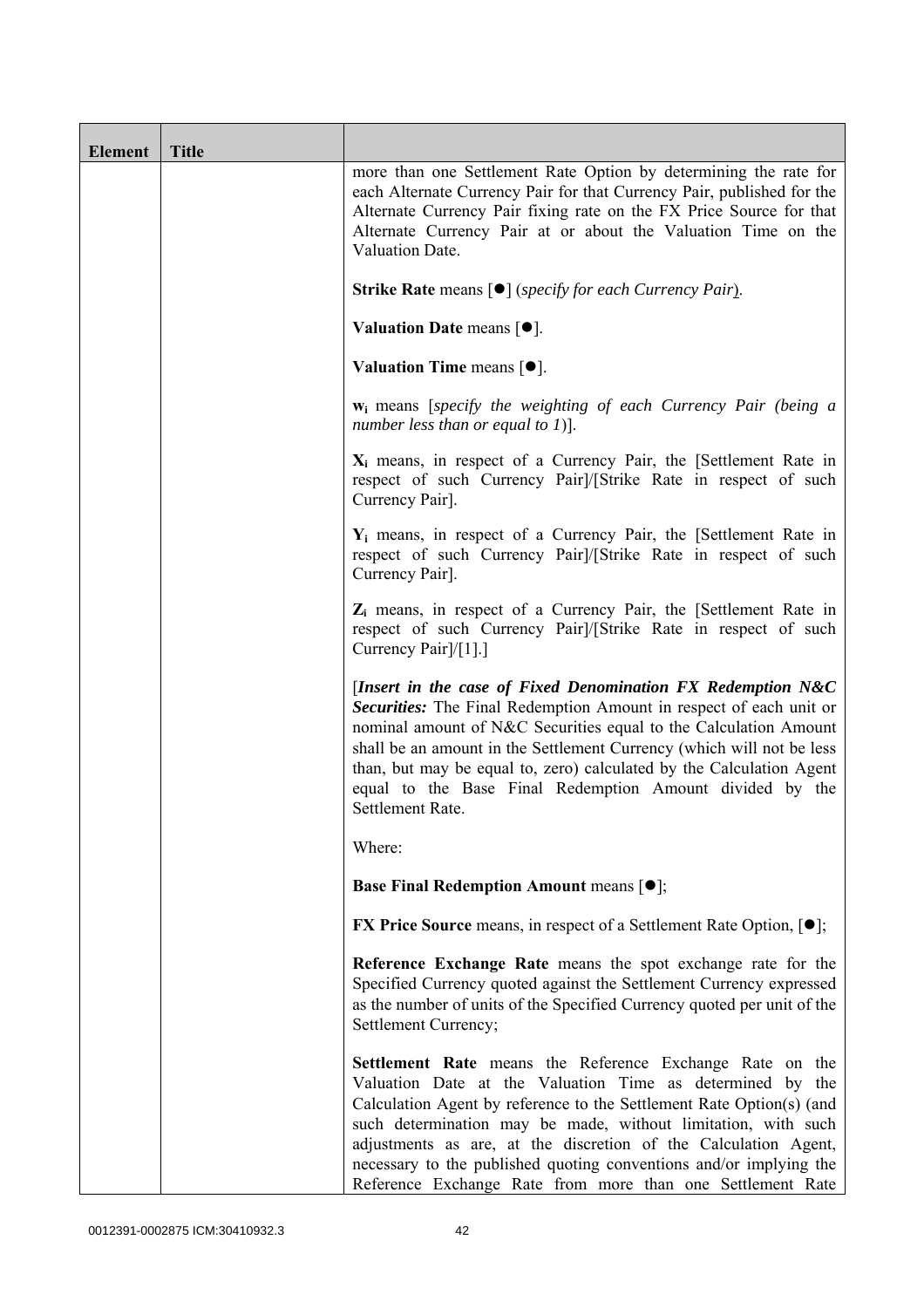| Element | Title | |
|---|---|---|
| | | more than one Settlement Rate Option by determining the rate for each Alternate Currency Pair for that Currency Pair, published for the Alternate Currency Pair fixing rate on the FX Price Source for that Alternate Currency Pair at or about the Valuation Time on the Valuation Date.<br><br>**Strike Rate** means [●] (*specify for each Currency Pair*).<br><br>**Valuation Date** means [●].<br><br>**Valuation Time** means [●].<br><br>$\mathbf{w_i}$ means [*specify the weighting of each Currency Pair (being a number less than or equal to 1)*].<br><br>$\mathbf{X_i}$ means, in respect of a Currency Pair, the [Settlement Rate in respect of such Currency Pair]/[Strike Rate in respect of such Currency Pair].<br><br>$\mathbf{Y_i}$ means, in respect of a Currency Pair, the [Settlement Rate in respect of such Currency Pair]/[Strike Rate in respect of such Currency Pair].<br><br>$\mathbf{Z_i}$ means, in respect of a Currency Pair, the [Settlement Rate in respect of such Currency Pair]/[Strike Rate in respect of such Currency Pair]/[1].]<br><br>[***Insert in the case of Fixed Denomination FX Redemption N&C Securities:*** The Final Redemption Amount in respect of each unit or nominal amount of N&C Securities equal to the Calculation Amount shall be an amount in the Settlement Currency (which will not be less than, but may be equal to, zero) calculated by the Calculation Agent equal to the Base Final Redemption Amount divided by the Settlement Rate.<br><br>Where:<br><br>**Base Final Redemption Amount** means [●];<br><br>**FX Price Source** means, in respect of a Settlement Rate Option, [●];<br><br>**Reference Exchange Rate** means the spot exchange rate for the Specified Currency quoted against the Settlement Currency expressed as the number of units of the Specified Currency quoted per unit of the Settlement Currency;<br><br>**Settlement Rate** means the Reference Exchange Rate on the Valuation Date at the Valuation Time as determined by the Calculation Agent by reference to the Settlement Rate Option(s) (and such determination may be made, without limitation, with such adjustments as are, at the discretion of the Calculation Agent, necessary to the published quoting conventions and/or implying the Reference Exchange Rate from more than one Settlement Rate |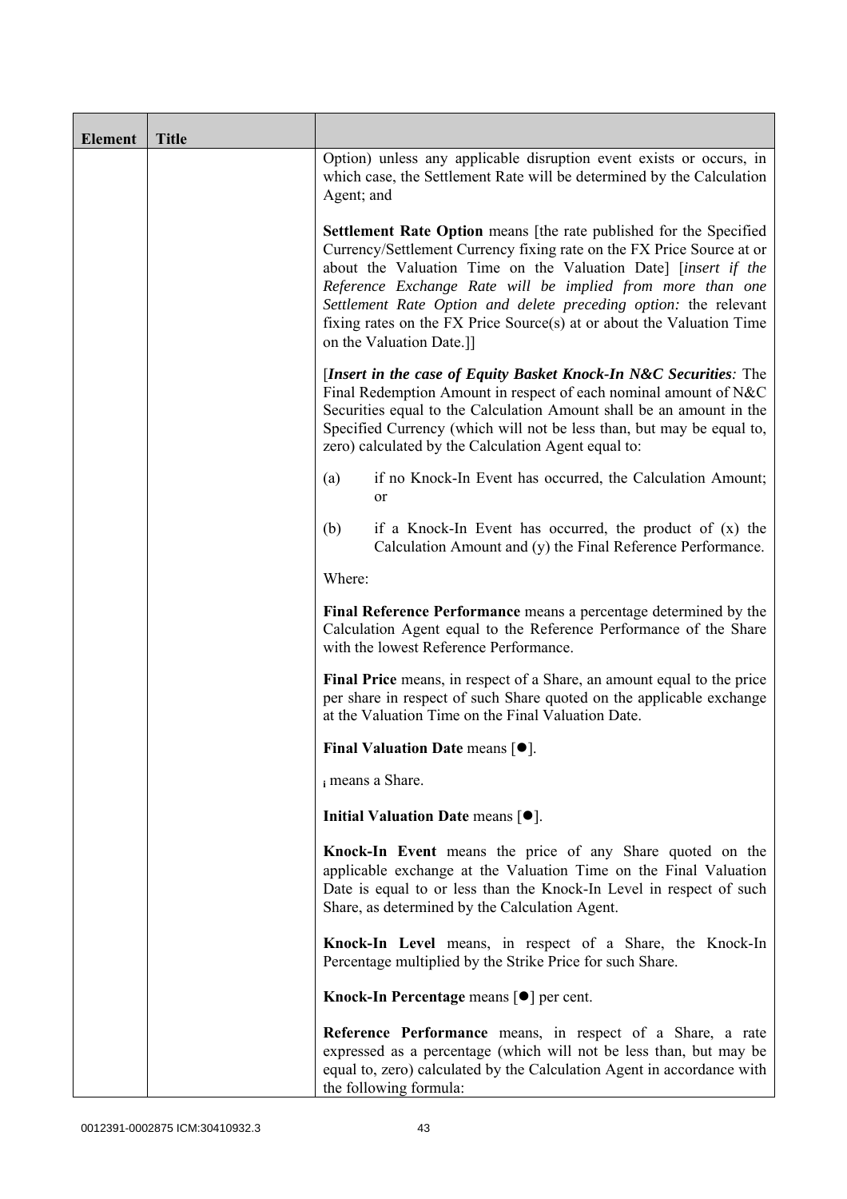| Element | Title | |
|---|---|---|
| | | Option) unless any applicable disruption event exists or occurs, in which case, the Settlement Rate will be determined by the Calculation Agent; and<br><br>**Settlement Rate Option** means [the rate published for the Specified Currency/Settlement Currency fixing rate on the FX Price Source at or about the Valuation Time on the Valuation Date] [*insert if the Reference Exchange Rate will be implied from more than one Settlement Rate Option and delete preceding option:* the relevant fixing rates on the FX Price Source(s) at or about the Valuation Time on the Valuation Date.]]<br><br>[***Insert in the case of Equity Basket Knock-In N&C Securities**:* The Final Redemption Amount in respect of each nominal amount of N&C Securities equal to the Calculation Amount shall be an amount in the Specified Currency (which will not be less than, but may be equal to, zero) calculated by the Calculation Agent equal to:<br><br>(a) if no Knock-In Event has occurred, the Calculation Amount; or<br><br>(b) if a Knock-In Event has occurred, the product of (x) the Calculation Amount and (y) the Final Reference Performance.<br><br>Where:<br><br>**Final Reference Performance** means a percentage determined by the Calculation Agent equal to the Reference Performance of the Share with the lowest Reference Performance.<br><br>**Final Price** means, in respect of a Share, an amount equal to the price per share in respect of such Share quoted on the applicable exchange at the Valuation Time on the Final Valuation Date.<br><br>**Final Valuation Date** means [●].<br><br>$_i$ means a Share.<br><br>**Initial Valuation Date** means [●].<br><br>**Knock-In Event** means the price of any Share quoted on the applicable exchange at the Valuation Time on the Final Valuation Date is equal to or less than the Knock-In Level in respect of such Share, as determined by the Calculation Agent.<br><br>**Knock-In Level** means, in respect of a Share, the Knock-In Percentage multiplied by the Strike Price for such Share.<br><br>**Knock-In Percentage** means [●] per cent.<br><br>**Reference Performance** means, in respect of a Share, a rate expressed as a percentage (which will not be less than, but may be equal to, zero) calculated by the Calculation Agent in accordance with the following formula: |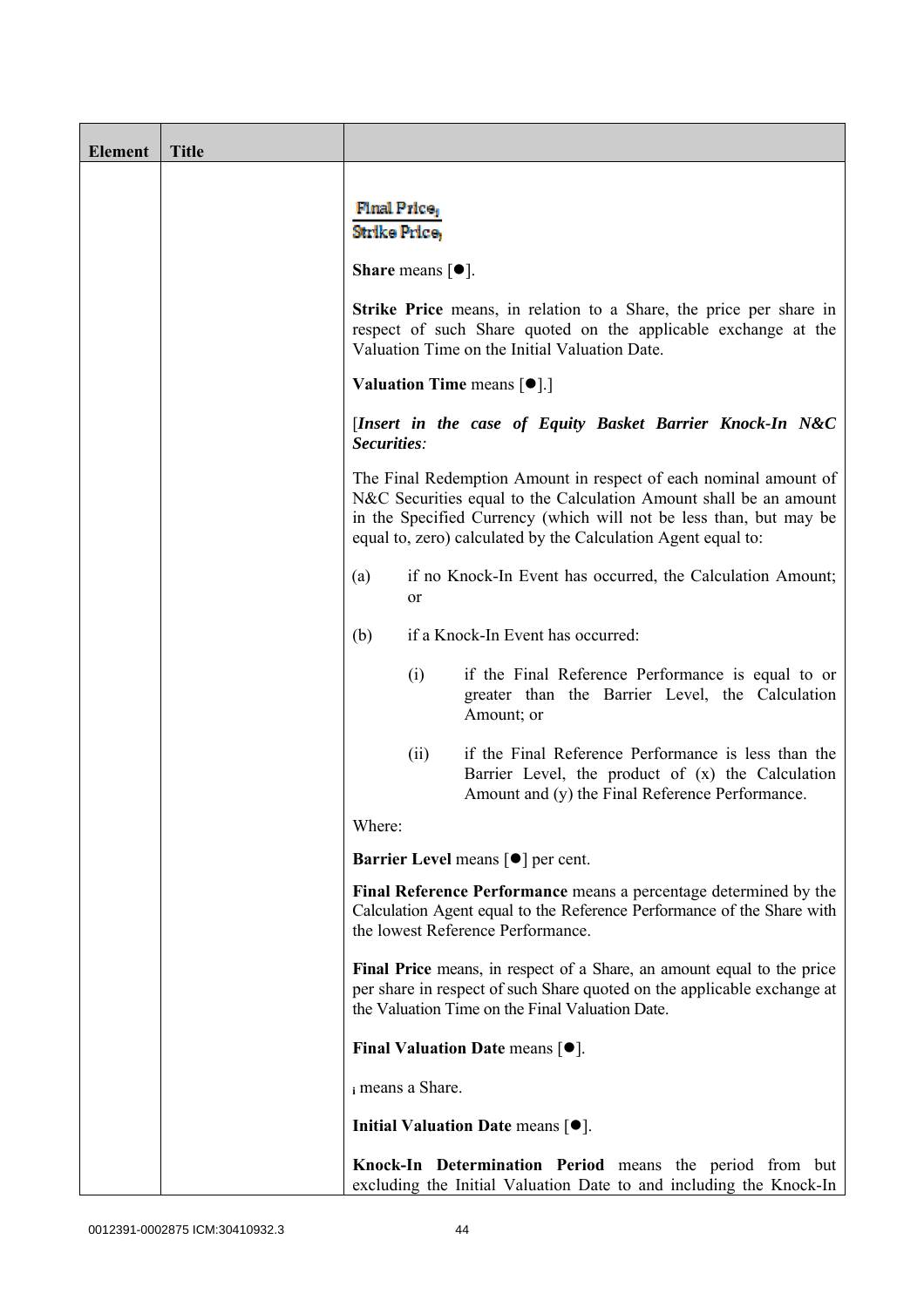| Element | Title | |
|---|---|---|
| | | $\frac{\text{Final Price}_i}{\text{Strike Price}_i}$<br><br>**Share** means [●].<br><br>**Strike Price** means, in relation to a Share, the price per share in respect of such Share quoted on the applicable exchange at the Valuation Time on the Initial Valuation Date.<br><br>**Valuation Time** means [●].]<br><br>[***Insert in the case of Equity Basket Barrier Knock-In N&C Securities****:*<br><br>The Final Redemption Amount in respect of each nominal amount of N&C Securities equal to the Calculation Amount shall be an amount in the Specified Currency (which will not be less than, but may be equal to, zero) calculated by the Calculation Agent equal to:<br><br>(a) if no Knock-In Event has occurred, the Calculation Amount; or<br><br>(b) if a Knock-In Event has occurred:<br><br>(i) if the Final Reference Performance is equal to or greater than the Barrier Level, the Calculation Amount; or<br><br>(ii) if the Final Reference Performance is less than the Barrier Level, the product of (x) the Calculation Amount and (y) the Final Reference Performance.<br><br>Where:<br><br>**Barrier Level** means [●] per cent.<br><br>**Final Reference Performance** means a percentage determined by the Calculation Agent equal to the Reference Performance of the Share with the lowest Reference Performance.<br><br>**Final Price** means, in respect of a Share, an amount equal to the price per share in respect of such Share quoted on the applicable exchange at the Valuation Time on the Final Valuation Date.<br><br>**Final Valuation Date** means [●].<br><br>$_i$ means a Share.<br><br>**Initial Valuation Date** means [●].<br><br>**Knock-In Determination Period** means the period from but excluding the Initial Valuation Date to and including the Knock-In |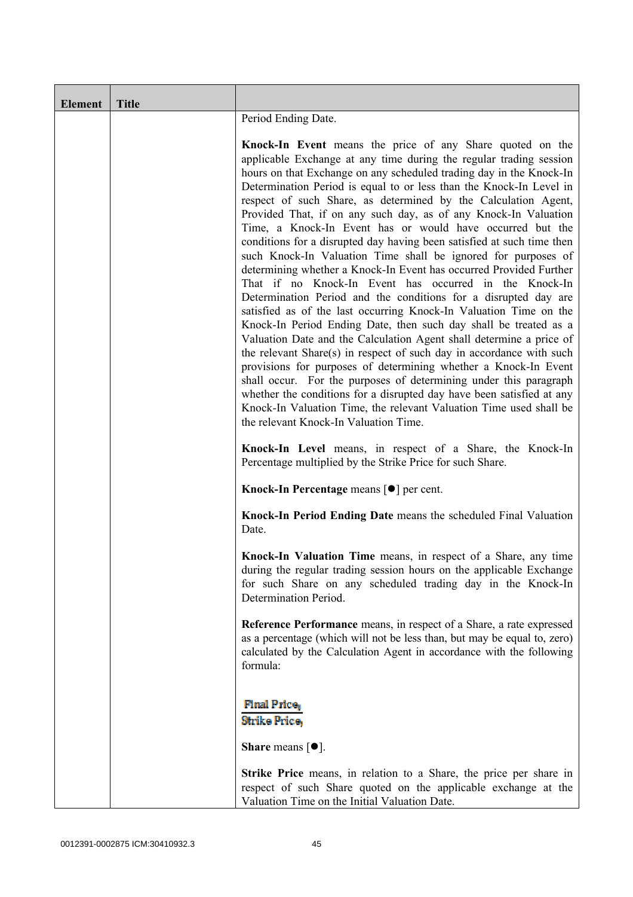| Element | Title | |
|---|---|---|
| | | Period Ending Date.<br><br>**Knock-In Event** means the price of any Share quoted on the applicable Exchange at any time during the regular trading session hours on that Exchange on any scheduled trading day in the Knock-In Determination Period is equal to or less than the Knock-In Level in respect of such Share, as determined by the Calculation Agent, Provided That, if on any such day, as of any Knock-In Valuation Time, a Knock-In Event has or would have occurred but the conditions for a disrupted day having been satisfied at such time then such Knock-In Valuation Time shall be ignored for purposes of determining whether a Knock-In Event has occurred Provided Further That if no Knock-In Event has occurred in the Knock-In Determination Period and the conditions for a disrupted day are satisfied as of the last occurring Knock-In Valuation Time on the Knock-In Period Ending Date, then such day shall be treated as a Valuation Date and the Calculation Agent shall determine a price of the relevant Share(s) in respect of such day in accordance with such provisions for purposes of determining whether a Knock-In Event shall occur. For the purposes of determining under this paragraph whether the conditions for a disrupted day have been satisfied at any Knock-In Valuation Time, the relevant Valuation Time used shall be the relevant Knock-In Valuation Time.<br><br>**Knock-In Level** means, in respect of a Share, the Knock-In Percentage multiplied by the Strike Price for such Share.<br><br>**Knock-In Percentage** means [●] per cent.<br><br>**Knock-In Period Ending Date** means the scheduled Final Valuation Date.<br><br>**Knock-In Valuation Time** means, in respect of a Share, any time during the regular trading session hours on the applicable Exchange for such Share on any scheduled trading day in the Knock-In Determination Period.<br><br>**Reference Performance** means, in respect of a Share, a rate expressed as a percentage (which will not be less than, but may be equal to, zero) calculated by the Calculation Agent in accordance with the following formula:<br><br>$\frac{\text{Final Price}_i}{\text{Strike Price}_i}$<br><br>**Share** means [●].<br><br>**Strike Price** means, in relation to a Share, the price per share in respect of such Share quoted on the applicable exchange at the Valuation Time on the Initial Valuation Date. |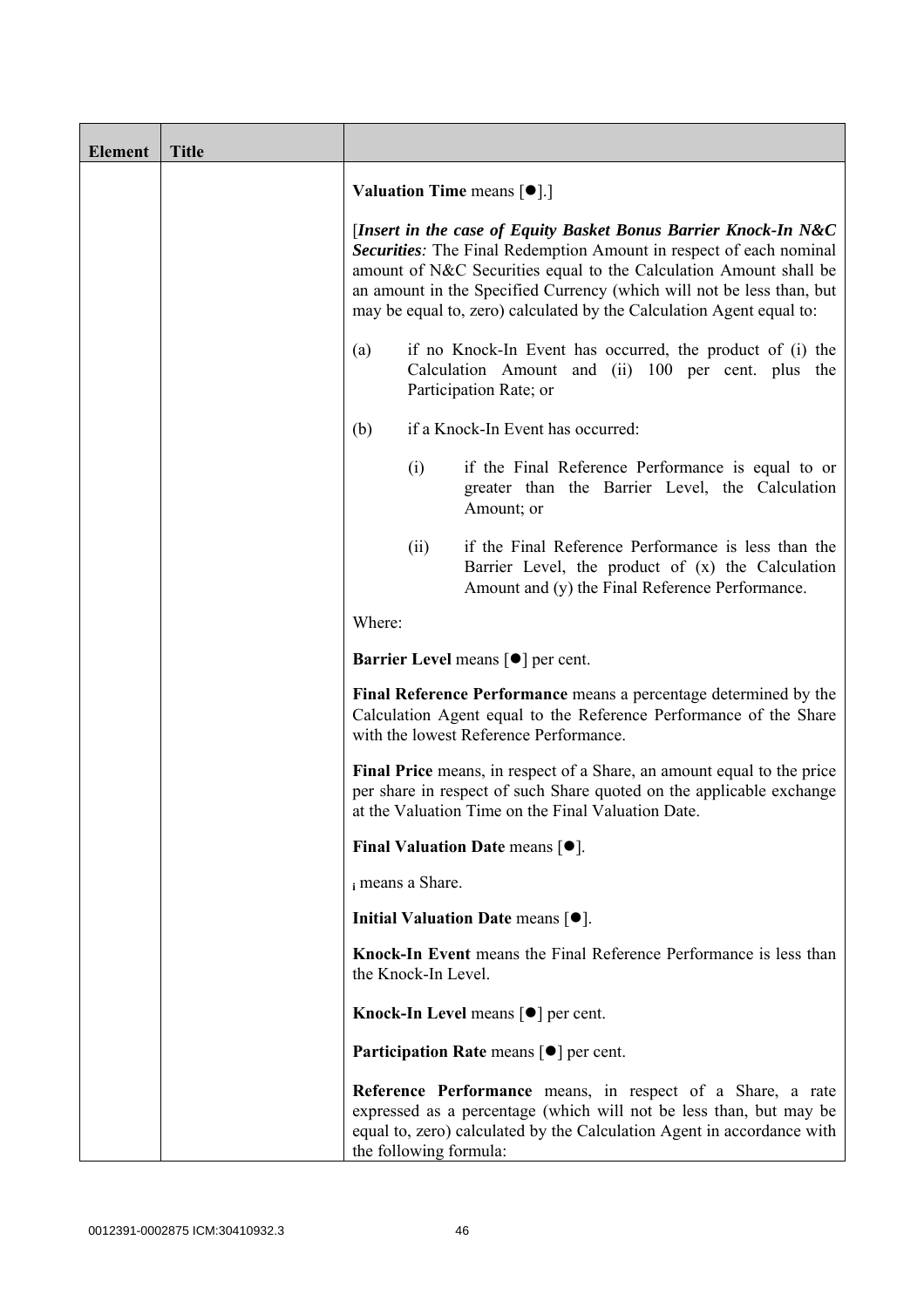| Element | Title | |
|---|---|---|
| | | **Valuation Time** means [●].]<br><br>[***Insert in the case of Equity Basket Bonus Barrier Knock-In N&C Securities****:* The Final Redemption Amount in respect of each nominal amount of N&C Securities equal to the Calculation Amount shall be an amount in the Specified Currency (which will not be less than, but may be equal to, zero) calculated by the Calculation Agent equal to:<br><br>(a) if no Knock-In Event has occurred, the product of (i) the Calculation Amount and (ii) 100 per cent. plus the Participation Rate; or<br><br>(b) if a Knock-In Event has occurred:<br><br>(i) if the Final Reference Performance is equal to or greater than the Barrier Level, the Calculation Amount; or<br><br>(ii) if the Final Reference Performance is less than the Barrier Level, the product of (x) the Calculation Amount and (y) the Final Reference Performance.<br><br>Where:<br><br>**Barrier Level** means [●] per cent.<br><br>**Final Reference Performance** means a percentage determined by the Calculation Agent equal to the Reference Performance of the Share with the lowest Reference Performance.<br><br>**Final Price** means, in respect of a Share, an amount equal to the price per share in respect of such Share quoted on the applicable exchange at the Valuation Time on the Final Valuation Date.<br><br>**Final Valuation Date** means [●].<br><br>$_i$ means a Share.<br><br>**Initial Valuation Date** means [●].<br><br>**Knock-In Event** means the Final Reference Performance is less than the Knock-In Level.<br><br>**Knock-In Level** means [●] per cent.<br><br>**Participation Rate** means [●] per cent.<br><br>**Reference Performance** means, in respect of a Share, a rate expressed as a percentage (which will not be less than, but may be equal to, zero) calculated by the Calculation Agent in accordance with the following formula: |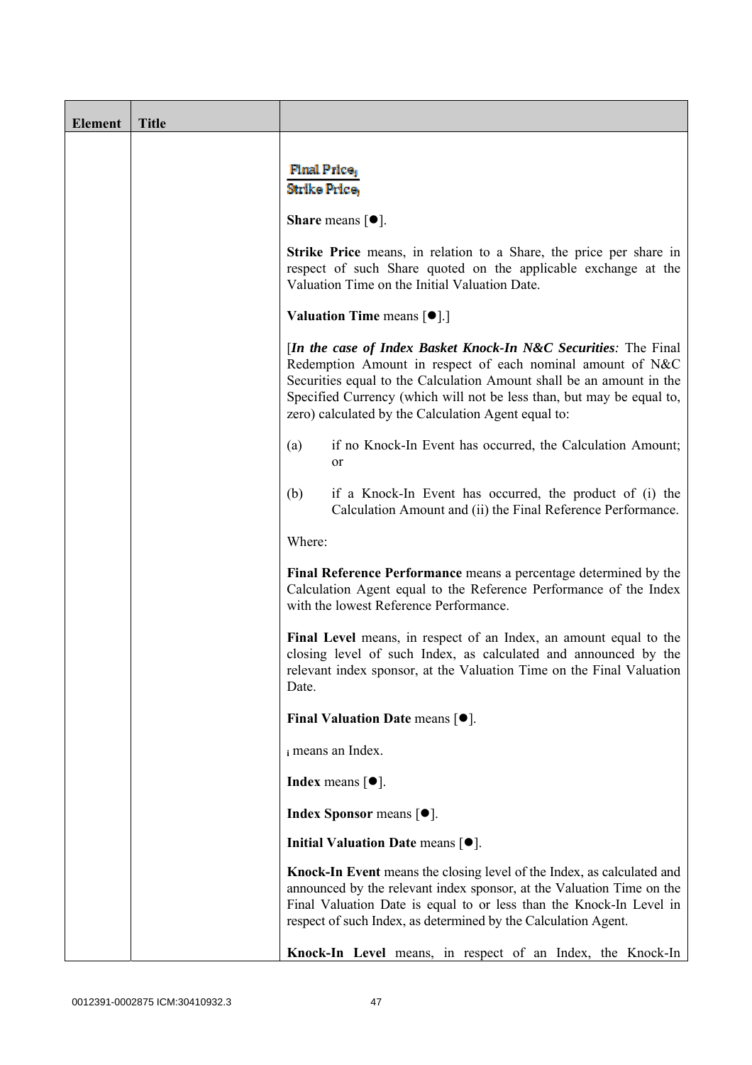| Element | Title | |
|---|---|---|
| | | $\frac{\text{Final Price}_i}{\text{Strike Price}_i}$<br><br>**Share** means [●].<br><br>**Strike Price** means, in relation to a Share, the price per share in respect of such Share quoted on the applicable exchange at the Valuation Time on the Initial Valuation Date.<br><br>**Valuation Time** means [●].]<br><br>[***In the case of Index Basket Knock-In N&C Securities****:* The Final Redemption Amount in respect of each nominal amount of N&C Securities equal to the Calculation Amount shall be an amount in the Specified Currency (which will not be less than, but may be equal to, zero) calculated by the Calculation Agent equal to:<br><br>(a) if no Knock-In Event has occurred, the Calculation Amount; or<br><br>(b) if a Knock-In Event has occurred, the product of (i) the Calculation Amount and (ii) the Final Reference Performance.<br><br>Where:<br><br>**Final Reference Performance** means a percentage determined by the Calculation Agent equal to the Reference Performance of the Index with the lowest Reference Performance.<br><br>**Final Level** means, in respect of an Index, an amount equal to the closing level of such Index, as calculated and announced by the relevant index sponsor, at the Valuation Time on the Final Valuation Date.<br><br>**Final Valuation Date** means [●].<br><br>$_i$ means an Index.<br><br>**Index** means [●].<br><br>**Index Sponsor** means [●].<br><br>**Initial Valuation Date** means [●].<br><br>**Knock-In Event** means the closing level of the Index, as calculated and announced by the relevant index sponsor, at the Valuation Time on the Final Valuation Date is equal to or less than the Knock-In Level in respect of such Index, as determined by the Calculation Agent.<br><br>**Knock-In Level** means, in respect of an Index, the Knock-In |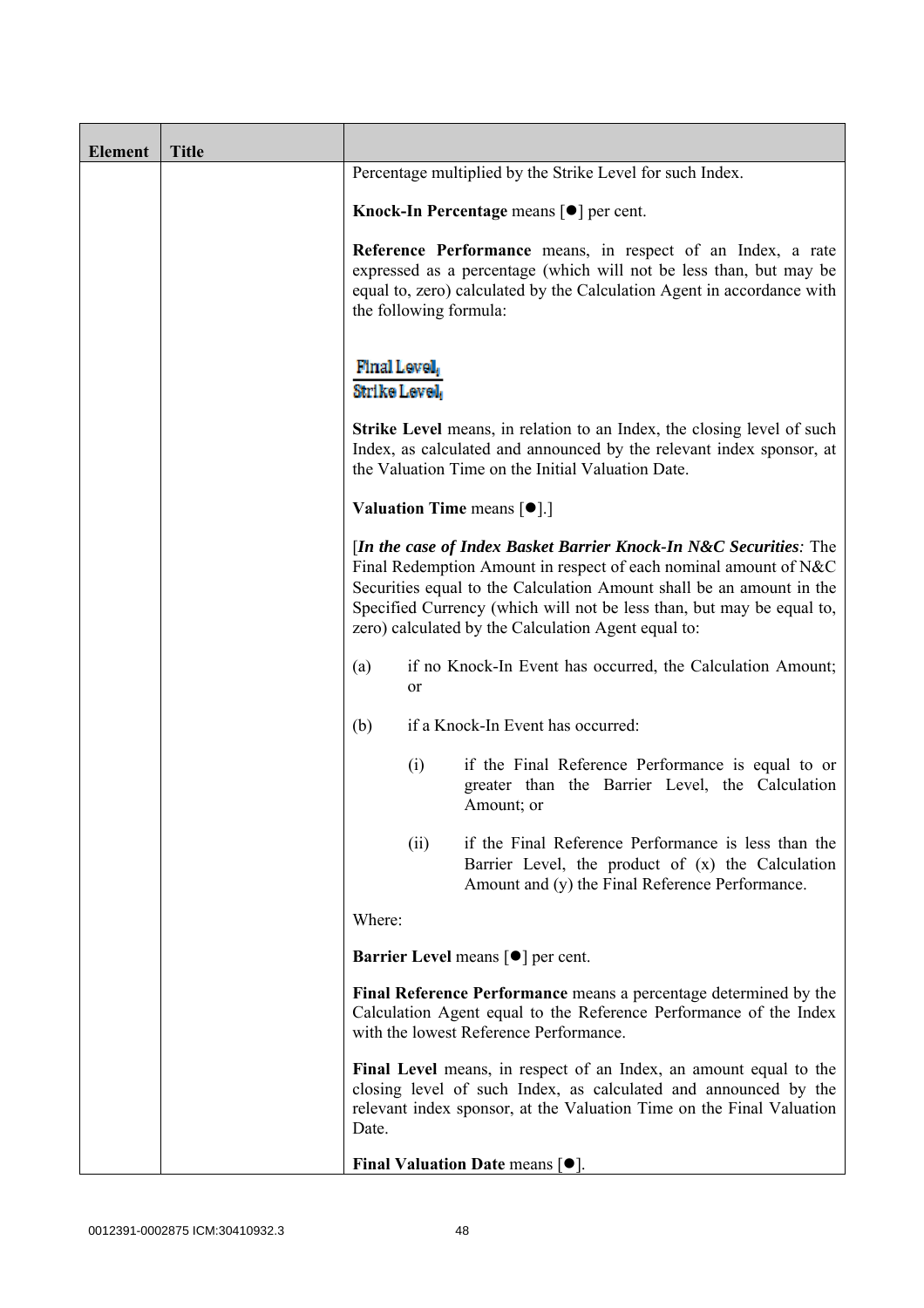| Element | Title | |
|---|---|---|
| | | Percentage multiplied by the Strike Level for such Index.<br><br>**Knock-In Percentage** means [●] per cent.<br><br>**Reference Performance** means, in respect of an Index, a rate expressed as a percentage (which will not be less than, but may be equal to, zero) calculated by the Calculation Agent in accordance with the following formula:<br><br>$$\frac{\text{Final Level}_i}{\text{Strike Level}_i}$$<br><br>**Strike Level** means, in relation to an Index, the closing level of such Index, as calculated and announced by the relevant index sponsor, at the Valuation Time on the Initial Valuation Date.<br><br>**Valuation Time** means [●].]<br><br>[***In the case of Index Basket Barrier Knock-In N&C Securities****:* The Final Redemption Amount in respect of each nominal amount of N&C Securities equal to the Calculation Amount shall be an amount in the Specified Currency (which will not be less than, but may be equal to, zero) calculated by the Calculation Agent equal to:<br><br>(a) if no Knock-In Event has occurred, the Calculation Amount; or<br><br>(b) if a Knock-In Event has occurred:<br><br>(i) if the Final Reference Performance is equal to or greater than the Barrier Level, the Calculation Amount; or<br><br>(ii) if the Final Reference Performance is less than the Barrier Level, the product of (x) the Calculation Amount and (y) the Final Reference Performance.<br><br>Where:<br><br>**Barrier Level** means [●] per cent.<br><br>**Final Reference Performance** means a percentage determined by the Calculation Agent equal to the Reference Performance of the Index with the lowest Reference Performance.<br><br>**Final Level** means, in respect of an Index, an amount equal to the closing level of such Index, as calculated and announced by the relevant index sponsor, at the Valuation Time on the Final Valuation Date.<br><br>**Final Valuation Date** means [●]. |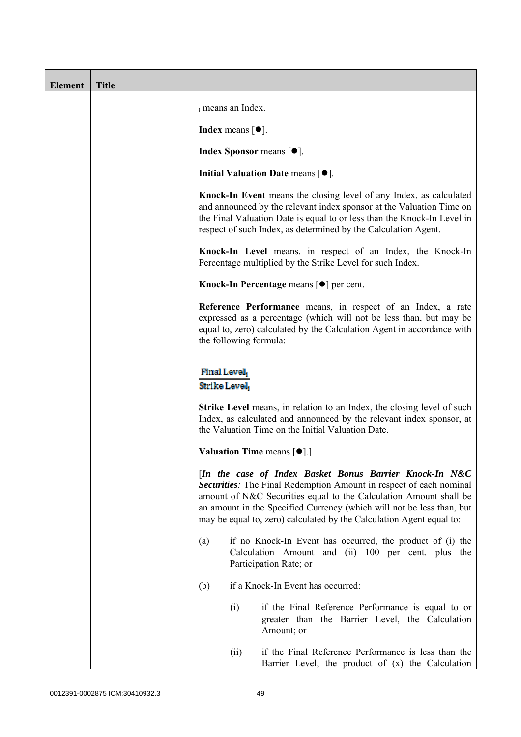| Element | Title | |
|---|---|---|
| | | $_i$ means an Index.<br><br>**Index** means [●].<br><br>**Index Sponsor** means [●].<br><br>**Initial Valuation Date** means [●].<br><br>**Knock-In Event** means the closing level of any Index, as calculated and announced by the relevant index sponsor at the Valuation Time on the Final Valuation Date is equal to or less than the Knock-In Level in respect of such Index, as determined by the Calculation Agent.<br><br>**Knock-In Level** means, in respect of an Index, the Knock-In Percentage multiplied by the Strike Level for such Index.<br><br>**Knock-In Percentage** means [●] per cent.<br><br>**Reference Performance** means, in respect of an Index, a rate expressed as a percentage (which will not be less than, but may be equal to, zero) calculated by the Calculation Agent in accordance with the following formula:<br><br>$\frac{\text{Final Level}_i}{\text{Strike Level}_i}$<br><br>**Strike Level** means, in relation to an Index, the closing level of such Index, as calculated and announced by the relevant index sponsor, at the Valuation Time on the Initial Valuation Date.<br><br>**Valuation Time** means [●].]<br><br>[***In the case of Index Basket Bonus Barrier Knock-In N&C Securities****:* The Final Redemption Amount in respect of each nominal amount of N&C Securities equal to the Calculation Amount shall be an amount in the Specified Currency (which will not be less than, but may be equal to, zero) calculated by the Calculation Agent equal to:<br><br>(a) if no Knock-In Event has occurred, the product of (i) the Calculation Amount and (ii) 100 per cent. plus the Participation Rate; or<br><br>(b) if a Knock-In Event has occurred:<br><br>(i) if the Final Reference Performance is equal to or greater than the Barrier Level, the Calculation Amount; or<br><br>(ii) if the Final Reference Performance is less than the Barrier Level, the product of (x) the Calculation |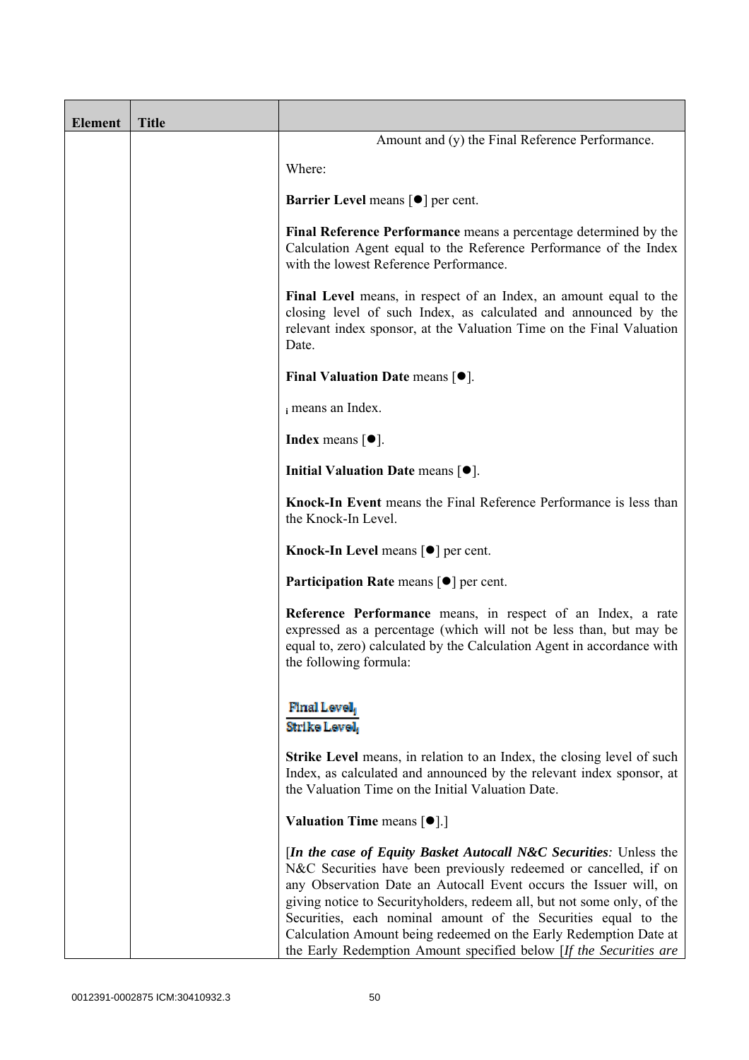| Element | Title | |
|---|---|---|
| | | Amount and (y) the Final Reference Performance.<br><br>Where:<br><br>**Barrier Level** means [●] per cent.<br><br>**Final Reference Performance** means a percentage determined by the Calculation Agent equal to the Reference Performance of the Index with the lowest Reference Performance.<br><br>**Final Level** means, in respect of an Index, an amount equal to the closing level of such Index, as calculated and announced by the relevant index sponsor, at the Valuation Time on the Final Valuation Date.<br><br>**Final Valuation Date** means [●].<br><br>$_i$ means an Index.<br><br>**Index** means [●].<br><br>**Initial Valuation Date** means [●].<br><br>**Knock-In Event** means the Final Reference Performance is less than the Knock-In Level.<br><br>**Knock-In Level** means [●] per cent.<br><br>**Participation Rate** means [●] per cent.<br><br>**Reference Performance** means, in respect of an Index, a rate expressed as a percentage (which will not be less than, but may be equal to, zero) calculated by the Calculation Agent in accordance with the following formula:<br><br>$\frac{\text{Final Level}_i}{\text{Strike Level}_i}$<br><br>**Strike Level** means, in relation to an Index, the closing level of such Index, as calculated and announced by the relevant index sponsor, at the Valuation Time on the Initial Valuation Date.<br><br>**Valuation Time** means [●].]<br><br>[***In the case of Equity Basket Autocall N&C Securities****:* Unless the N&C Securities have been previously redeemed or cancelled, if on any Observation Date an Autocall Event occurs the Issuer will, on giving notice to Securityholders, redeem all, but not some only, of the Securities, each nominal amount of the Securities equal to the Calculation Amount being redeemed on the Early Redemption Date at the Early Redemption Amount specified below [*If the Securities are* |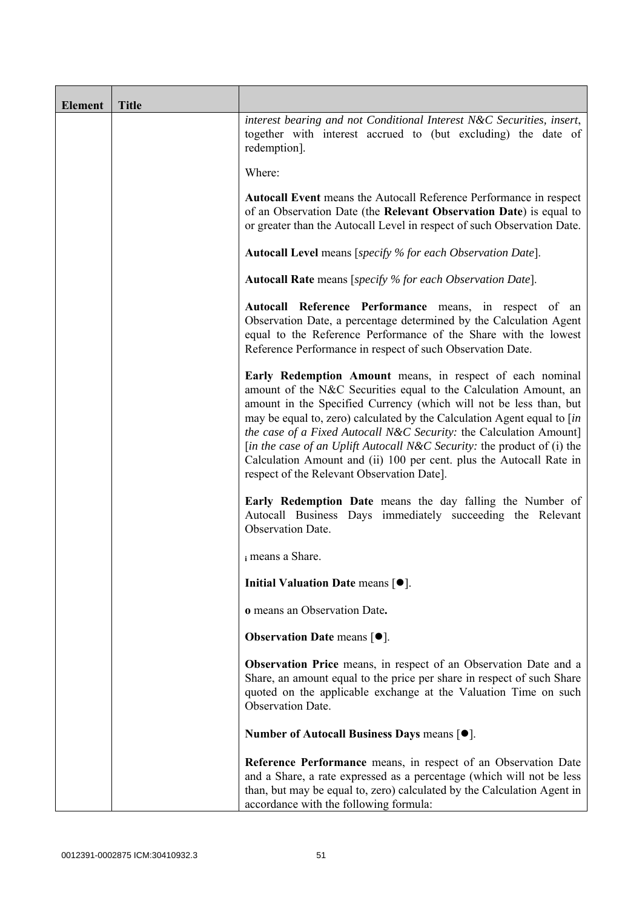| Element | Title | |
|---|---|---|
| | | *interest bearing and not Conditional Interest N&C Securities, insert*, together with interest accrued to (but excluding) the date of redemption].<br><br>Where:<br><br>**Autocall Event** means the Autocall Reference Performance in respect of an Observation Date (the **Relevant Observation Date**) is equal to or greater than the Autocall Level in respect of such Observation Date.<br><br>**Autocall Level** means [*specify % for each Observation Date*].<br><br>**Autocall Rate** means [*specify % for each Observation Date*].<br><br>**Autocall Reference Performance** means, in respect of an Observation Date, a percentage determined by the Calculation Agent equal to the Reference Performance of the Share with the lowest Reference Performance in respect of such Observation Date.<br><br>**Early Redemption Amount** means, in respect of each nominal amount of the N&C Securities equal to the Calculation Amount, an amount in the Specified Currency (which will not be less than, but may be equal to, zero) calculated by the Calculation Agent equal to [*in the case of a Fixed Autocall N&C Security:* the Calculation Amount] [*in the case of an Uplift Autocall N&C Security:* the product of (i) the Calculation Amount and (ii) 100 per cent. plus the Autocall Rate in respect of the Relevant Observation Date].<br><br>**Early Redemption Date** means the day falling the Number of Autocall Business Days immediately succeeding the Relevant Observation Date.<br><br>$_i$ means a Share.<br><br>**Initial Valuation Date** means [●].<br><br>**o** means an Observation Date**.**<br><br>**Observation Date** means [●].<br><br>**Observation Price** means, in respect of an Observation Date and a Share, an amount equal to the price per share in respect of such Share quoted on the applicable exchange at the Valuation Time on such Observation Date.<br><br>**Number of Autocall Business Days** means [●].<br><br>**Reference Performance** means, in respect of an Observation Date and a Share, a rate expressed as a percentage (which will not be less than, but may be equal to, zero) calculated by the Calculation Agent in accordance with the following formula: |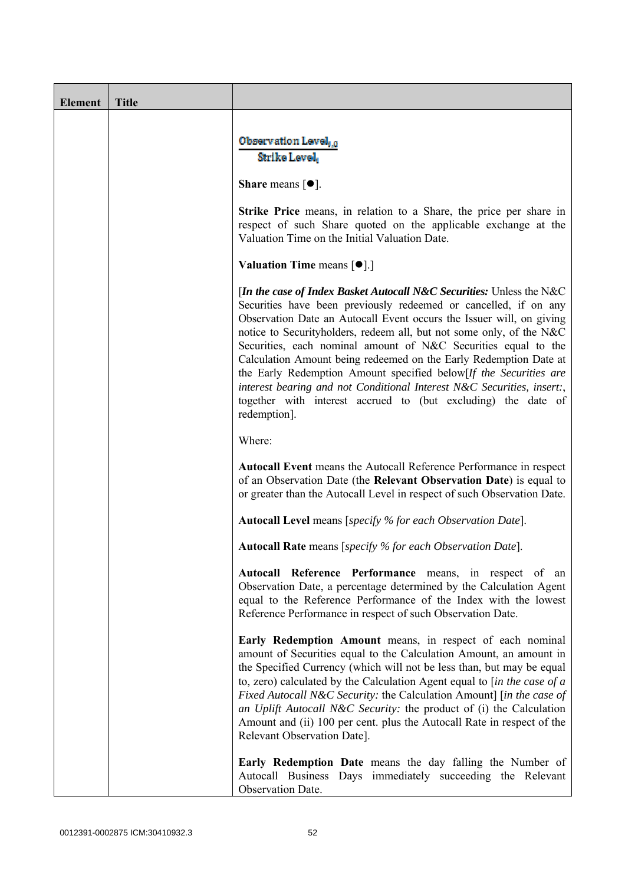| Element | Title | |
|---|---|---|
| | | $\frac{\text{Observation Level}_{i,0}}{\text{Strike Level}_i}$<br><br>**Share** means [●].<br><br>**Strike Price** means, in relation to a Share, the price per share in respect of such Share quoted on the applicable exchange at the Valuation Time on the Initial Valuation Date.<br><br>**Valuation Time** means [●].]<br><br>[***In the case of Index Basket Autocall N&C Securities:*** Unless the N&C Securities have been previously redeemed or cancelled, if on any Observation Date an Autocall Event occurs the Issuer will, on giving notice to Securityholders, redeem all, but not some only, of the N&C Securities, each nominal amount of N&C Securities equal to the Calculation Amount being redeemed on the Early Redemption Date at the Early Redemption Amount specified below[*If the Securities are interest bearing and not Conditional Interest N&C Securities, insert:*, together with interest accrued to (but excluding) the date of redemption].<br><br>Where:<br><br>**Autocall Event** means the Autocall Reference Performance in respect of an Observation Date (the **Relevant Observation Date**) is equal to or greater than the Autocall Level in respect of such Observation Date.<br><br>**Autocall Level** means [*specify % for each Observation Date*].<br><br>**Autocall Rate** means [*specify % for each Observation Date*].<br><br>**Autocall Reference Performance** means, in respect of an Observation Date, a percentage determined by the Calculation Agent equal to the Reference Performance of the Index with the lowest Reference Performance in respect of such Observation Date.<br><br>**Early Redemption Amount** means, in respect of each nominal amount of Securities equal to the Calculation Amount, an amount in the Specified Currency (which will not be less than, but may be equal to, zero) calculated by the Calculation Agent equal to [*in the case of a Fixed Autocall N&C Security:* the Calculation Amount] [*in the case of an Uplift Autocall N&C Security:* the product of (i) the Calculation Amount and (ii) 100 per cent. plus the Autocall Rate in respect of the Relevant Observation Date].<br><br>**Early Redemption Date** means the day falling the Number of Autocall Business Days immediately succeeding the Relevant Observation Date. |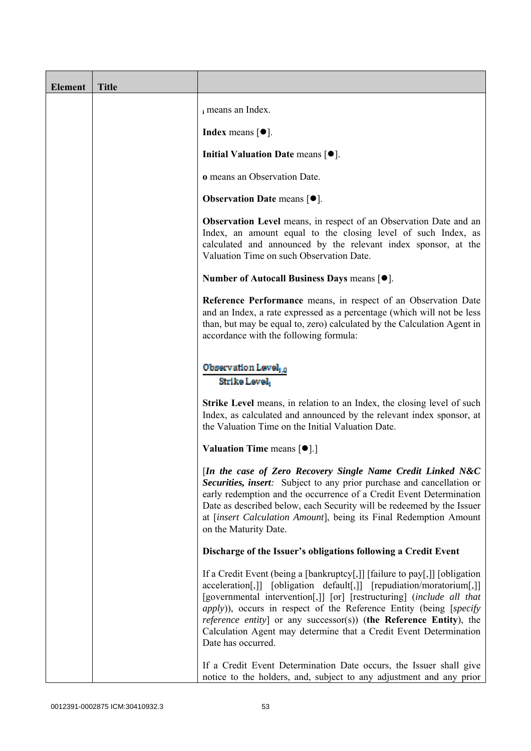| Element | Title | |
|---|---|---|
| | | $_i$ means an Index.<br><br>**Index** means [●].<br><br>**Initial Valuation Date** means [●].<br><br>**o** means an Observation Date.<br><br>**Observation Date** means [●].<br><br>**Observation Level** means, in respect of an Observation Date and an Index, an amount equal to the closing level of such Index, as calculated and announced by the relevant index sponsor, at the Valuation Time on such Observation Date.<br><br>**Number of Autocall Business Days** means [●].<br><br>**Reference Performance** means, in respect of an Observation Date and an Index, a rate expressed as a percentage (which will not be less than, but may be equal to, zero) calculated by the Calculation Agent in accordance with the following formula:<br><br>$$\frac{\text{Observation Level}_{i,o}}{\text{Strike Level}_i}$$<br><br>**Strike Level** means, in relation to an Index, the closing level of such Index, as calculated and announced by the relevant index sponsor, at the Valuation Time on the Initial Valuation Date.<br><br>**Valuation Time** means [●].]<br><br>[***In the case of Zero Recovery Single Name Credit Linked N&C Securities, insert:*** Subject to any prior purchase and cancellation or early redemption and the occurrence of a Credit Event Determination Date as described below, each Security will be redeemed by the Issuer at [*insert Calculation Amount*], being its Final Redemption Amount on the Maturity Date.<br><br>**Discharge of the Issuer's obligations following a Credit Event**<br><br>If a Credit Event (being a [bankruptcy[,]] [failure to pay[,]] [obligation acceleration[,]] [obligation default[,]] [repudiation/moratorium[,]] [governmental intervention[,]] [or] [restructuring] (*include all that apply*)), occurs in respect of the Reference Entity (being [*specify reference entity*] or any successor(s)) (**the Reference Entity**), the Calculation Agent may determine that a Credit Event Determination Date has occurred.<br><br>If a Credit Event Determination Date occurs, the Issuer shall give notice to the holders, and, subject to any adjustment and any prior |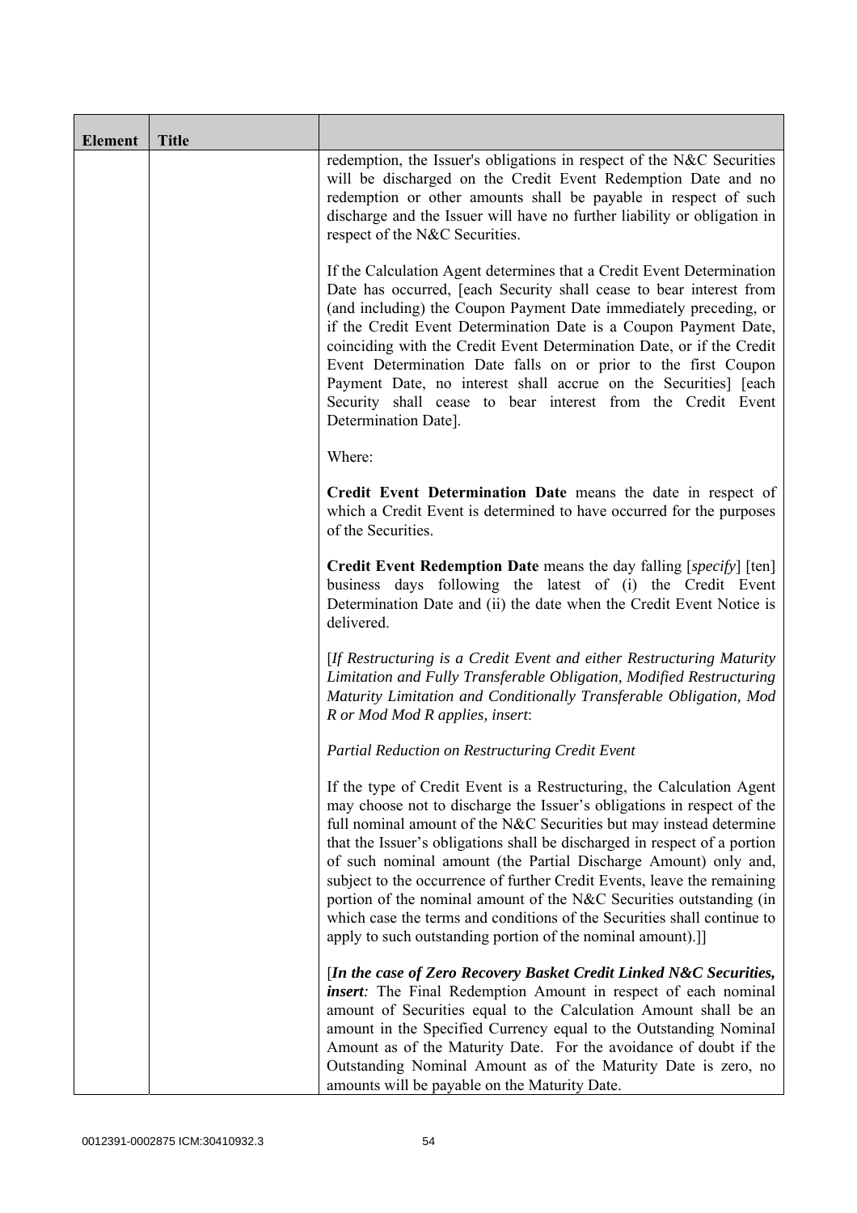| Element | Title | |
|---|---|---|
| | | redemption, the Issuer's obligations in respect of the N&C Securities will be discharged on the Credit Event Redemption Date and no redemption or other amounts shall be payable in respect of such discharge and the Issuer will have no further liability or obligation in respect of the N&C Securities.<br><br>If the Calculation Agent determines that a Credit Event Determination Date has occurred, [each Security shall cease to bear interest from (and including) the Coupon Payment Date immediately preceding, or if the Credit Event Determination Date is a Coupon Payment Date, coinciding with the Credit Event Determination Date, or if the Credit Event Determination Date falls on or prior to the first Coupon Payment Date, no interest shall accrue on the Securities] [each Security shall cease to bear interest from the Credit Event Determination Date].<br><br>Where:<br><br>**Credit Event Determination Date** means the date in respect of which a Credit Event is determined to have occurred for the purposes of the Securities.<br><br>**Credit Event Redemption Date** means the day falling [*specify*] [ten] business days following the latest of (i) the Credit Event Determination Date and (ii) the date when the Credit Event Notice is delivered.<br><br>[*If Restructuring is a Credit Event and either Restructuring Maturity Limitation and Fully Transferable Obligation, Modified Restructuring Maturity Limitation and Conditionally Transferable Obligation, Mod R or Mod Mod R applies, insert*:<br><br>*Partial Reduction on Restructuring Credit Event*<br><br>If the type of Credit Event is a Restructuring, the Calculation Agent may choose not to discharge the Issuer's obligations in respect of the full nominal amount of the N&C Securities but may instead determine that the Issuer's obligations shall be discharged in respect of a portion of such nominal amount (the Partial Discharge Amount) only and, subject to the occurrence of further Credit Events, leave the remaining portion of the nominal amount of the N&C Securities outstanding (in which case the terms and conditions of the Securities shall continue to apply to such outstanding portion of the nominal amount).]]<br><br>[***In the case of Zero Recovery Basket Credit Linked N&C Securities, insert****:* The Final Redemption Amount in respect of each nominal amount of Securities equal to the Calculation Amount shall be an amount in the Specified Currency equal to the Outstanding Nominal Amount as of the Maturity Date. For the avoidance of doubt if the Outstanding Nominal Amount as of the Maturity Date is zero, no amounts will be payable on the Maturity Date. |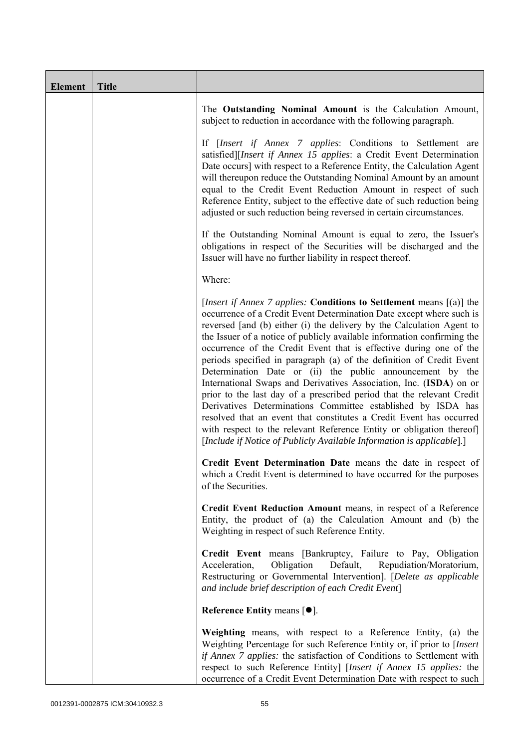| Element | Title | |
|---|---|---|
| | | The **Outstanding Nominal Amount** is the Calculation Amount, subject to reduction in accordance with the following paragraph.<br><br>If [*Insert if Annex 7 applies*: Conditions to Settlement are satisfied][*Insert if Annex 15 applies*: a Credit Event Determination Date occurs] with respect to a Reference Entity, the Calculation Agent will thereupon reduce the Outstanding Nominal Amount by an amount equal to the Credit Event Reduction Amount in respect of such Reference Entity, subject to the effective date of such reduction being adjusted or such reduction being reversed in certain circumstances.<br><br>If the Outstanding Nominal Amount is equal to zero, the Issuer's obligations in respect of the Securities will be discharged and the Issuer will have no further liability in respect thereof.<br><br>Where:<br><br>[*Insert if Annex 7 applies:* **Conditions to Settlement** means [(a)] the occurrence of a Credit Event Determination Date except where such is reversed [and (b) either (i) the delivery by the Calculation Agent to the Issuer of a notice of publicly available information confirming the occurrence of the Credit Event that is effective during one of the periods specified in paragraph (a) of the definition of Credit Event Determination Date or (ii) the public announcement by the International Swaps and Derivatives Association, Inc. (**ISDA**) on or prior to the last day of a prescribed period that the relevant Credit Derivatives Determinations Committee established by ISDA has resolved that an event that constitutes a Credit Event has occurred with respect to the relevant Reference Entity or obligation thereof] [*Include if Notice of Publicly Available Information is applicable*].]<br><br>**Credit Event Determination Date** means the date in respect of which a Credit Event is determined to have occurred for the purposes of the Securities.<br><br>**Credit Event Reduction Amount** means, in respect of a Reference Entity, the product of (a) the Calculation Amount and (b) the Weighting in respect of such Reference Entity.<br><br>**Credit Event** means [Bankruptcy, Failure to Pay, Obligation Acceleration, Obligation Default, Repudiation/Moratorium, Restructuring or Governmental Intervention]. [*Delete as applicable and include brief description of each Credit Event*]<br><br>**Reference Entity** means [●].<br><br>**Weighting** means, with respect to a Reference Entity, (a) the Weighting Percentage for such Reference Entity or, if prior to [*Insert if Annex 7 applies:* the satisfaction of Conditions to Settlement with respect to such Reference Entity] [*Insert if Annex 15 applies:* the occurrence of a Credit Event Determination Date with respect to such |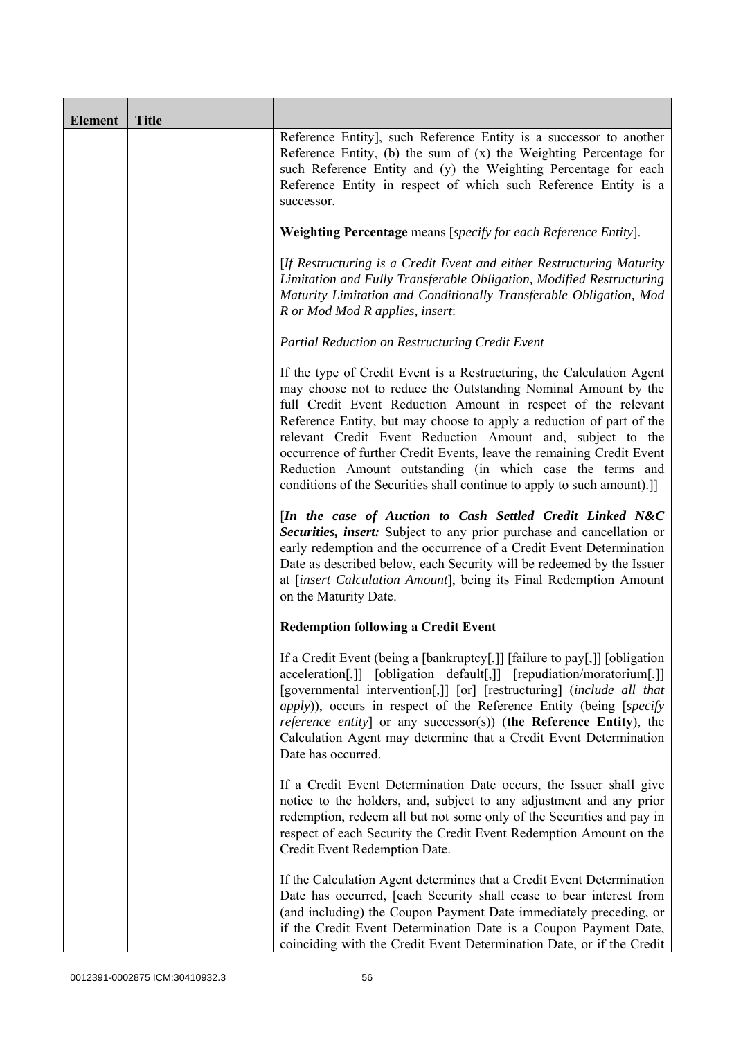| Element | Title | |
|---|---|---|
| | | Reference Entity], such Reference Entity is a successor to another Reference Entity, (b) the sum of (x) the Weighting Percentage for such Reference Entity and (y) the Weighting Percentage for each Reference Entity in respect of which such Reference Entity is a successor.<br><br>**Weighting Percentage** means [*specify for each Reference Entity*].<br><br>[*If Restructuring is a Credit Event and either Restructuring Maturity Limitation and Fully Transferable Obligation, Modified Restructuring Maturity Limitation and Conditionally Transferable Obligation, Mod R or Mod Mod R applies, insert*:<br><br>*Partial Reduction on Restructuring Credit Event*<br><br>If the type of Credit Event is a Restructuring, the Calculation Agent may choose not to reduce the Outstanding Nominal Amount by the full Credit Event Reduction Amount in respect of the relevant Reference Entity, but may choose to apply a reduction of part of the relevant Credit Event Reduction Amount and, subject to the occurrence of further Credit Events, leave the remaining Credit Event Reduction Amount outstanding (in which case the terms and conditions of the Securities shall continue to apply to such amount).]]<br><br>[***In the case of Auction to Cash Settled Credit Linked N&C Securities, insert:*** Subject to any prior purchase and cancellation or early redemption and the occurrence of a Credit Event Determination Date as described below, each Security will be redeemed by the Issuer at [*insert Calculation Amount*], being its Final Redemption Amount on the Maturity Date.<br><br>**Redemption following a Credit Event**<br><br>If a Credit Event (being a [bankruptcy[,]] [failure to pay[,]] [obligation acceleration[,]] [obligation default[,]] [repudiation/moratorium[,]] [governmental intervention[,]] [or] [restructuring] (*include all that apply*)), occurs in respect of the Reference Entity (being [*specify reference entity*] or any successor(s)) (**the Reference Entity**), the Calculation Agent may determine that a Credit Event Determination Date has occurred.<br><br>If a Credit Event Determination Date occurs, the Issuer shall give notice to the holders, and, subject to any adjustment and any prior redemption, redeem all but not some only of the Securities and pay in respect of each Security the Credit Event Redemption Amount on the Credit Event Redemption Date.<br><br>If the Calculation Agent determines that a Credit Event Determination Date has occurred, [each Security shall cease to bear interest from (and including) the Coupon Payment Date immediately preceding, or if the Credit Event Determination Date is a Coupon Payment Date, coinciding with the Credit Event Determination Date, or if the Credit |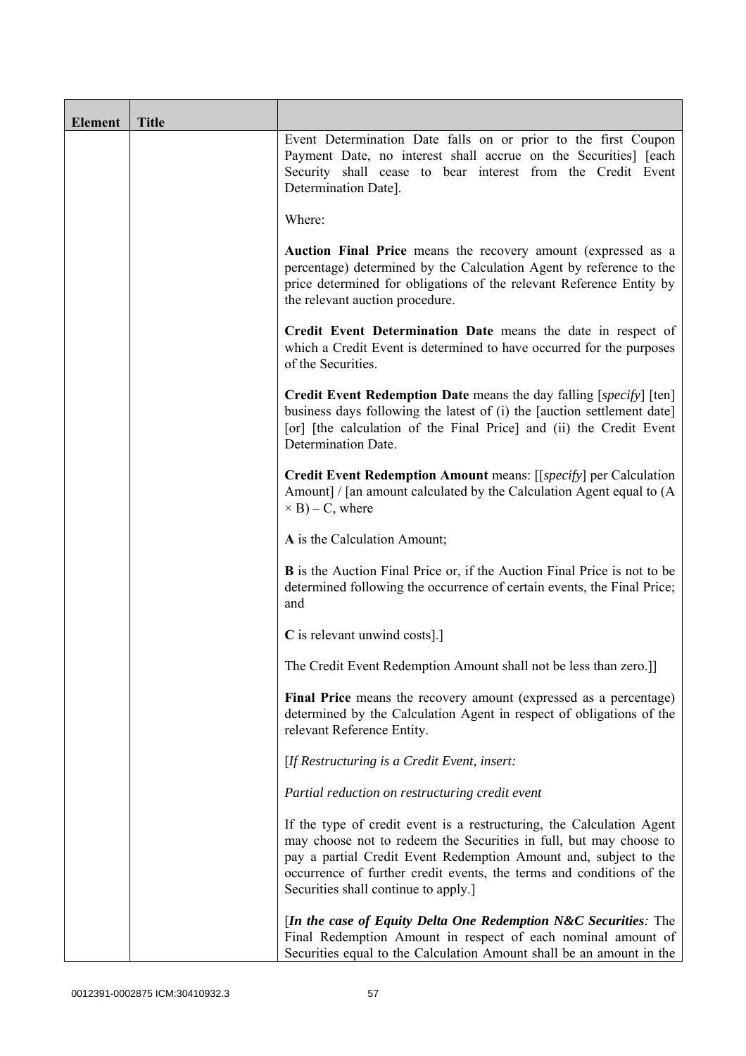| Element | Title | |
|---|---|---|
| | | Event Determination Date falls on or prior to the first Coupon Payment Date, no interest shall accrue on the Securities] [each Security shall cease to bear interest from the Credit Event Determination Date].<br><br>Where:<br><br>**Auction Final Price** means the recovery amount (expressed as a percentage) determined by the Calculation Agent by reference to the price determined for obligations of the relevant Reference Entity by the relevant auction procedure.<br><br>**Credit Event Determination Date** means the date in respect of which a Credit Event is determined to have occurred for the purposes of the Securities.<br><br>**Credit Event Redemption Date** means the day falling [*specify*] [ten] business days following the latest of (i) the [auction settlement date] [or] [the calculation of the Final Price] and (ii) the Credit Event Determination Date.<br><br>**Credit Event Redemption Amount** means: [[*specify*] per Calculation Amount] / [an amount calculated by the Calculation Agent equal to $(A \times B) - C$, where<br><br>**A** is the Calculation Amount;<br><br>**B** is the Auction Final Price or, if the Auction Final Price is not to be determined following the occurrence of certain events, the Final Price; and<br><br>**C** is relevant unwind costs].]<br><br>The Credit Event Redemption Amount shall not be less than zero.]]<br><br>**Final Price** means the recovery amount (expressed as a percentage) determined by the Calculation Agent in respect of obligations of the relevant Reference Entity.<br><br>[*If Restructuring is a Credit Event, insert:*<br><br>*Partial reduction on restructuring credit event*<br><br>If the type of credit event is a restructuring, the Calculation Agent may choose not to redeem the Securities in full, but may choose to pay a partial Credit Event Redemption Amount and, subject to the occurrence of further credit events, the terms and conditions of the Securities shall continue to apply.]<br><br>[***In the case of Equity Delta One Redemption N&C Securities****:* The Final Redemption Amount in respect of each nominal amount of Securities equal to the Calculation Amount shall be an amount in the |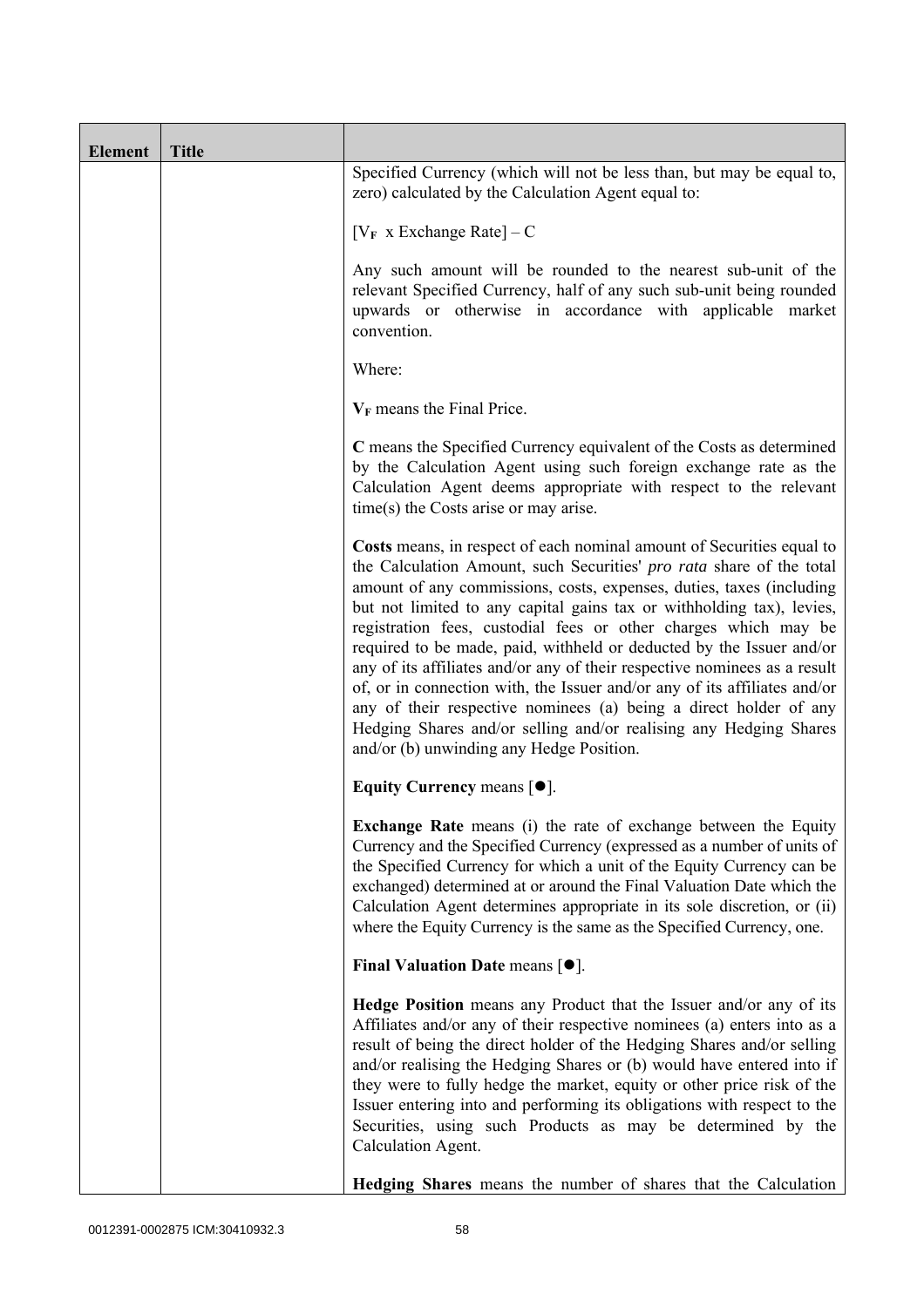| Element | Title | |
|---|---|---|
| | | Specified Currency (which will not be less than, but may be equal to, zero) calculated by the Calculation Agent equal to:<br><br>$[V_F \text{ x Exchange Rate}] - C$<br><br>Any such amount will be rounded to the nearest sub-unit of the relevant Specified Currency, half of any such sub-unit being rounded upwards or otherwise in accordance with applicable market convention.<br><br>Where:<br><br>$V_F$ means the Final Price.<br><br>**C** means the Specified Currency equivalent of the Costs as determined by the Calculation Agent using such foreign exchange rate as the Calculation Agent deems appropriate with respect to the relevant time(s) the Costs arise or may arise.<br><br>**Costs** means, in respect of each nominal amount of Securities equal to the Calculation Amount, such Securities' *pro rata* share of the total amount of any commissions, costs, expenses, duties, taxes (including but not limited to any capital gains tax or withholding tax), levies, registration fees, custodial fees or other charges which may be required to be made, paid, withheld or deducted by the Issuer and/or any of its affiliates and/or any of their respective nominees as a result of, or in connection with, the Issuer and/or any of its affiliates and/or any of their respective nominees (a) being a direct holder of any Hedging Shares and/or selling and/or realising any Hedging Shares and/or (b) unwinding any Hedge Position.<br><br>**Equity Currency** means [●].<br><br>**Exchange Rate** means (i) the rate of exchange between the Equity Currency and the Specified Currency (expressed as a number of units of the Specified Currency for which a unit of the Equity Currency can be exchanged) determined at or around the Final Valuation Date which the Calculation Agent determines appropriate in its sole discretion, or (ii) where the Equity Currency is the same as the Specified Currency, one.<br><br>**Final Valuation Date** means [●].<br><br>**Hedge Position** means any Product that the Issuer and/or any of its Affiliates and/or any of their respective nominees (a) enters into as a result of being the direct holder of the Hedging Shares and/or selling and/or realising the Hedging Shares or (b) would have entered into if they were to fully hedge the market, equity or other price risk of the Issuer entering into and performing its obligations with respect to the Securities, using such Products as may be determined by the Calculation Agent.<br><br>**Hedging Shares** means the number of shares that the Calculation |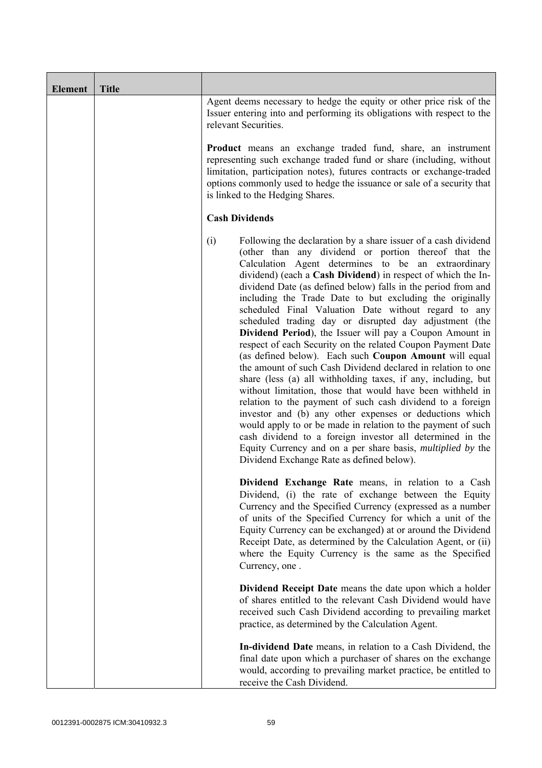| Element | Title |  |
|---|---|---|
| | | Agent deems necessary to hedge the equity or other price risk of the Issuer entering into and performing its obligations with respect to the relevant Securities.<br><br>**Product** means an exchange traded fund, share, an instrument representing such exchange traded fund or share (including, without limitation, participation notes), futures contracts or exchange-traded options commonly used to hedge the issuance or sale of a security that is linked to the Hedging Shares.<br><br>**Cash Dividends**<br><br>(i) Following the declaration by a share issuer of a cash dividend (other than any dividend or portion thereof that the Calculation Agent determines to be an extraordinary dividend) (each a **Cash Dividend**) in respect of which the In-dividend Date (as defined below) falls in the period from and including the Trade Date to but excluding the originally scheduled Final Valuation Date without regard to any scheduled trading day or disrupted day adjustment (the **Dividend Period**), the Issuer will pay a Coupon Amount in respect of each Security on the related Coupon Payment Date (as defined below). Each such **Coupon Amount** will equal the amount of such Cash Dividend declared in relation to one share (less (a) all withholding taxes, if any, including, but without limitation, those that would have been withheld in relation to the payment of such cash dividend to a foreign investor and (b) any other expenses or deductions which would apply to or be made in relation to the payment of such cash dividend to a foreign investor all determined in the Equity Currency and on a per share basis, *multiplied by* the Dividend Exchange Rate as defined below).<br><br>**Dividend Exchange Rate** means, in relation to a Cash Dividend, (i) the rate of exchange between the Equity Currency and the Specified Currency (expressed as a number of units of the Specified Currency for which a unit of the Equity Currency can be exchanged) at or around the Dividend Receipt Date, as determined by the Calculation Agent, or (ii) where the Equity Currency is the same as the Specified Currency, one .<br><br>**Dividend Receipt Date** means the date upon which a holder of shares entitled to the relevant Cash Dividend would have received such Cash Dividend according to prevailing market practice, as determined by the Calculation Agent.<br><br>**In-dividend Date** means, in relation to a Cash Dividend, the final date upon which a purchaser of shares on the exchange would, according to prevailing market practice, be entitled to receive the Cash Dividend. |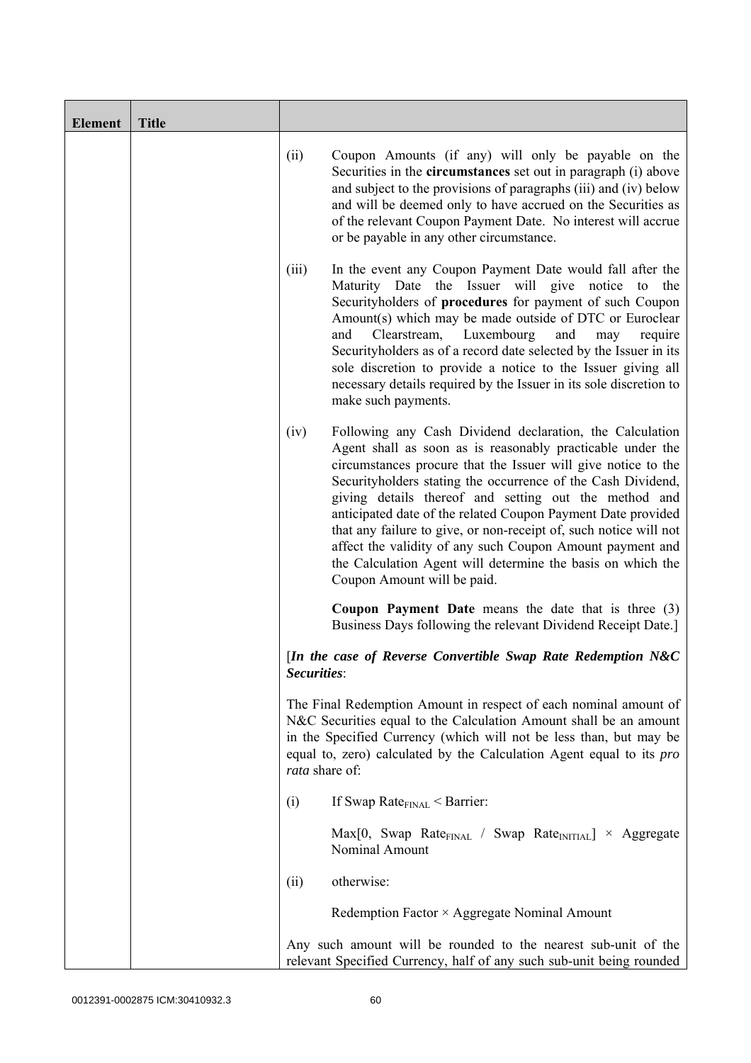| Element | Title | |
|---|---|---|
| | | (ii) Coupon Amounts (if any) will only be payable on the Securities in the **circumstances** set out in paragraph (i) above and subject to the provisions of paragraphs (iii) and (iv) below and will be deemed only to have accrued on the Securities as of the relevant Coupon Payment Date. No interest will accrue or be payable in any other circumstance.<br><br>(iii) In the event any Coupon Payment Date would fall after the Maturity Date the Issuer will give notice to the Securityholders of **procedures** for payment of such Coupon Amount(s) which may be made outside of DTC or Euroclear and Clearstream, Luxembourg and may require Securityholders as of a record date selected by the Issuer in its sole discretion to provide a notice to the Issuer giving all necessary details required by the Issuer in its sole discretion to make such payments.<br><br>(iv) Following any Cash Dividend declaration, the Calculation Agent shall as soon as is reasonably practicable under the circumstances procure that the Issuer will give notice to the Securityholders stating the occurrence of the Cash Dividend, giving details thereof and setting out the method and anticipated date of the related Coupon Payment Date provided that any failure to give, or non-receipt of, such notice will not affect the validity of any such Coupon Amount payment and the Calculation Agent will determine the basis on which the Coupon Amount will be paid.<br><br>**Coupon Payment Date** means the date that is three (3) Business Days following the relevant Dividend Receipt Date.]<br><br>[***In the case of Reverse Convertible Swap Rate Redemption N&C Securities***:<br><br>The Final Redemption Amount in respect of each nominal amount of N&C Securities equal to the Calculation Amount shall be an amount in the Specified Currency (which will not be less than, but may be equal to, zero) calculated by the Calculation Agent equal to its *pro rata* share of:<br><br>(i) If $\text{Swap Rate}_{\text{FINAL}} < \text{Barrier}$:<br><br>$\text{Max}[0, \text{Swap Rate}_{\text{FINAL}} / \text{Swap Rate}_{\text{INITIAL}}] \times \text{Aggregate Nominal Amount}$<br><br>(ii) otherwise:<br><br>Redemption Factor × Aggregate Nominal Amount<br><br>Any such amount will be rounded to the nearest sub-unit of the relevant Specified Currency, half of any such sub-unit being rounded |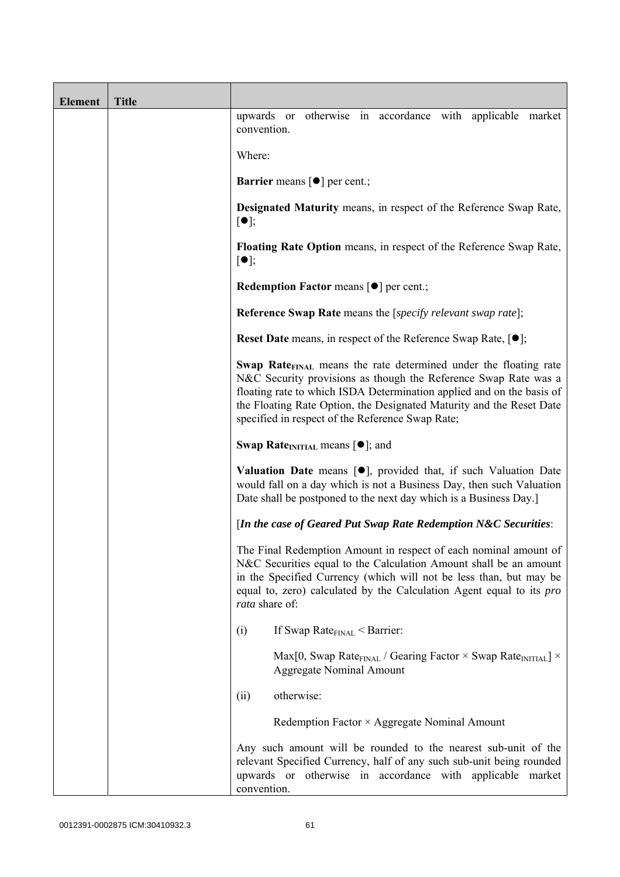| Element | Title | |
|---|---|---|
| | | upwards or otherwise in accordance with applicable market convention.<br><br>Where:<br><br>**Barrier** means [●] per cent.;<br><br>**Designated Maturity** means, in respect of the Reference Swap Rate, [●];<br><br>**Floating Rate Option** means, in respect of the Reference Swap Rate, [●];<br><br>**Redemption Factor** means [●] per cent.;<br><br>**Reference Swap Rate** means the [*specify relevant swap rate*];<br><br>**Reset Date** means, in respect of the Reference Swap Rate, [●];<br><br>**Swap Rate$_{FINAL}$** means the rate determined under the floating rate N&C Security provisions as though the Reference Swap Rate was a floating rate to which ISDA Determination applied and on the basis of the Floating Rate Option, the Designated Maturity and the Reset Date specified in respect of the Reference Swap Rate;<br><br>**Swap Rate$_{INITIAL}$** means [●]; and<br><br>**Valuation Date** means [●], provided that, if such Valuation Date would fall on a day which is not a Business Day, then such Valuation Date shall be postponed to the next day which is a Business Day.]<br><br>[***In the case of Geared Put Swap Rate Redemption N&C Securities***:<br><br>The Final Redemption Amount in respect of each nominal amount of N&C Securities equal to the Calculation Amount shall be an amount in the Specified Currency (which will not be less than, but may be equal to, zero) calculated by the Calculation Agent equal to its *pro rata* share of:<br><br>(i) If Swap Rate$_{FINAL}$ < Barrier:<br><br>Max[0, Swap Rate$_{FINAL}$ / Gearing Factor × Swap Rate$_{INITIAL}$] × Aggregate Nominal Amount<br><br>(ii) otherwise:<br><br>Redemption Factor × Aggregate Nominal Amount<br><br>Any such amount will be rounded to the nearest sub-unit of the relevant Specified Currency, half of any such sub-unit being rounded upwards or otherwise in accordance with applicable market convention. |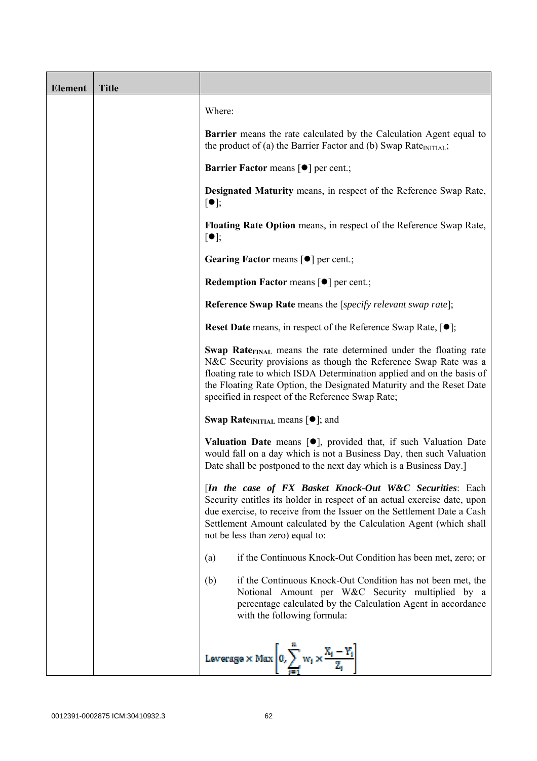| Element | Title | |
|---|---|---|
| | | Where:<br><br>**Barrier** means the rate calculated by the Calculation Agent equal to the product of (a) the Barrier Factor and (b) Swap $\text{Rate}_{\text{INITIAL}}$;<br><br>**Barrier Factor** means [●] per cent.;<br><br>**Designated Maturity** means, in respect of the Reference Swap Rate, [●];<br><br>**Floating Rate Option** means, in respect of the Reference Swap Rate, [●];<br><br>**Gearing Factor** means [●] per cent.;<br><br>**Redemption Factor** means [●] per cent.;<br><br>**Reference Swap Rate** means the [*specify relevant swap rate*];<br><br>**Reset Date** means, in respect of the Reference Swap Rate, [●];<br><br>**Swap $\text{Rate}_{\text{FINAL}}$** means the rate determined under the floating rate N&C Security provisions as though the Reference Swap Rate was a floating rate to which ISDA Determination applied and on the basis of the Floating Rate Option, the Designated Maturity and the Reset Date specified in respect of the Reference Swap Rate;<br><br>**Swap $\text{Rate}_{\text{INITIAL}}$** means [●]; and<br><br>**Valuation Date** means [●], provided that, if such Valuation Date would fall on a day which is not a Business Day, then such Valuation Date shall be postponed to the next day which is a Business Day.]<br><br>[***In the case of FX Basket Knock-Out W&C Securities***: Each Security entitles its holder in respect of an actual exercise date, upon due exercise, to receive from the Issuer on the Settlement Date a Cash Settlement Amount calculated by the Calculation Agent (which shall not be less than zero) equal to:<br><br>(a) if the Continuous Knock-Out Condition has been met, zero; or<br><br>(b) if the Continuous Knock-Out Condition has not been met, the Notional Amount per W&C Security multiplied by a percentage calculated by the Calculation Agent in accordance with the following formula:<br><br>$$\text{Leverage} \times \text{Max}\left[0, \sum_{i=1}^{n} w_i \times \frac{X_i - Y_i}{Z_i}\right]$$ |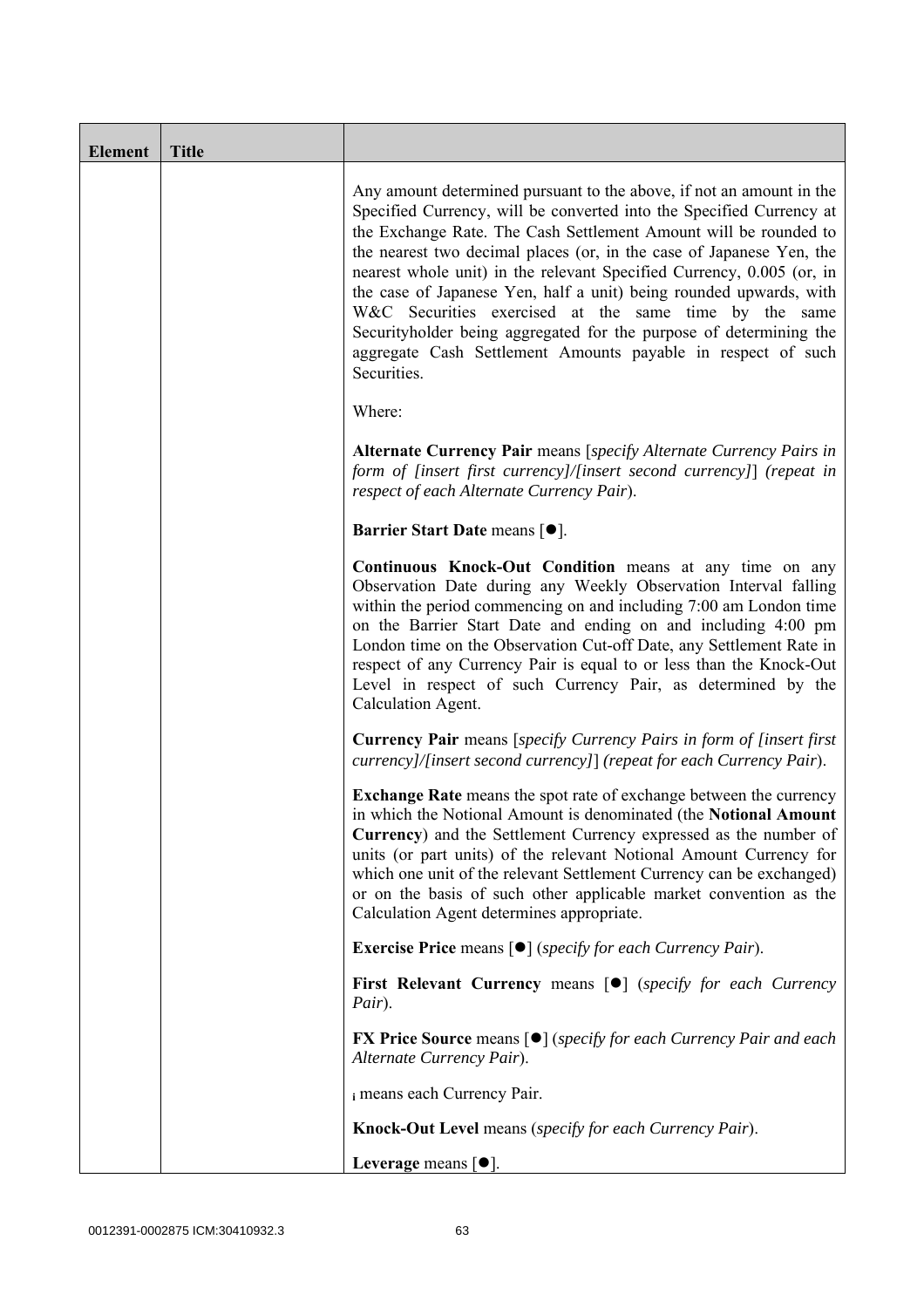| Element | Title | |
|---|---|---|
| | | Any amount determined pursuant to the above, if not an amount in the Specified Currency, will be converted into the Specified Currency at the Exchange Rate. The Cash Settlement Amount will be rounded to the nearest two decimal places (or, in the case of Japanese Yen, the nearest whole unit) in the relevant Specified Currency, 0.005 (or, in the case of Japanese Yen, half a unit) being rounded upwards, with W&C Securities exercised at the same time by the same Securityholder being aggregated for the purpose of determining the aggregate Cash Settlement Amounts payable in respect of such Securities.<br><br>Where:<br><br>**Alternate Currency Pair** means [*specify Alternate Currency Pairs in form of [insert first currency]/[insert second currency]*] *(repeat in respect of each Alternate Currency Pair*).<br><br>**Barrier Start Date** means [●].<br><br>**Continuous Knock-Out Condition** means at any time on any Observation Date during any Weekly Observation Interval falling within the period commencing on and including 7:00 am London time on the Barrier Start Date and ending on and including 4:00 pm London time on the Observation Cut-off Date, any Settlement Rate in respect of any Currency Pair is equal to or less than the Knock-Out Level in respect of such Currency Pair, as determined by the Calculation Agent.<br><br>**Currency Pair** means [*specify Currency Pairs in form of [insert first currency]/[insert second currency]*] *(repeat for each Currency Pair*).<br><br>**Exchange Rate** means the spot rate of exchange between the currency in which the Notional Amount is denominated (the **Notional Amount Currency**) and the Settlement Currency expressed as the number of units (or part units) of the relevant Notional Amount Currency for which one unit of the relevant Settlement Currency can be exchanged) or on the basis of such other applicable market convention as the Calculation Agent determines appropriate.<br><br>**Exercise Price** means [●] (*specify for each Currency Pair*).<br><br>**First Relevant Currency** means [●] (*specify for each Currency Pair*).<br><br>**FX Price Source** means [●] (*specify for each Currency Pair and each Alternate Currency Pair*).<br><br>$_i$ means each Currency Pair.<br><br>**Knock-Out Level** means (*specify for each Currency Pair*).<br><br>**Leverage** means [●]. |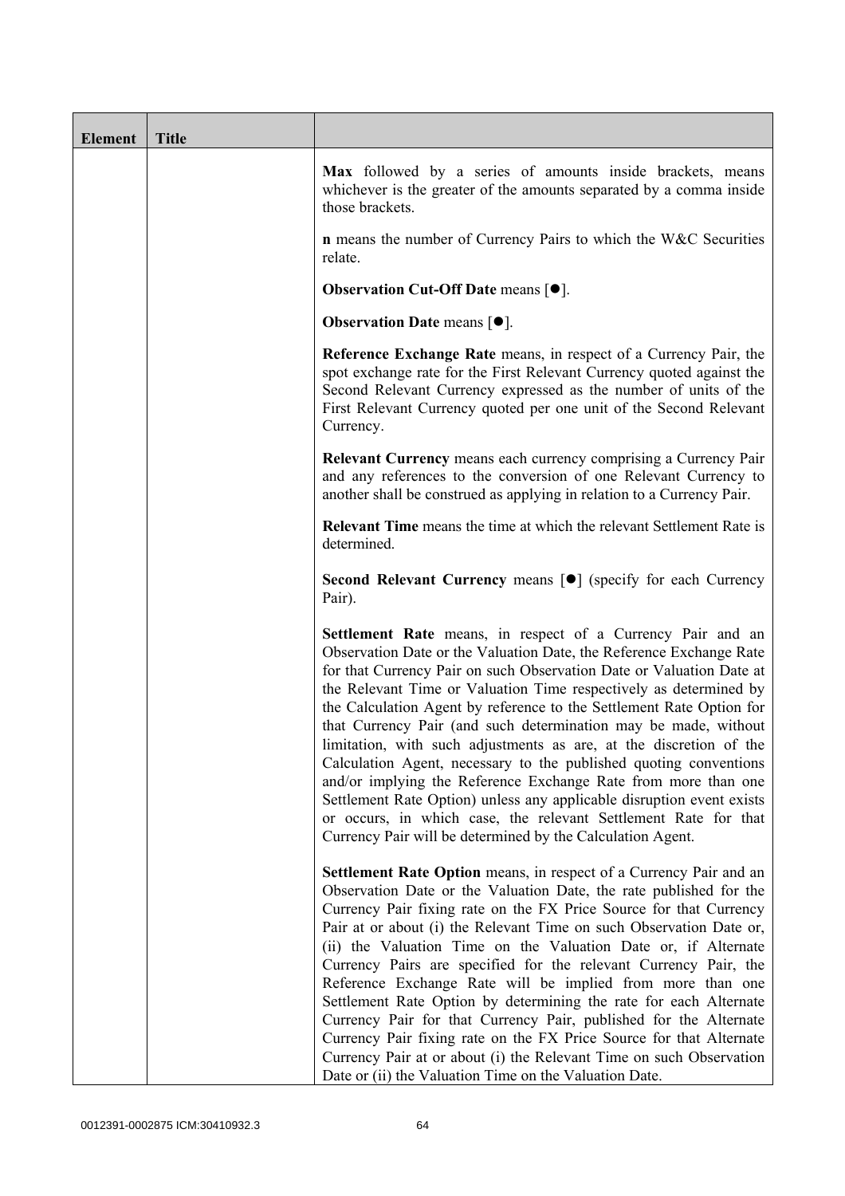| Element | Title | |
|---|---|---|
| | | **Max** followed by a series of amounts inside brackets, means whichever is the greater of the amounts separated by a comma inside those brackets.<br><br>**n** means the number of Currency Pairs to which the W&C Securities relate.<br><br>**Observation Cut-Off Date** means [●].<br><br>**Observation Date** means [●].<br><br>**Reference Exchange Rate** means, in respect of a Currency Pair, the spot exchange rate for the First Relevant Currency quoted against the Second Relevant Currency expressed as the number of units of the First Relevant Currency quoted per one unit of the Second Relevant Currency.<br><br>**Relevant Currency** means each currency comprising a Currency Pair and any references to the conversion of one Relevant Currency to another shall be construed as applying in relation to a Currency Pair.<br><br>**Relevant Time** means the time at which the relevant Settlement Rate is determined.<br><br>**Second Relevant Currency** means [●] (specify for each Currency Pair).<br><br>**Settlement Rate** means, in respect of a Currency Pair and an Observation Date or the Valuation Date, the Reference Exchange Rate for that Currency Pair on such Observation Date or Valuation Date at the Relevant Time or Valuation Time respectively as determined by the Calculation Agent by reference to the Settlement Rate Option for that Currency Pair (and such determination may be made, without limitation, with such adjustments as are, at the discretion of the Calculation Agent, necessary to the published quoting conventions and/or implying the Reference Exchange Rate from more than one Settlement Rate Option) unless any applicable disruption event exists or occurs, in which case, the relevant Settlement Rate for that Currency Pair will be determined by the Calculation Agent.<br><br>**Settlement Rate Option** means, in respect of a Currency Pair and an Observation Date or the Valuation Date, the rate published for the Currency Pair fixing rate on the FX Price Source for that Currency Pair at or about (i) the Relevant Time on such Observation Date or, (ii) the Valuation Time on the Valuation Date or, if Alternate Currency Pairs are specified for the relevant Currency Pair, the Reference Exchange Rate will be implied from more than one Settlement Rate Option by determining the rate for each Alternate Currency Pair for that Currency Pair, published for the Alternate Currency Pair fixing rate on the FX Price Source for that Alternate Currency Pair at or about (i) the Relevant Time on such Observation Date or (ii) the Valuation Time on the Valuation Date. |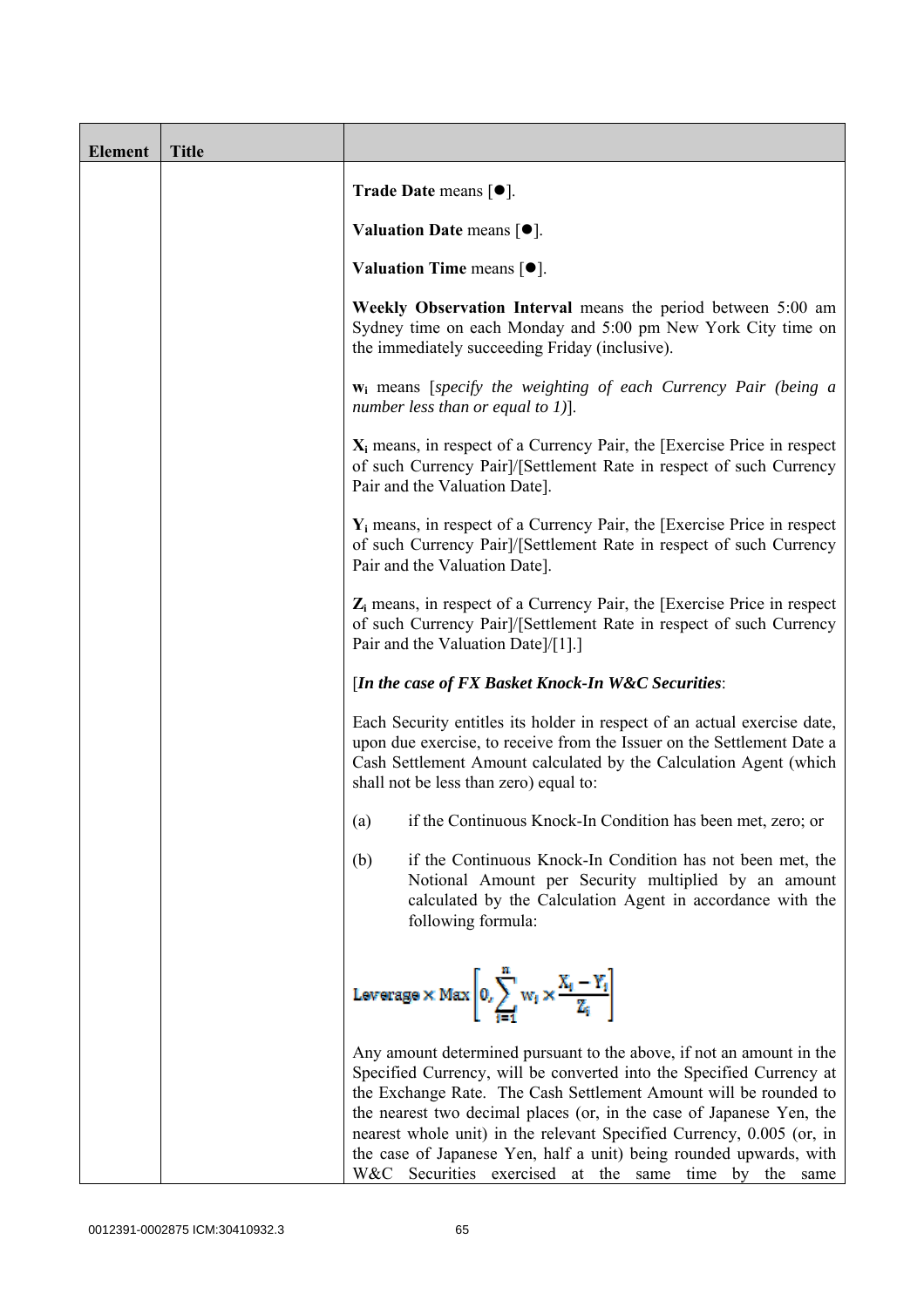| Element | Title | |
|---|---|---|
| | | **Trade Date** means [●].<br><br>**Valuation Date** means [●].<br><br>**Valuation Time** means [●].<br><br>**Weekly Observation Interval** means the period between 5:00 am Sydney time on each Monday and 5:00 pm New York City time on the immediately succeeding Friday (inclusive).<br><br>$\mathbf{w_i}$ means [*specify the weighting of each Currency Pair (being a number less than or equal to 1)*].<br><br>$\mathbf{X_i}$ means, in respect of a Currency Pair, the [Exercise Price in respect of such Currency Pair]/[Settlement Rate in respect of such Currency Pair and the Valuation Date].<br><br>$\mathbf{Y_i}$ means, in respect of a Currency Pair, the [Exercise Price in respect of such Currency Pair]/[Settlement Rate in respect of such Currency Pair and the Valuation Date].<br><br>$\mathbf{Z_i}$ means, in respect of a Currency Pair, the [Exercise Price in respect of such Currency Pair]/[Settlement Rate in respect of such Currency Pair and the Valuation Date]/[1].]<br><br>[***In the case of FX Basket Knock-In W&C Securities***:<br><br>Each Security entitles its holder in respect of an actual exercise date, upon due exercise, to receive from the Issuer on the Settlement Date a Cash Settlement Amount calculated by the Calculation Agent (which shall not be less than zero) equal to:<br><br>(a) if the Continuous Knock-In Condition has been met, zero; or<br><br>(b) if the Continuous Knock-In Condition has not been met, the Notional Amount per Security multiplied by an amount calculated by the Calculation Agent in accordance with the following formula:<br><br>$$\text{Leverage} \times \text{Max}\left[0, \sum_{i=1}^{n} w_i \times \frac{X_i - Y_i}{Z_i}\right]$$<br><br>Any amount determined pursuant to the above, if not an amount in the Specified Currency, will be converted into the Specified Currency at the Exchange Rate. The Cash Settlement Amount will be rounded to the nearest two decimal places (or, in the case of Japanese Yen, the nearest whole unit) in the relevant Specified Currency, 0.005 (or, in the case of Japanese Yen, half a unit) being rounded upwards, with W&C Securities exercised at the same time by the same |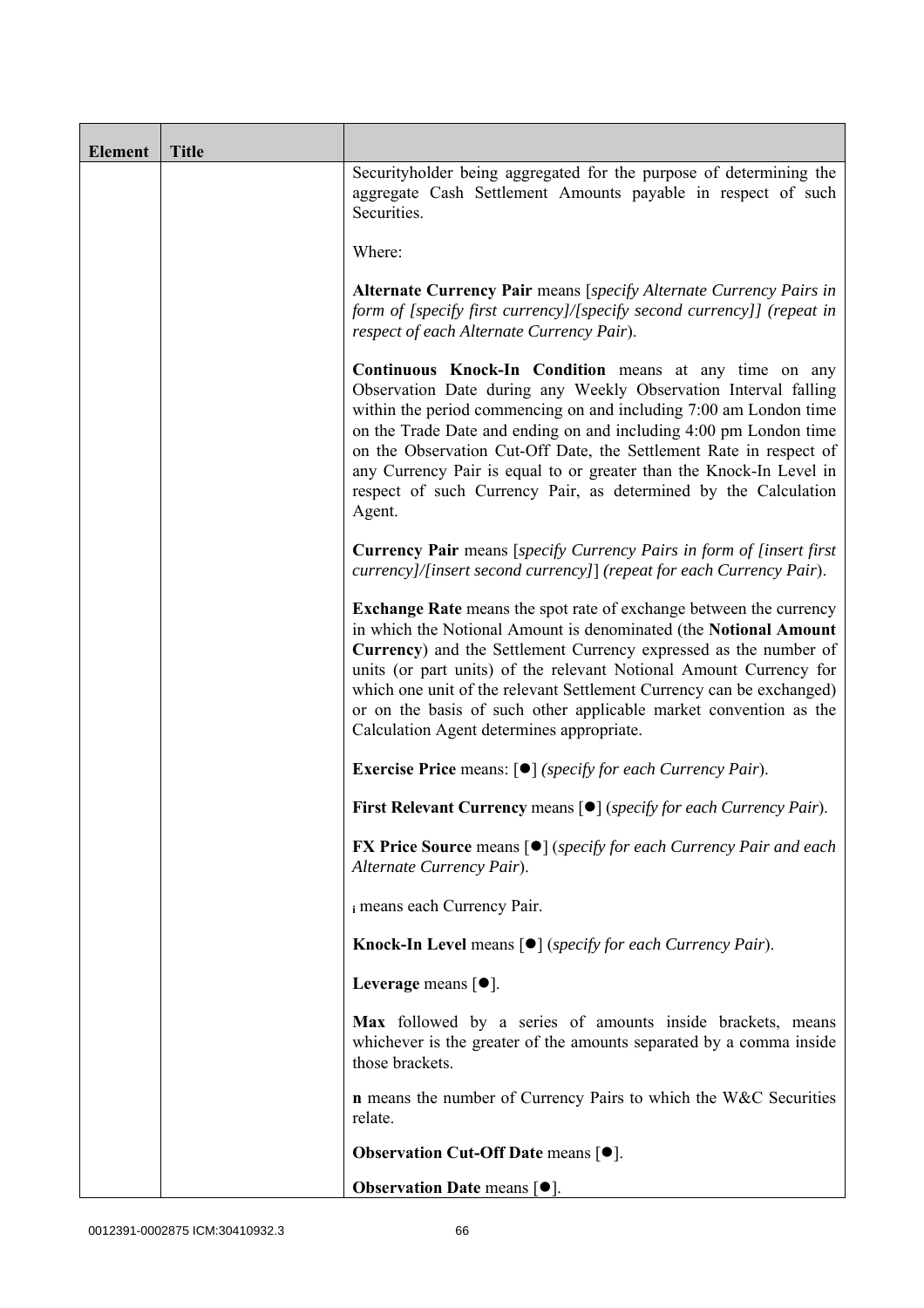| Element | Title | |
|---|---|---|
| | | Securityholder being aggregated for the purpose of determining the aggregate Cash Settlement Amounts payable in respect of such Securities.<br><br>Where:<br><br>**Alternate Currency Pair** means [*specify Alternate Currency Pairs in form of [specify first currency]/[specify second currency]] (repeat in respect of each Alternate Currency Pair*).<br><br>**Continuous Knock-In Condition** means at any time on any Observation Date during any Weekly Observation Interval falling within the period commencing on and including 7:00 am London time on the Trade Date and ending on and including 4:00 pm London time on the Observation Cut-Off Date, the Settlement Rate in respect of any Currency Pair is equal to or greater than the Knock-In Level in respect of such Currency Pair, as determined by the Calculation Agent.<br><br>**Currency Pair** means [*specify Currency Pairs in form of [insert first currency]/[insert second currency]*] (*repeat for each Currency Pair*).<br><br>**Exchange Rate** means the spot rate of exchange between the currency in which the Notional Amount is denominated (the **Notional Amount Currency**) and the Settlement Currency expressed as the number of units (or part units) of the relevant Notional Amount Currency for which one unit of the relevant Settlement Currency can be exchanged) or on the basis of such other applicable market convention as the Calculation Agent determines appropriate.<br><br>**Exercise Price** means: [●] *(specify for each Currency Pair*).<br><br>**First Relevant Currency** means [●] (*specify for each Currency Pair*).<br><br>**FX Price Source** means [●] (*specify for each Currency Pair and each Alternate Currency Pair*).<br><br>$_i$ means each Currency Pair.<br><br>**Knock-In Level** means [●] (*specify for each Currency Pair*).<br><br>**Leverage** means [●].<br><br>**Max** followed by a series of amounts inside brackets, means whichever is the greater of the amounts separated by a comma inside those brackets.<br><br>**n** means the number of Currency Pairs to which the W&C Securities relate.<br><br>**Observation Cut-Off Date** means [●].<br><br>**Observation Date** means [●]. |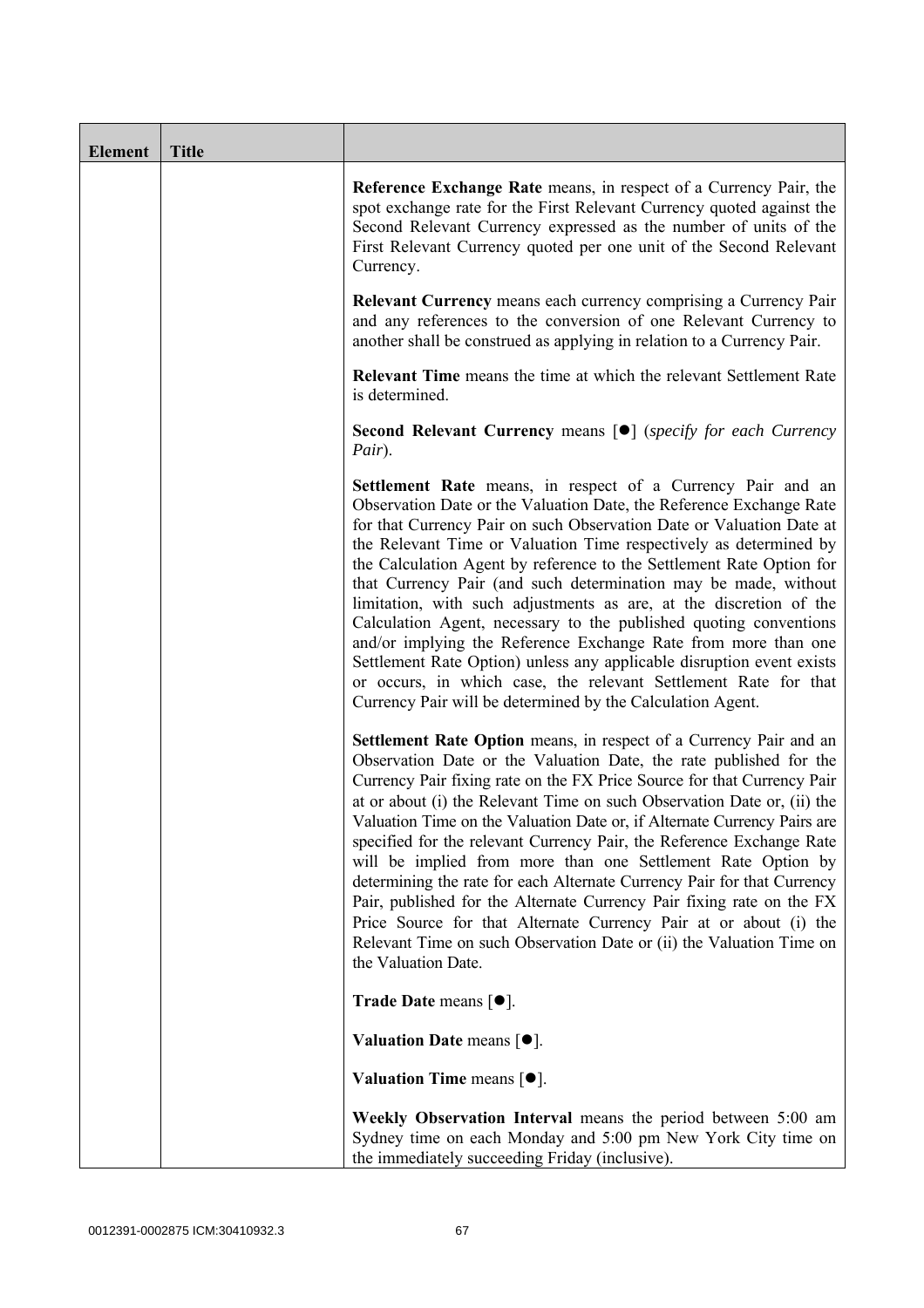| Element | Title | |
|---|---|---|
| | | **Reference Exchange Rate** means, in respect of a Currency Pair, the spot exchange rate for the First Relevant Currency quoted against the Second Relevant Currency expressed as the number of units of the First Relevant Currency quoted per one unit of the Second Relevant Currency.<br><br>**Relevant Currency** means each currency comprising a Currency Pair and any references to the conversion of one Relevant Currency to another shall be construed as applying in relation to a Currency Pair.<br><br>**Relevant Time** means the time at which the relevant Settlement Rate is determined.<br><br>**Second Relevant Currency** means [●] (*specify for each Currency Pair*).<br><br>**Settlement Rate** means, in respect of a Currency Pair and an Observation Date or the Valuation Date, the Reference Exchange Rate for that Currency Pair on such Observation Date or Valuation Date at the Relevant Time or Valuation Time respectively as determined by the Calculation Agent by reference to the Settlement Rate Option for that Currency Pair (and such determination may be made, without limitation, with such adjustments as are, at the discretion of the Calculation Agent, necessary to the published quoting conventions and/or implying the Reference Exchange Rate from more than one Settlement Rate Option) unless any applicable disruption event exists or occurs, in which case, the relevant Settlement Rate for that Currency Pair will be determined by the Calculation Agent.<br><br>**Settlement Rate Option** means, in respect of a Currency Pair and an Observation Date or the Valuation Date, the rate published for the Currency Pair fixing rate on the FX Price Source for that Currency Pair at or about (i) the Relevant Time on such Observation Date or, (ii) the Valuation Time on the Valuation Date or, if Alternate Currency Pairs are specified for the relevant Currency Pair, the Reference Exchange Rate will be implied from more than one Settlement Rate Option by determining the rate for each Alternate Currency Pair for that Currency Pair, published for the Alternate Currency Pair fixing rate on the FX Price Source for that Alternate Currency Pair at or about (i) the Relevant Time on such Observation Date or (ii) the Valuation Time on the Valuation Date.<br><br>**Trade Date** means [●].<br><br>**Valuation Date** means [●].<br><br>**Valuation Time** means [●].<br><br>**Weekly Observation Interval** means the period between 5:00 am Sydney time on each Monday and 5:00 pm New York City time on the immediately succeeding Friday (inclusive). |

0012391-0002875 ICM:30410932.3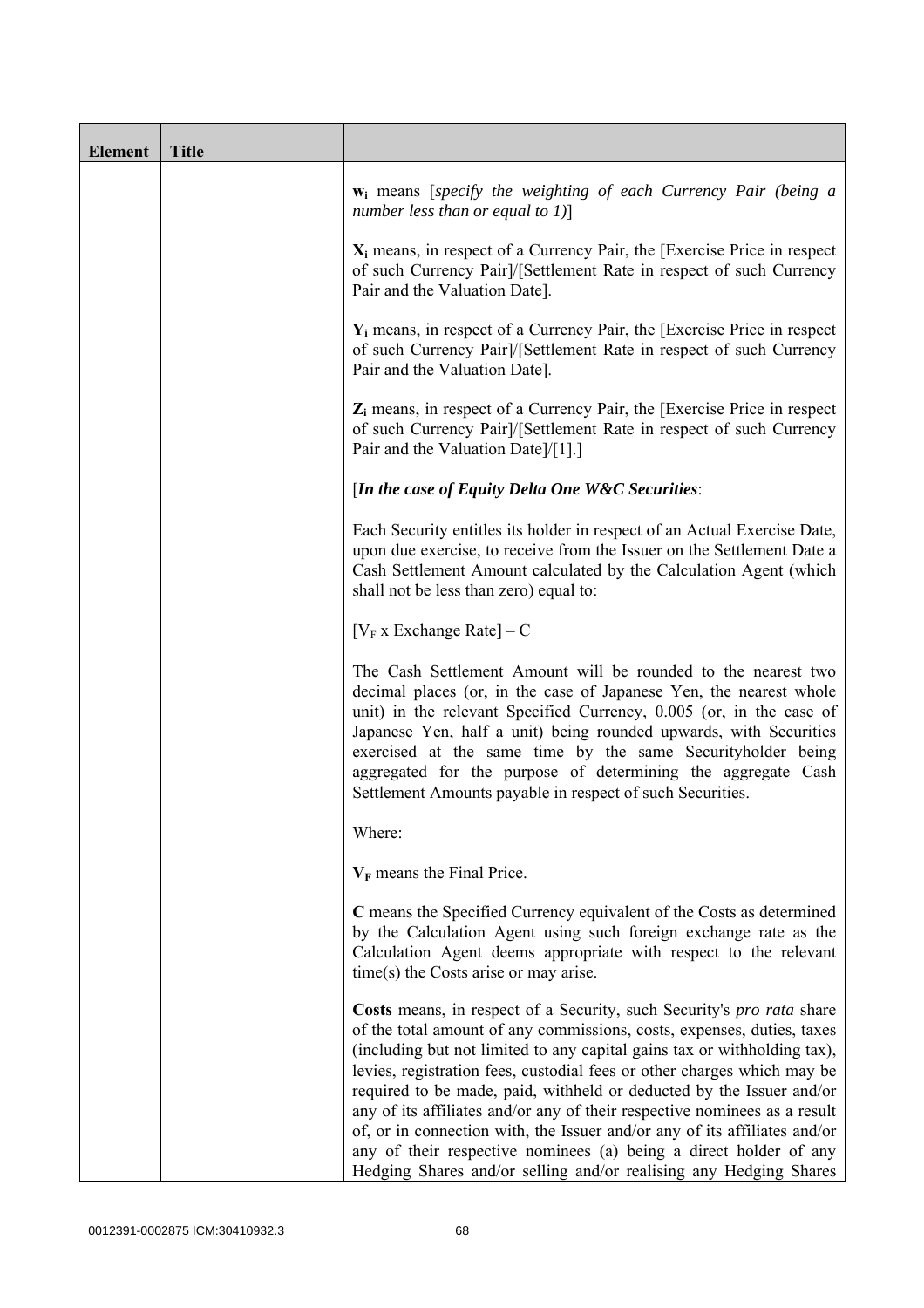| Element | Title | |
|---|---|---|
| | | $\mathbf{w_i}$ means [*specify the weighting of each Currency Pair (being a number less than or equal to 1)*]<br><br>$\mathbf{X_i}$ means, in respect of a Currency Pair, the [Exercise Price in respect of such Currency Pair]/[Settlement Rate in respect of such Currency Pair and the Valuation Date].<br><br>$\mathbf{Y_i}$ means, in respect of a Currency Pair, the [Exercise Price in respect of such Currency Pair]/[Settlement Rate in respect of such Currency Pair and the Valuation Date].<br><br>$\mathbf{Z_i}$ means, in respect of a Currency Pair, the [Exercise Price in respect of such Currency Pair]/[Settlement Rate in respect of such Currency Pair and the Valuation Date]/[1].]<br><br>[***In the case of Equity Delta One W&C Securities***:<br><br>Each Security entitles its holder in respect of an Actual Exercise Date, upon due exercise, to receive from the Issuer on the Settlement Date a Cash Settlement Amount calculated by the Calculation Agent (which shall not be less than zero) equal to:<br><br>$[V_F \text{ x Exchange Rate}] - C$<br><br>The Cash Settlement Amount will be rounded to the nearest two decimal places (or, in the case of Japanese Yen, the nearest whole unit) in the relevant Specified Currency, 0.005 (or, in the case of Japanese Yen, half a unit) being rounded upwards, with Securities exercised at the same time by the same Securityholder being aggregated for the purpose of determining the aggregate Cash Settlement Amounts payable in respect of such Securities.<br><br>Where:<br><br>$\mathbf{V_F}$ means the Final Price.<br><br>**C** means the Specified Currency equivalent of the Costs as determined by the Calculation Agent using such foreign exchange rate as the Calculation Agent deems appropriate with respect to the relevant time(s) the Costs arise or may arise.<br><br>**Costs** means, in respect of a Security, such Security's *pro rata* share of the total amount of any commissions, costs, expenses, duties, taxes (including but not limited to any capital gains tax or withholding tax), levies, registration fees, custodial fees or other charges which may be required to be made, paid, withheld or deducted by the Issuer and/or any of its affiliates and/or any of their respective nominees as a result of, or in connection with, the Issuer and/or any of its affiliates and/or any of their respective nominees (a) being a direct holder of any Hedging Shares and/or selling and/or realising any Hedging Shares |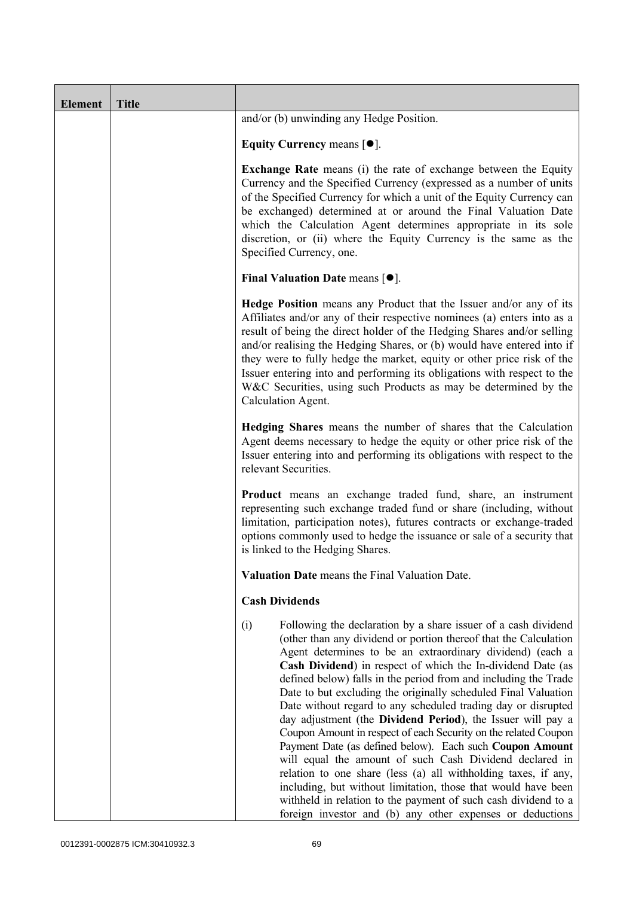| Element | Title | |
|---|---|---|
| | | and/or (b) unwinding any Hedge Position.<br><br>**Equity Currency** means [●].<br><br>**Exchange Rate** means (i) the rate of exchange between the Equity Currency and the Specified Currency (expressed as a number of units of the Specified Currency for which a unit of the Equity Currency can be exchanged) determined at or around the Final Valuation Date which the Calculation Agent determines appropriate in its sole discretion, or (ii) where the Equity Currency is the same as the Specified Currency, one.<br><br>**Final Valuation Date** means [●].<br><br>**Hedge Position** means any Product that the Issuer and/or any of its Affiliates and/or any of their respective nominees (a) enters into as a result of being the direct holder of the Hedging Shares and/or selling and/or realising the Hedging Shares, or (b) would have entered into if they were to fully hedge the market, equity or other price risk of the Issuer entering into and performing its obligations with respect to the W&C Securities, using such Products as may be determined by the Calculation Agent.<br><br>**Hedging Shares** means the number of shares that the Calculation Agent deems necessary to hedge the equity or other price risk of the Issuer entering into and performing its obligations with respect to the relevant Securities.<br><br>**Product** means an exchange traded fund, share, an instrument representing such exchange traded fund or share (including, without limitation, participation notes), futures contracts or exchange-traded options commonly used to hedge the issuance or sale of a security that is linked to the Hedging Shares.<br><br>**Valuation Date** means the Final Valuation Date.<br><br>**Cash Dividends**<br><br>(i) Following the declaration by a share issuer of a cash dividend (other than any dividend or portion thereof that the Calculation Agent determines to be an extraordinary dividend) (each a **Cash Dividend**) in respect of which the In-dividend Date (as defined below) falls in the period from and including the Trade Date to but excluding the originally scheduled Final Valuation Date without regard to any scheduled trading day or disrupted day adjustment (the **Dividend Period**), the Issuer will pay a Coupon Amount in respect of each Security on the related Coupon Payment Date (as defined below). Each such **Coupon Amount** will equal the amount of such Cash Dividend declared in relation to one share (less (a) all withholding taxes, if any, including, but without limitation, those that would have been withheld in relation to the payment of such cash dividend to a foreign investor and (b) any other expenses or deductions |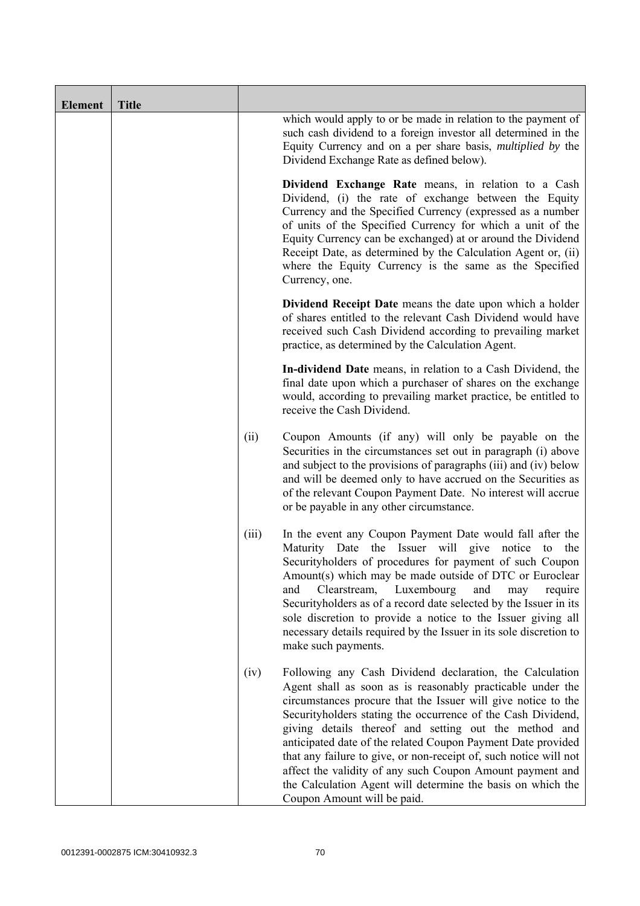| Element | Title | | |
|---|---|---|---|
| | | | which would apply to or be made in relation to the payment of such cash dividend to a foreign investor all determined in the Equity Currency and on a per share basis, *multiplied by* the Dividend Exchange Rate as defined below).<br><br>**Dividend Exchange Rate** means, in relation to a Cash Dividend, (i) the rate of exchange between the Equity Currency and the Specified Currency (expressed as a number of units of the Specified Currency for which a unit of the Equity Currency can be exchanged) at or around the Dividend Receipt Date, as determined by the Calculation Agent or, (ii) where the Equity Currency is the same as the Specified Currency, one.<br><br>**Dividend Receipt Date** means the date upon which a holder of shares entitled to the relevant Cash Dividend would have received such Cash Dividend according to prevailing market practice, as determined by the Calculation Agent.<br><br>**In-dividend Date** means, in relation to a Cash Dividend, the final date upon which a purchaser of shares on the exchange would, according to prevailing market practice, be entitled to receive the Cash Dividend. |
| | | (ii) | Coupon Amounts (if any) will only be payable on the Securities in the circumstances set out in paragraph (i) above and subject to the provisions of paragraphs (iii) and (iv) below and will be deemed only to have accrued on the Securities as of the relevant Coupon Payment Date. No interest will accrue or be payable in any other circumstance. |
| | | (iii) | In the event any Coupon Payment Date would fall after the Maturity Date the Issuer will give notice to the Securityholders of procedures for payment of such Coupon Amount(s) which may be made outside of DTC or Euroclear and Clearstream, Luxembourg and may require Securityholders as of a record date selected by the Issuer in its sole discretion to provide a notice to the Issuer giving all necessary details required by the Issuer in its sole discretion to make such payments. |
| | | (iv) | Following any Cash Dividend declaration, the Calculation Agent shall as soon as is reasonably practicable under the circumstances procure that the Issuer will give notice to the Securityholders stating the occurrence of the Cash Dividend, giving details thereof and setting out the method and anticipated date of the related Coupon Payment Date provided that any failure to give, or non-receipt of, such notice will not affect the validity of any such Coupon Amount payment and the Calculation Agent will determine the basis on which the Coupon Amount will be paid. |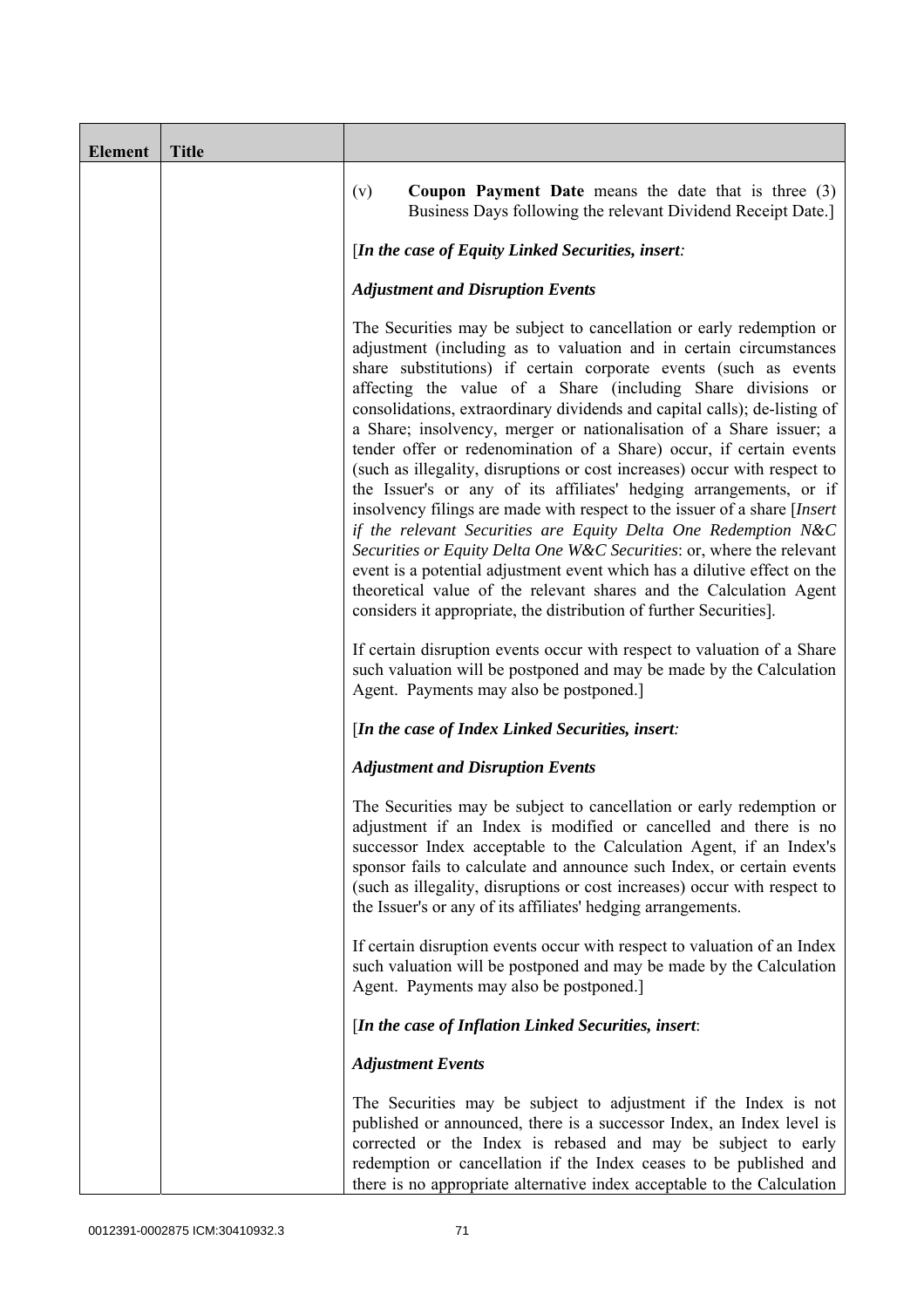| Element | Title | |
|---|---|---|
| | | (v) **Coupon Payment Date** means the date that is three (3) Business Days following the relevant Dividend Receipt Date.]<br><br>[*In the case of Equity Linked Securities, insert:*<br><br>***Adjustment and Disruption Events***<br><br>The Securities may be subject to cancellation or early redemption or adjustment (including as to valuation and in certain circumstances share substitutions) if certain corporate events (such as events affecting the value of a Share (including Share divisions or consolidations, extraordinary dividends and capital calls); de-listing of a Share; insolvency, merger or nationalisation of a Share issuer; a tender offer or redenomination of a Share) occur, if certain events (such as illegality, disruptions or cost increases) occur with respect to the Issuer's or any of its affiliates' hedging arrangements, or if insolvency filings are made with respect to the issuer of a share [*Insert if the relevant Securities are Equity Delta One Redemption N&C Securities or Equity Delta One W&C Securities*: or, where the relevant event is a potential adjustment event which has a dilutive effect on the theoretical value of the relevant shares and the Calculation Agent considers it appropriate, the distribution of further Securities].<br><br>If certain disruption events occur with respect to valuation of a Share such valuation will be postponed and may be made by the Calculation Agent. Payments may also be postponed.]<br><br>[*In the case of Index Linked Securities, insert:*<br><br>***Adjustment and Disruption Events***<br><br>The Securities may be subject to cancellation or early redemption or adjustment if an Index is modified or cancelled and there is no successor Index acceptable to the Calculation Agent, if an Index's sponsor fails to calculate and announce such Index, or certain events (such as illegality, disruptions or cost increases) occur with respect to the Issuer's or any of its affiliates' hedging arrangements.<br><br>If certain disruption events occur with respect to valuation of an Index such valuation will be postponed and may be made by the Calculation Agent. Payments may also be postponed.]<br><br>[*In the case of Inflation Linked Securities, insert*:<br><br>***Adjustment Events***<br><br>The Securities may be subject to adjustment if the Index is not published or announced, there is a successor Index, an Index level is corrected or the Index is rebased and may be subject to early redemption or cancellation if the Index ceases to be published and there is no appropriate alternative index acceptable to the Calculation |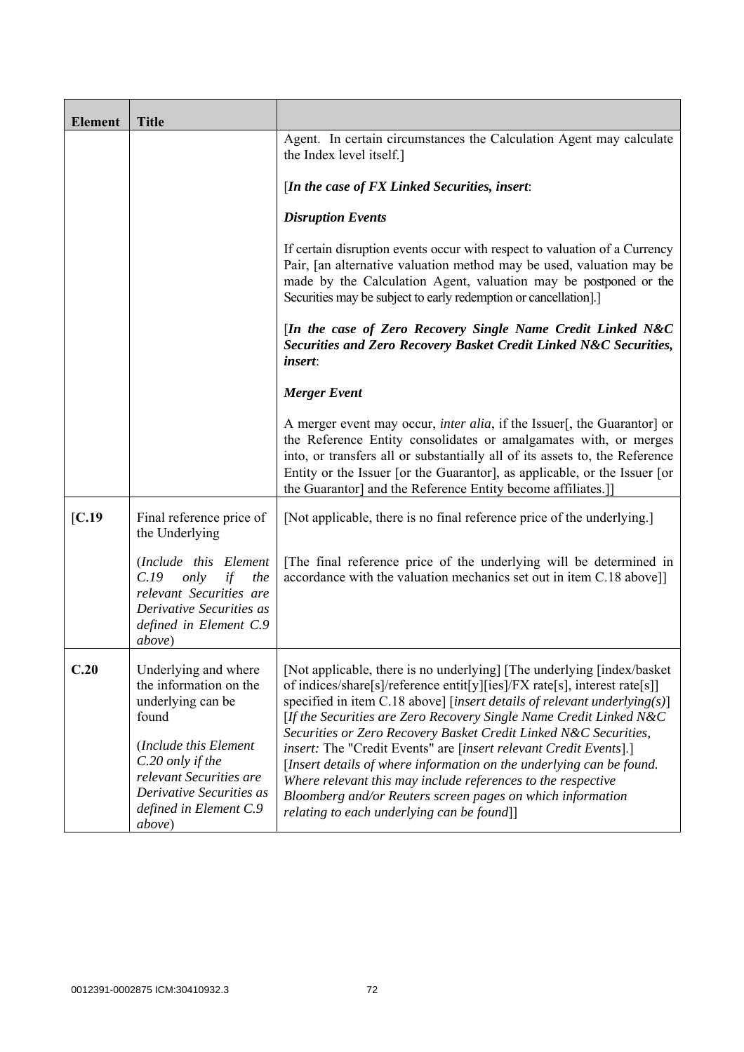| Element | Title | |
|---|---|---|
| | | Agent. In certain circumstances the Calculation Agent may calculate the Index level itself.]<br><br>[*In the case of FX Linked Securities, insert*:<br><br>***Disruption Events***<br><br>If certain disruption events occur with respect to valuation of a Currency Pair, [an alternative valuation method may be used, valuation may be made by the Calculation Agent, valuation may be postponed or the Securities may be subject to early redemption or cancellation].]<br><br>[***In the case of Zero Recovery Single Name Credit Linked N&C Securities and Zero Recovery Basket Credit Linked N&C Securities, insert***:<br><br>***Merger Event***<br><br>A merger event may occur, *inter alia*, if the Issuer[, the Guarantor] or the Reference Entity consolidates or amalgamates with, or merges into, or transfers all or substantially all of its assets to, the Reference Entity or the Issuer [or the Guarantor], as applicable, or the Issuer [or the Guarantor] and the Reference Entity become affiliates.]] |
| [**C.19** | Final reference price of the Underlying<br><br>(*Include this Element C.19 only if the relevant Securities are Derivative Securities as defined in Element C.9 above*) | [Not applicable, there is no final reference price of the underlying.]<br><br>[The final reference price of the underlying will be determined in accordance with the valuation mechanics set out in item C.18 above]] |
| **C.20** | Underlying and where the information on the underlying can be found<br><br>(*Include this Element C.20 only if the relevant Securities are Derivative Securities as defined in Element C.9 above*) | [Not applicable, there is no underlying] [The underlying [index/basket of indices/share[s]/reference entit[y][ies]/FX rate[s], interest rate[s]] specified in item C.18 above] [*insert details of relevant underlying(s)*] [*If the Securities are Zero Recovery Single Name Credit Linked N&C Securities or Zero Recovery Basket Credit Linked N&C Securities, insert:* The "Credit Events" are [*insert relevant Credit Events*].] [*Insert details of where information on the underlying can be found. Where relevant this may include references to the respective Bloomberg and/or Reuters screen pages on which information relating to each underlying can be found*]] |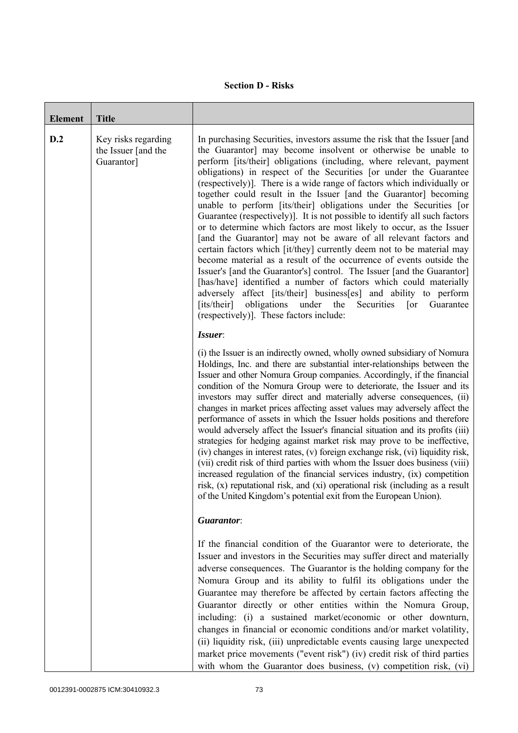**Section D - Risks**

| Element | Title | |
|---|---|---|
| D.2 | Key risks regarding the Issuer [and the Guarantor] | In purchasing Securities, investors assume the risk that the Issuer [and the Guarantor] may become insolvent or otherwise be unable to perform [its/their] obligations (including, where relevant, payment obligations) in respect of the Securities [or under the Guarantee (respectively)]. There is a wide range of factors which individually or together could result in the Issuer [and the Guarantor] becoming unable to perform [its/their] obligations under the Securities [or Guarantee (respectively)]. It is not possible to identify all such factors or to determine which factors are most likely to occur, as the Issuer [and the Guarantor] may not be aware of all relevant factors and certain factors which [it/they] currently deem not to be material may become material as a result of the occurrence of events outside the Issuer's [and the Guarantor's] control. The Issuer [and the Guarantor] [has/have] identified a number of factors which could materially adversely affect [its/their] business[es] and ability to perform [its/their] obligations under the Securities [or Guarantee (respectively)]. These factors include:<br><br>***Issuer***:<br><br>(i) the Issuer is an indirectly owned, wholly owned subsidiary of Nomura Holdings, Inc. and there are substantial inter-relationships between the Issuer and other Nomura Group companies. Accordingly, if the financial condition of the Nomura Group were to deteriorate, the Issuer and its investors may suffer direct and materially adverse consequences, (ii) changes in market prices affecting asset values may adversely affect the performance of assets in which the Issuer holds positions and therefore would adversely affect the Issuer's financial situation and its profits (iii) strategies for hedging against market risk may prove to be ineffective, (iv) changes in interest rates, (v) foreign exchange risk, (vi) liquidity risk, (vii) credit risk of third parties with whom the Issuer does business (viii) increased regulation of the financial services industry, (ix) competition risk, (x) reputational risk, and (xi) operational risk (including as a result of the United Kingdom's potential exit from the European Union).<br><br>***Guarantor***:<br><br>If the financial condition of the Guarantor were to deteriorate, the Issuer and investors in the Securities may suffer direct and materially adverse consequences. The Guarantor is the holding company for the Nomura Group and its ability to fulfil its obligations under the Guarantee may therefore be affected by certain factors affecting the Guarantor directly or other entities within the Nomura Group, including: (i) a sustained market/economic or other downturn, changes in financial or economic conditions and/or market volatility, (ii) liquidity risk, (iii) unpredictable events causing large unexpected market price movements ("event risk") (iv) credit risk of third parties with whom the Guarantor does business, (v) competition risk, (vi) |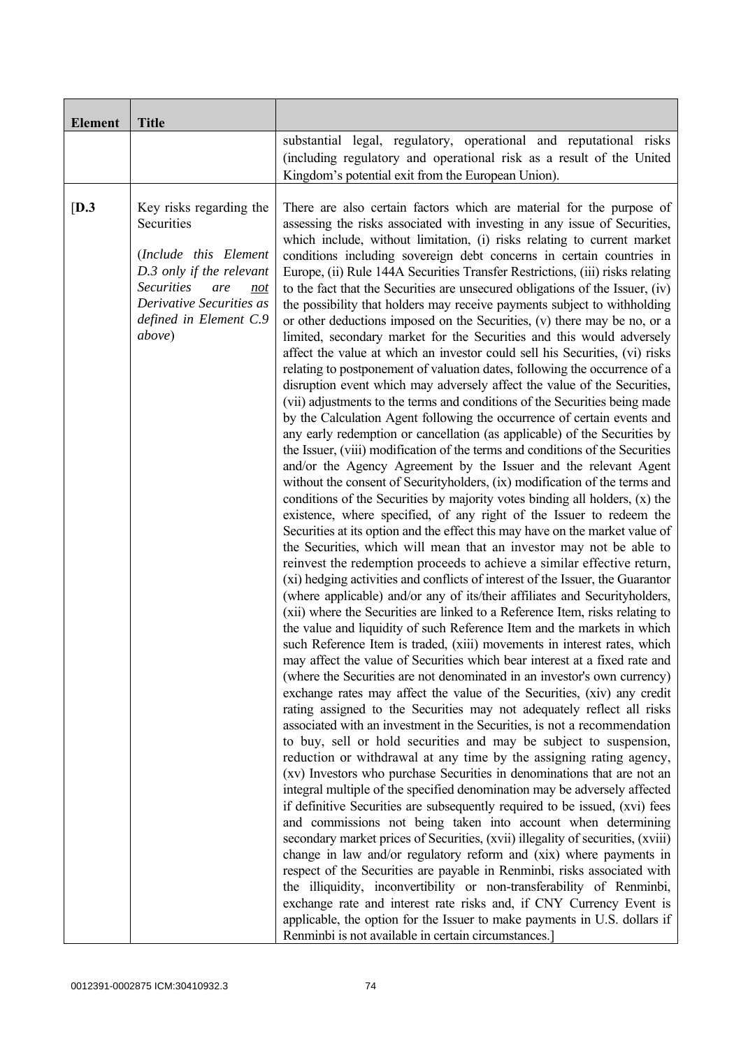| Element | Title | |
|---|---|---|
| | | substantial legal, regulatory, operational and reputational risks (including regulatory and operational risk as a result of the United Kingdom's potential exit from the European Union). |
| [D.3 | Key risks regarding the Securities<br><br>(*Include this Element D.3 only if the relevant Securities are <u>not</u> Derivative Securities as defined in Element C.9 above*) | There are also certain factors which are material for the purpose of assessing the risks associated with investing in any issue of Securities, which include, without limitation, (i) risks relating to current market conditions including sovereign debt concerns in certain countries in Europe, (ii) Rule 144A Securities Transfer Restrictions, (iii) risks relating to the fact that the Securities are unsecured obligations of the Issuer, (iv) the possibility that holders may receive payments subject to withholding or other deductions imposed on the Securities, (v) there may be no, or a limited, secondary market for the Securities and this would adversely affect the value at which an investor could sell his Securities, (vi) risks relating to postponement of valuation dates, following the occurrence of a disruption event which may adversely affect the value of the Securities, (vii) adjustments to the terms and conditions of the Securities being made by the Calculation Agent following the occurrence of certain events and any early redemption or cancellation (as applicable) of the Securities by the Issuer, (viii) modification of the terms and conditions of the Securities and/or the Agency Agreement by the Issuer and the relevant Agent without the consent of Securityholders, (ix) modification of the terms and conditions of the Securities by majority votes binding all holders, (x) the existence, where specified, of any right of the Issuer to redeem the Securities at its option and the effect this may have on the market value of the Securities, which will mean that an investor may not be able to reinvest the redemption proceeds to achieve a similar effective return, (xi) hedging activities and conflicts of interest of the Issuer, the Guarantor (where applicable) and/or any of its/their affiliates and Securityholders, (xii) where the Securities are linked to a Reference Item, risks relating to the value and liquidity of such Reference Item and the markets in which such Reference Item is traded, (xiii) movements in interest rates, which may affect the value of Securities which bear interest at a fixed rate and (where the Securities are not denominated in an investor's own currency) exchange rates may affect the value of the Securities, (xiv) any credit rating assigned to the Securities may not adequately reflect all risks associated with an investment in the Securities, is not a recommendation to buy, sell or hold securities and may be subject to suspension, reduction or withdrawal at any time by the assigning rating agency, (xv) Investors who purchase Securities in denominations that are not an integral multiple of the specified denomination may be adversely affected if definitive Securities are subsequently required to be issued, (xvi) fees and commissions not being taken into account when determining secondary market prices of Securities, (xvii) illegality of securities, (xviii) change in law and/or regulatory reform and (xix) where payments in respect of the Securities are payable in Renminbi, risks associated with the illiquidity, inconvertibility or non-transferability of Renminbi, exchange rate and interest rate risks and, if CNY Currency Event is applicable, the option for the Issuer to make payments in U.S. dollars if Renminbi is not available in certain circumstances.] |

0012391-0002875 ICM:30410932.3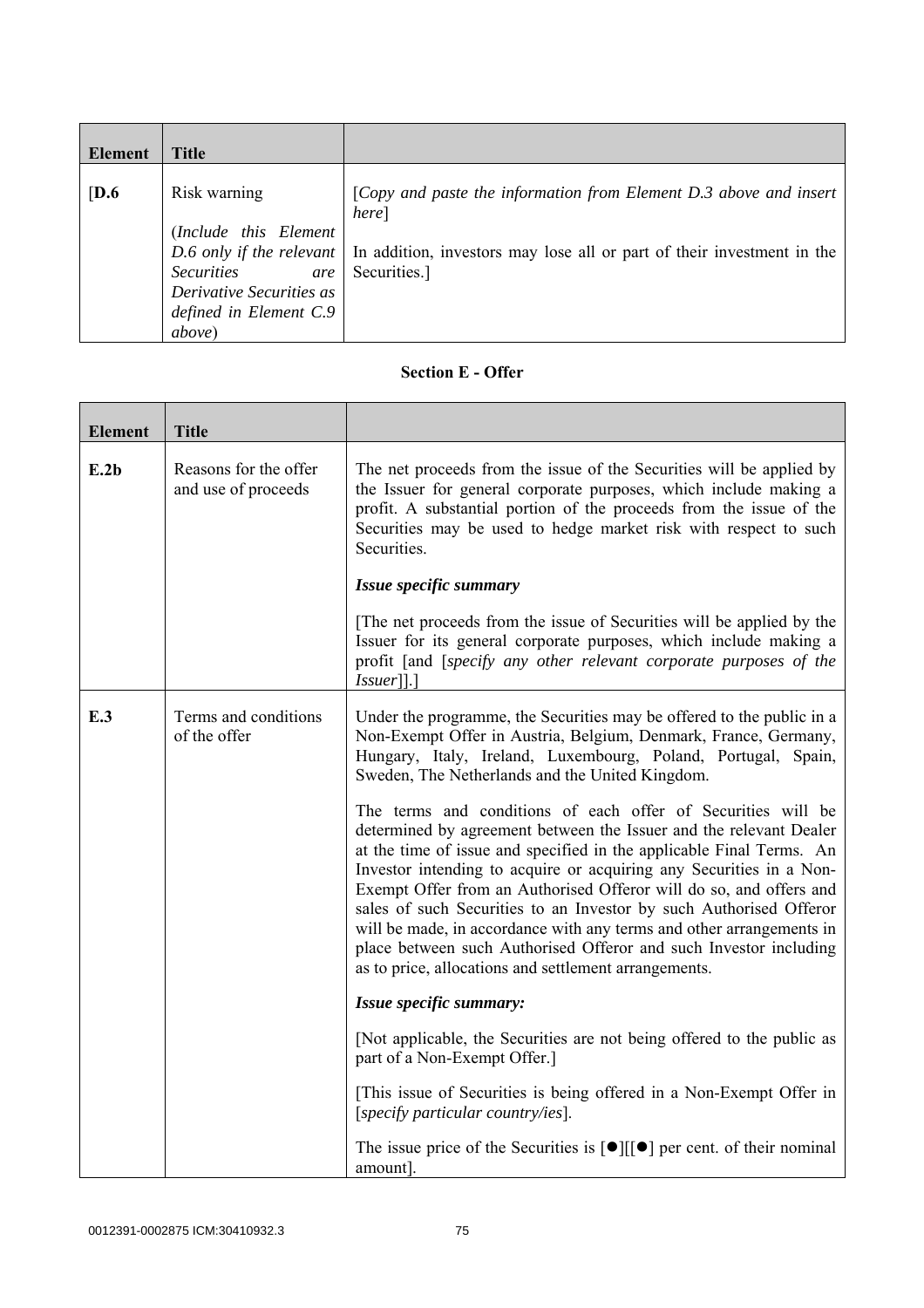| Element | Title | |
|---|---|---|
| [D.6 | Risk warning<br><br>(*Include this Element D.6 only if the relevant Securities are Derivative Securities as defined in Element C.9 above*) | [*Copy and paste the information from Element D.3 above and insert here*]<br><br>In addition, investors may lose all or part of their investment in the Securities.] |

**Section E - Offer**

| Element | Title | |
|---|---|---|
| E.2b | Reasons for the offer and use of proceeds | The net proceeds from the issue of the Securities will be applied by the Issuer for general corporate purposes, which include making a profit. A substantial portion of the proceeds from the issue of the Securities may be used to hedge market risk with respect to such Securities.<br><br>***Issue specific summary***<br><br>[The net proceeds from the issue of Securities will be applied by the Issuer for its general corporate purposes, which include making a profit [and [*specify any other relevant corporate purposes of the Issuer*]].] |
| E.3 | Terms and conditions of the offer | Under the programme, the Securities may be offered to the public in a Non-Exempt Offer in Austria, Belgium, Denmark, France, Germany, Hungary, Italy, Ireland, Luxembourg, Poland, Portugal, Spain, Sweden, The Netherlands and the United Kingdom.<br><br>The terms and conditions of each offer of Securities will be determined by agreement between the Issuer and the relevant Dealer at the time of issue and specified in the applicable Final Terms. An Investor intending to acquire or acquiring any Securities in a Non-Exempt Offer from an Authorised Offeror will do so, and offers and sales of such Securities to an Investor by such Authorised Offeror will be made, in accordance with any terms and other arrangements in place between such Authorised Offeror and such Investor including as to price, allocations and settlement arrangements.<br><br>***Issue specific summary:***<br><br>[Not applicable, the Securities are not being offered to the public as part of a Non-Exempt Offer.]<br><br>[This issue of Securities is being offered in a Non-Exempt Offer in [*specify particular country/ies*].<br><br>The issue price of the Securities is [●][[●] per cent. of their nominal amount]. |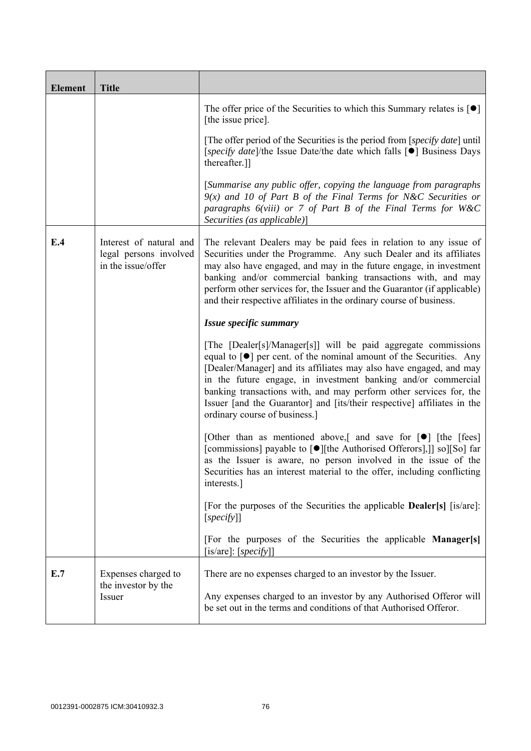| Element | Title | |
|---|---|---|
| | | The offer price of the Securities to which this Summary relates is [●] [the issue price].<br><br>[The offer period of the Securities is the period from [*specify date*] until [*specify date*]/the Issue Date/the date which falls [●] Business Days thereafter.]]<br><br>[*Summarise any public offer, copying the language from paragraphs 9(x) and 10 of Part B of the Final Terms for N&C Securities or paragraphs 6(viii) or 7 of Part B of the Final Terms for W&C Securities (as applicable)*] |
| **E.4** | Interest of natural and legal persons involved in the issue/offer | The relevant Dealers may be paid fees in relation to any issue of Securities under the Programme. Any such Dealer and its affiliates may also have engaged, and may in the future engage, in investment banking and/or commercial banking transactions with, and may perform other services for, the Issuer and the Guarantor (if applicable) and their respective affiliates in the ordinary course of business.<br><br>***Issue specific summary***<br><br>[The [Dealer[s]/Manager[s]] will be paid aggregate commissions equal to [●] per cent. of the nominal amount of the Securities. Any [Dealer/Manager] and its affiliates may also have engaged, and may in the future engage, in investment banking and/or commercial banking transactions with, and may perform other services for, the Issuer [and the Guarantor] and [its/their respective] affiliates in the ordinary course of business.]<br><br>[Other than as mentioned above,[ and save for [●] [the [fees] [commissions] payable to [●][the Authorised Offerors],]] so][So] far as the Issuer is aware, no person involved in the issue of the Securities has an interest material to the offer, including conflicting interests.]<br><br>[For the purposes of the Securities the applicable **Dealer[s]** [is/are]: [*specify*]]<br><br>[For the purposes of the Securities the applicable **Manager[s]** [is/are]: [*specify*]] |
| **E.7** | Expenses charged to the investor by the Issuer | There are no expenses charged to an investor by the Issuer.<br><br>Any expenses charged to an investor by any Authorised Offeror will be set out in the terms and conditions of that Authorised Offeror. |